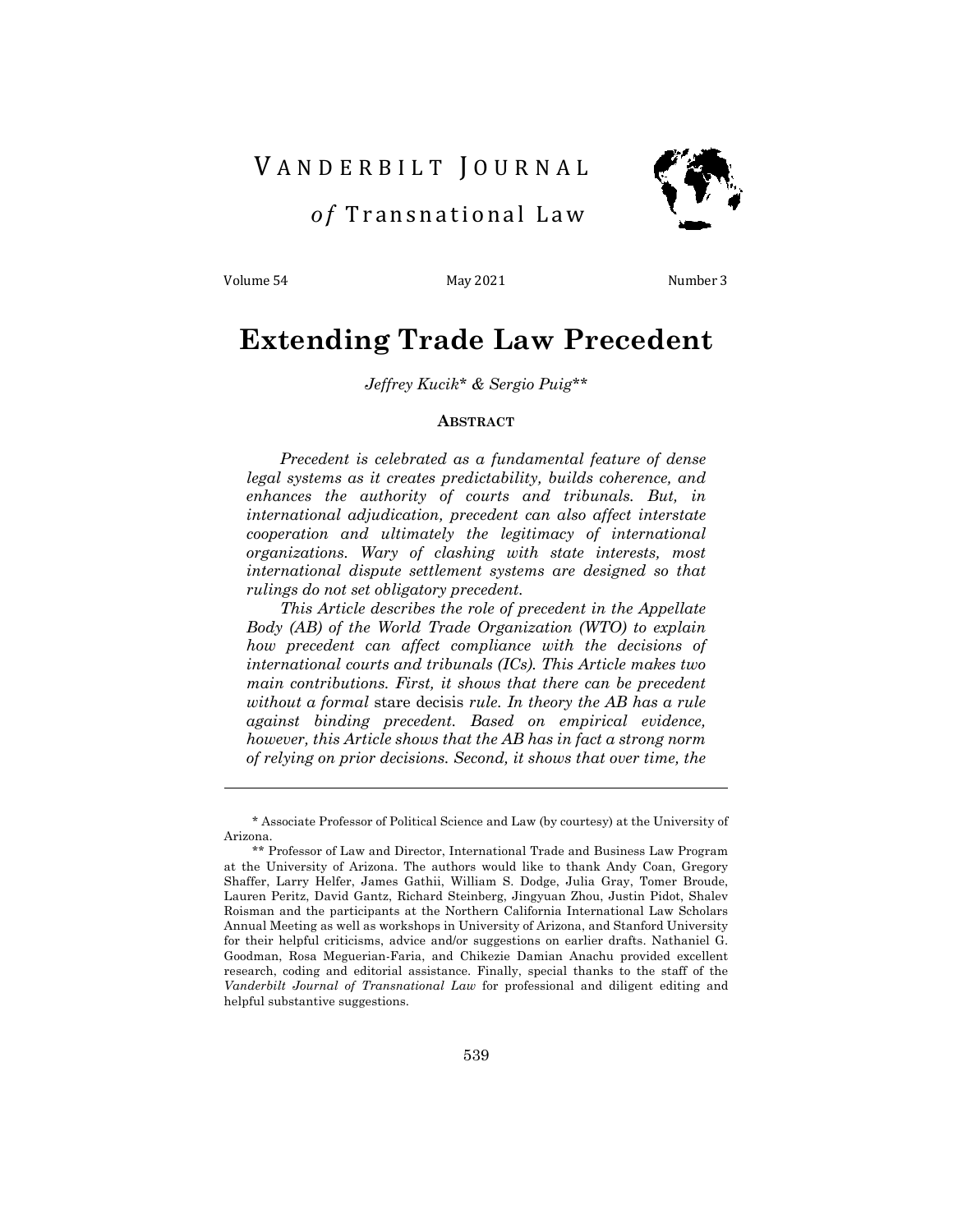VANDERBILT JOURNAL

*of* Transnational Law

Volume 54 May 2021 Number 3

# Extending Trade Law Precedent

*Jeffrey Kucik\* & Sergio Puig\*\**

## ABSTRACT

*Precedent is celebrated as a fundamental feature of dense legal systems as it creates predictability, builds coherence, and enhances the authority of courts and tribunals. But, in international adjudication, precedent can also affect interstate cooperation and ultimately the legitimacy of international organizations. Wary of clashing with state interests, most international dispute settlement systems are designed so that rulings do not set obligatory precedent.*

*This Article describes the role of precedent in the Appellate Body (AB) of the World Trade Organization (WTO) to explain how precedent can affect compliance with the decisions of international courts and tribunals (ICs). This Article makes two main contributions. First, it shows that there can be precedent without a formal* stare decisis *rule. In theory the AB has a rule against binding precedent. Based on empirical evidence, however, this Article shows that the AB has in fact a strong norm of relying on prior decisions. Second, it shows that over time, the*

---

\* Associate Professor of Political Science and Law (by courtesy) at the University of Arizona.

\*\* Professor of Law and Director, International Trade and Business Law Program at the University of Arizona. The authors would like to thank Andy Coan, Gregory Shaffer, Larry Helfer, James Gathii, William S. Dodge, Julia Gray, Tomer Broude, Lauren Peritz, David Gantz, Richard Steinberg, Jingyuan Zhou, Justin Pidot, Shalev Roisman and the participants at the Northern California International Law Scholars Annual Meeting as well as workshops in University of Arizona, and Stanford University for their helpful criticisms, advice and/or suggestions on earlier drafts. Nathaniel G. Goodman, Rosa Meguerian-Faria, and Chikezie Damian Anachu provided excellent research, coding and editorial assistance. Finally, special thanks to the staff of the *Vanderbilt Journal of Transnational Law* for professional and diligent editing and helpful substantive suggestions.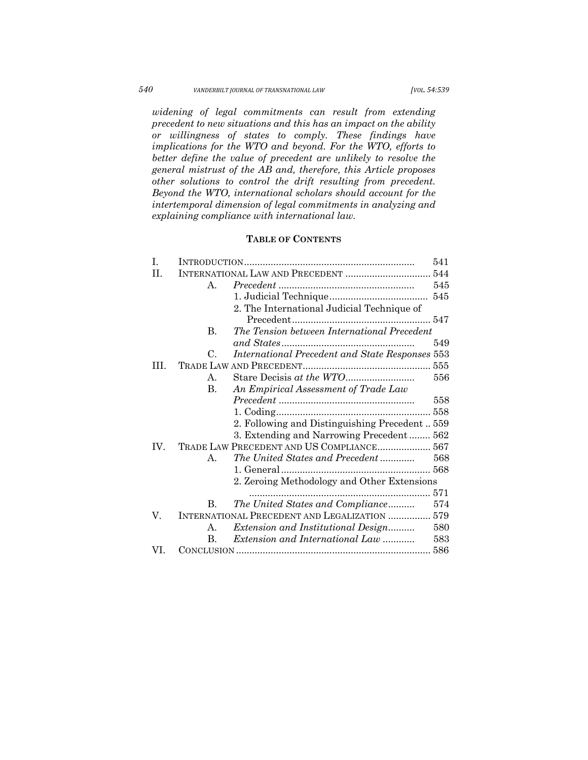*widening of legal commitments can result from extending precedent to new situations and this has an impact on the ability or willingness of states to comply. These findings have implications for the WTO and beyond. For the WTO, efforts to better define the value of precedent are unlikely to resolve the general mistrust of the AB and, therefore, this Article proposes other solutions to control the drift resulting from precedent. Beyond the WTO, international scholars should account for the intertemporal dimension of legal commitments in analyzing and explaining compliance with international law.*

**TABLE OF CONTENTS**

- I. INTRODUCTION ........ 541
- II. INTERNATIONAL LAW AND PRECEDENT ........ 544
  - A. *Precedent* ........ 545
    - 1. Judicial Technique ........ 545
    - 2. The International Judicial Technique of Precedent ........ 547
  - B. *The Tension between International Precedent and States* ........ 549
  - C. *International Precedent and State Responses* 553
- III. TRADE LAW AND PRECEDENT ........ 555
  - A. Stare Decisis *at the WTO* ........ 556
  - B. *An Empirical Assessment of Trade Law Precedent* ........ 558
    - 1. Coding ........ 558
    - 2. Following and Distinguishing Precedent .. 559
    - 3. Extending and Narrowing Precedent ........ 562
- IV. TRADE LAW PRECEDENT AND US COMPLIANCE ........ 567
  - A. *The United States and Precedent* ........ 568
    - 1. General ........ 568
    - 2. Zeroing Methodology and Other Extensions ........ 571
  - B. *The United States and Compliance* ........ 574
- V. INTERNATIONAL PRECEDENT AND LEGALIZATION ........ 579
  - A. *Extension and Institutional Design* ........ 580
  - B. *Extension and International Law* ........ 583
- VI. CONCLUSION ........ 586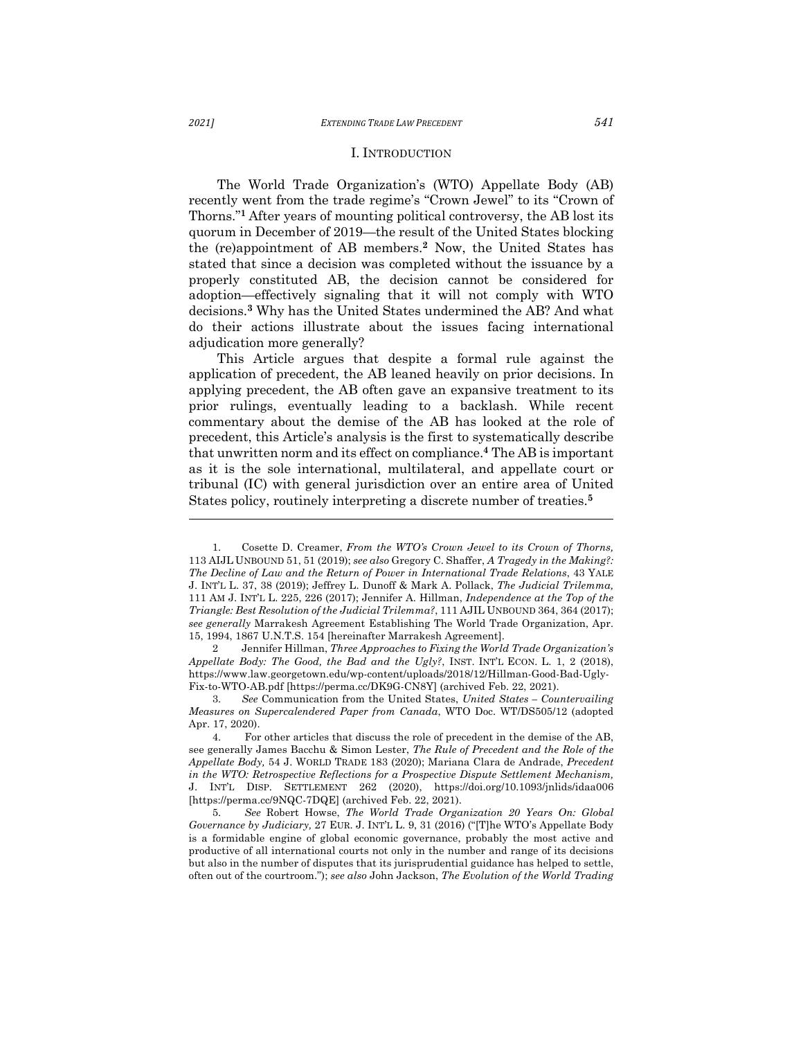## I. INTRODUCTION

The World Trade Organization's (WTO) Appellate Body (AB) recently went from the trade regime's "Crown Jewel" to its "Crown of Thorns."[1] After years of mounting political controversy, the AB lost its quorum in December of 2019—the result of the United States blocking the (re)appointment of AB members.[2] Now, the United States has stated that since a decision was completed without the issuance by a properly constituted AB, the decision cannot be considered for adoption—effectively signaling that it will not comply with WTO decisions.[3] Why has the United States undermined the AB? And what do their actions illustrate about the issues facing international adjudication more generally?

This Article argues that despite a formal rule against the application of precedent, the AB leaned heavily on prior decisions. In applying precedent, the AB often gave an expansive treatment to its prior rulings, eventually leading to a backlash. While recent commentary about the demise of the AB has looked at the role of precedent, this Article's analysis is the first to systematically describe that unwritten norm and its effect on compliance.[4] The AB is important as it is the sole international, multilateral, and appellate court or tribunal (IC) with general jurisdiction over an entire area of United States policy, routinely interpreting a discrete number of treaties.[5]

---

1. Cosette D. Creamer, *From the WTO's Crown Jewel to its Crown of Thorns,* 113 AJIL UNBOUND 51, 51 (2019); *see also* Gregory C. Shaffer, *A Tragedy in the Making?: The Decline of Law and the Return of Power in International Trade Relations*, 43 YALE J. INT'L L. 37, 38 (2019); Jeffrey L. Dunoff & Mark A. Pollack, *The Judicial Trilemma,* 111 AM J. INT'L L. 225, 226 (2017); Jennifer A. Hillman, *Independence at the Top of the Triangle: Best Resolution of the Judicial Trilemma?*, 111 AJIL UNBOUND 364, 364 (2017); *see generally* Marrakesh Agreement Establishing The World Trade Organization, Apr. 15, 1994, 1867 U.N.T.S. 154 [hereinafter Marrakesh Agreement].

2 Jennifer Hillman, *Three Approaches to Fixing the World Trade Organization's Appellate Body: The Good, the Bad and the Ugly?*, INST. INT'L ECON. L. 1, 2 (2018), https://www.law.georgetown.edu/wp-content/uploads/2018/12/Hillman-Good-Bad-Ugly-Fix-to-WTO-AB.pdf [https://perma.cc/DK9G-CN8Y] (archived Feb. 22, 2021).

3. *See* Communication from the United States, *United States – Countervailing Measures on Supercalendered Paper from Canada*, WTO Doc. WT/DS505/12 (adopted Apr. 17, 2020).

4. For other articles that discuss the role of precedent in the demise of the AB, see generally James Bacchu & Simon Lester, *The Rule of Precedent and the Role of the Appellate Body,* 54 J. WORLD TRADE 183 (2020); Mariana Clara de Andrade, *Precedent in the WTO: Retrospective Reflections for a Prospective Dispute Settlement Mechanism,* J. INT'L DISP. SETTLEMENT 262 (2020), https://doi.org/10.1093/jnlids/idaa006 [https://perma.cc/9NQC-7DQE] (archived Feb. 22, 2021).

5. *See* Robert Howse, *The World Trade Organization 20 Years On: Global Governance by Judiciary,* 27 EUR. J. INT'L L. 9, 31 (2016) ("[T]he WTO's Appellate Body is a formidable engine of global economic governance, probably the most active and productive of all international courts not only in the number and range of its decisions but also in the number of disputes that its jurisprudential guidance has helped to settle, often out of the courtroom."); *see also* John Jackson, *The Evolution of the World Trading*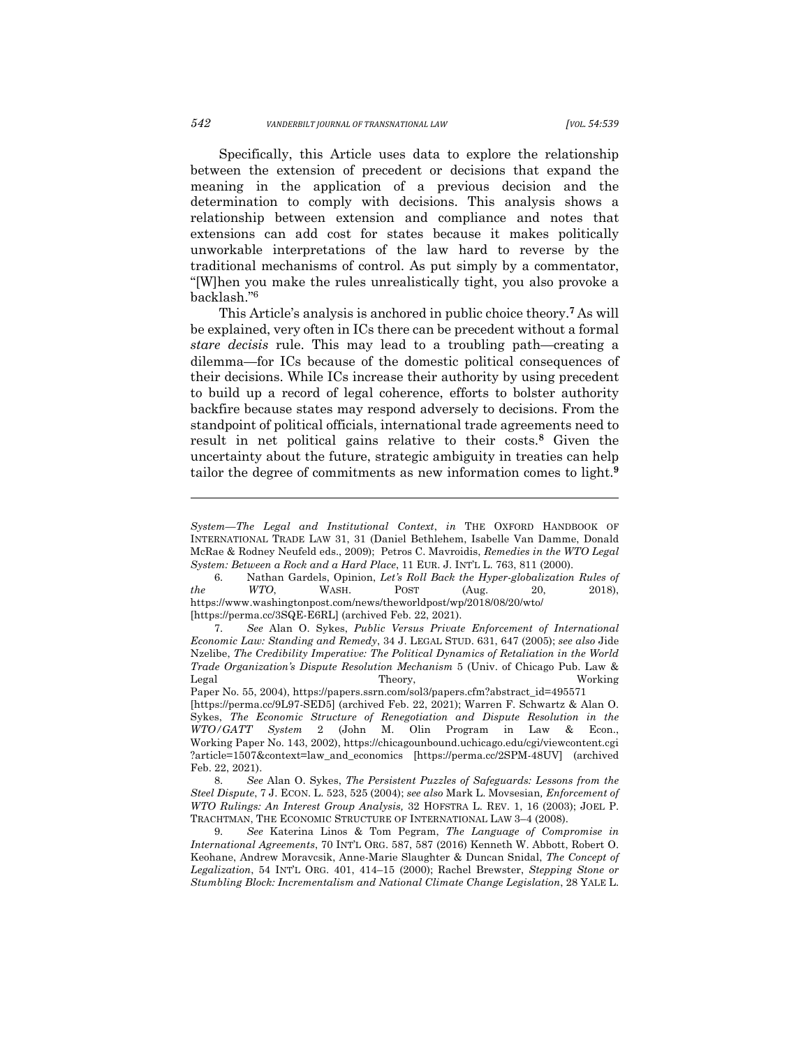Specifically, this Article uses data to explore the relationship between the extension of precedent or decisions that expand the meaning in the application of a previous decision and the determination to comply with decisions. This analysis shows a relationship between extension and compliance and notes that extensions can add cost for states because it makes politically unworkable interpretations of the law hard to reverse by the traditional mechanisms of control. As put simply by a commentator, "[W]hen you make the rules unrealistically tight, you also provoke a backlash."[6]

This Article's analysis is anchored in public choice theory.[7] As will be explained, very often in ICs there can be precedent without a formal *stare decisis* rule. This may lead to a troubling path—creating a dilemma—for ICs because of the domestic political consequences of their decisions. While ICs increase their authority by using precedent to build up a record of legal coherence, efforts to bolster authority backfire because states may respond adversely to decisions. From the standpoint of political officials, international trade agreements need to result in net political gains relative to their costs.[8] Given the uncertainty about the future, strategic ambiguity in treaties can help tailor the degree of commitments as new information comes to light.[9]

---

*System—The Legal and Institutional Context*, *in* THE OXFORD HANDBOOK OF INTERNATIONAL TRADE LAW 31, 31 (Daniel Bethlehem, Isabelle Van Damme, Donald McRae & Rodney Neufeld eds., 2009); Petros C. Mavroidis, *Remedies in the WTO Legal System: Between a Rock and a Hard Place*, 11 EUR. J. INT'L L. 763, 811 (2000).

6. Nathan Gardels, Opinion, *Let's Roll Back the Hyper-globalization Rules of the WTO*, WASH. POST (Aug. 20, 2018), https://www.washingtonpost.com/news/theworldpost/wp/2018/08/20/wto/ [https://perma.cc/3SQE-E6RL] (archived Feb. 22, 2021).

7. *See* Alan O. Sykes, *Public Versus Private Enforcement of International Economic Law: Standing and Remedy*, 34 J. LEGAL STUD. 631, 647 (2005); *see also* Jide Nzelibe, *The Credibility Imperative: The Political Dynamics of Retaliation in the World Trade Organization's Dispute Resolution Mechanism* 5 (Univ. of Chicago Pub. Law & Legal Theory, Working Paper No. 55, 2004), https://papers.ssrn.com/sol3/papers.cfm?abstract_id=495571 [https://perma.cc/9L97-SED5] (archived Feb. 22, 2021); Warren F. Schwartz & Alan O. Sykes, *The Economic Structure of Renegotiation and Dispute Resolution in the WTO/GATT System* 2 (John M. Olin Program in Law & Econ., Working Paper No. 143, 2002), https://chicagounbound.uchicago.edu/cgi/viewcontent.cgi?article=1507&context=law_and_economics [https://perma.cc/2SPM-48UV] (archived Feb. 22, 2021).

8. *See* Alan O. Sykes, *The Persistent Puzzles of Safeguards: Lessons from the Steel Dispute*, 7 J. ECON. L. 523, 525 (2004); *see also* Mark L. Movsesian, *Enforcement of WTO Rulings: An Interest Group Analysis,* 32 HOFSTRA L. REV. 1, 16 (2003); JOEL P. TRACHTMAN, THE ECONOMIC STRUCTURE OF INTERNATIONAL LAW 3–4 (2008).

9. *See* Katerina Linos & Tom Pegram, *The Language of Compromise in International Agreements*, 70 INT'L ORG. 587, 587 (2016) Kenneth W. Abbott, Robert O. Keohane, Andrew Moravcsik, Anne-Marie Slaughter & Duncan Snidal, *The Concept of Legalization*, 54 INT'L ORG. 401, 414–15 (2000); Rachel Brewster, *Stepping Stone or Stumbling Block: Incrementalism and National Climate Change Legislation*, 28 YALE L.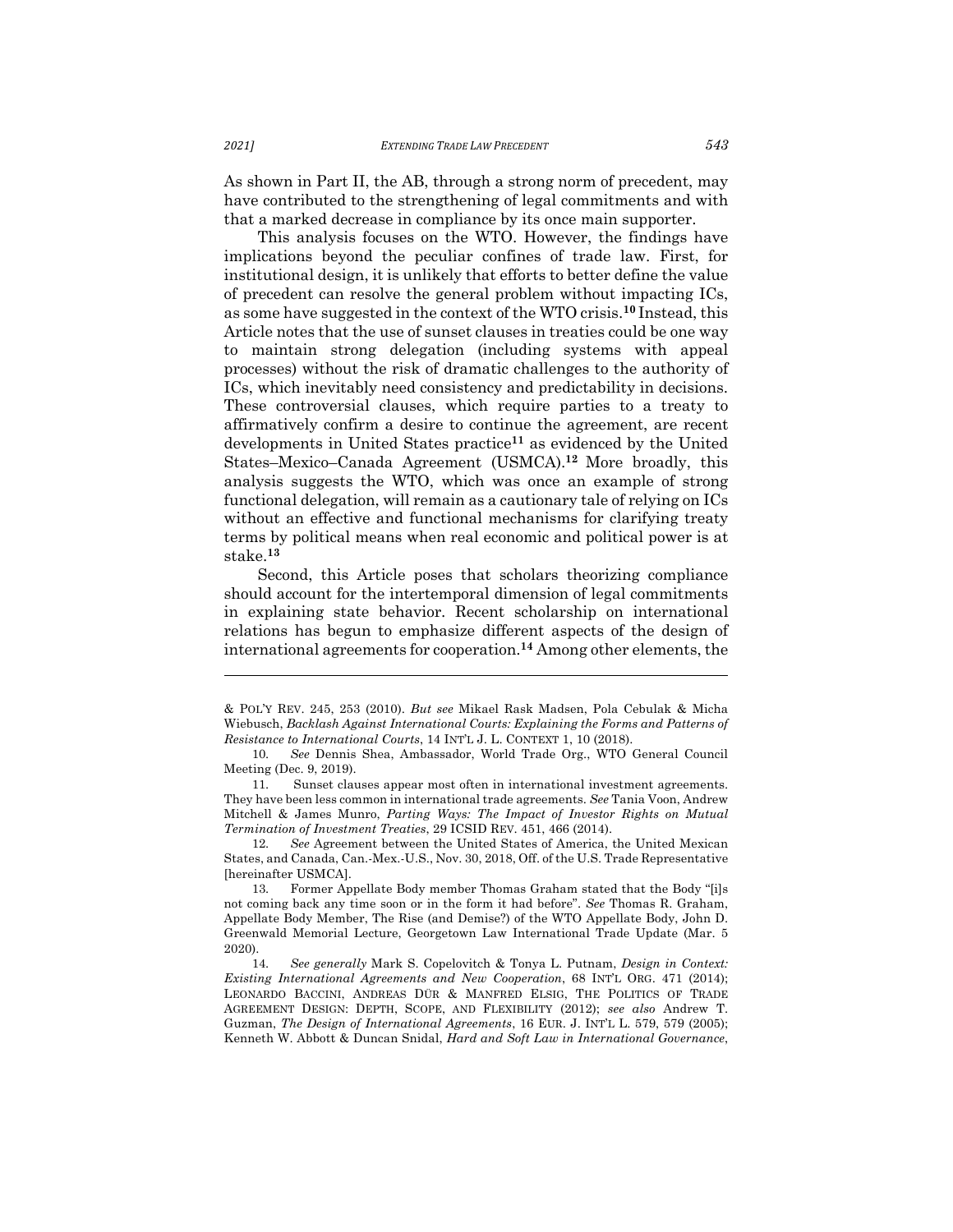As shown in Part II, the AB, through a strong norm of precedent, may have contributed to the strengthening of legal commitments and with that a marked decrease in compliance by its once main supporter.

This analysis focuses on the WTO. However, the findings have implications beyond the peculiar confines of trade law. First, for institutional design, it is unlikely that efforts to better define the value of precedent can resolve the general problem without impacting ICs, as some have suggested in the context of the WTO crisis.[10] Instead, this Article notes that the use of sunset clauses in treaties could be one way to maintain strong delegation (including systems with appeal processes) without the risk of dramatic challenges to the authority of ICs, which inevitably need consistency and predictability in decisions. These controversial clauses, which require parties to a treaty to affirmatively confirm a desire to continue the agreement, are recent developments in United States practice[11] as evidenced by the United States–Mexico–Canada Agreement (USMCA).[12] More broadly, this analysis suggests the WTO, which was once an example of strong functional delegation, will remain as a cautionary tale of relying on ICs without an effective and functional mechanisms for clarifying treaty terms by political means when real economic and political power is at stake.[13]

Second, this Article poses that scholars theorizing compliance should account for the intertemporal dimension of legal commitments in explaining state behavior. Recent scholarship on international relations has begun to emphasize different aspects of the design of international agreements for cooperation.[14] Among other elements, the

---

& POL'Y REV. 245, 253 (2010). *But see* Mikael Rask Madsen, Pola Cebulak & Micha Wiebusch, *Backlash Against International Courts: Explaining the Forms and Patterns of Resistance to International Courts*, 14 INT'L J. L. CONTEXT 1, 10 (2018).

10. *See* Dennis Shea, Ambassador, World Trade Org., WTO General Council Meeting (Dec. 9, 2019).

11. Sunset clauses appear most often in international investment agreements. They have been less common in international trade agreements. *See* Tania Voon, Andrew Mitchell & James Munro, *Parting Ways: The Impact of Investor Rights on Mutual Termination of Investment Treaties*, 29 ICSID REV. 451, 466 (2014).

12. *See* Agreement between the United States of America, the United Mexican States, and Canada, Can.-Mex.-U.S., Nov. 30, 2018, Off. of the U.S. Trade Representative [hereinafter USMCA].

13. Former Appellate Body member Thomas Graham stated that the Body "[i]s not coming back any time soon or in the form it had before". *See* Thomas R. Graham, Appellate Body Member, The Rise (and Demise?) of the WTO Appellate Body, John D. Greenwald Memorial Lecture, Georgetown Law International Trade Update (Mar. 5 2020).

14. *See generally* Mark S. Copelovitch & Tonya L. Putnam, *Design in Context: Existing International Agreements and New Cooperation*, 68 INT'L ORG. 471 (2014); LEONARDO BACCINI, ANDREAS DÜR & MANFRED ELSIG, THE POLITICS OF TRADE AGREEMENT DESIGN: DEPTH, SCOPE, AND FLEXIBILITY (2012); *see also* Andrew T. Guzman, *The Design of International Agreements*, 16 EUR. J. INT'L L. 579, 579 (2005); Kenneth W. Abbott & Duncan Snidal, *Hard and Soft Law in International Governance*,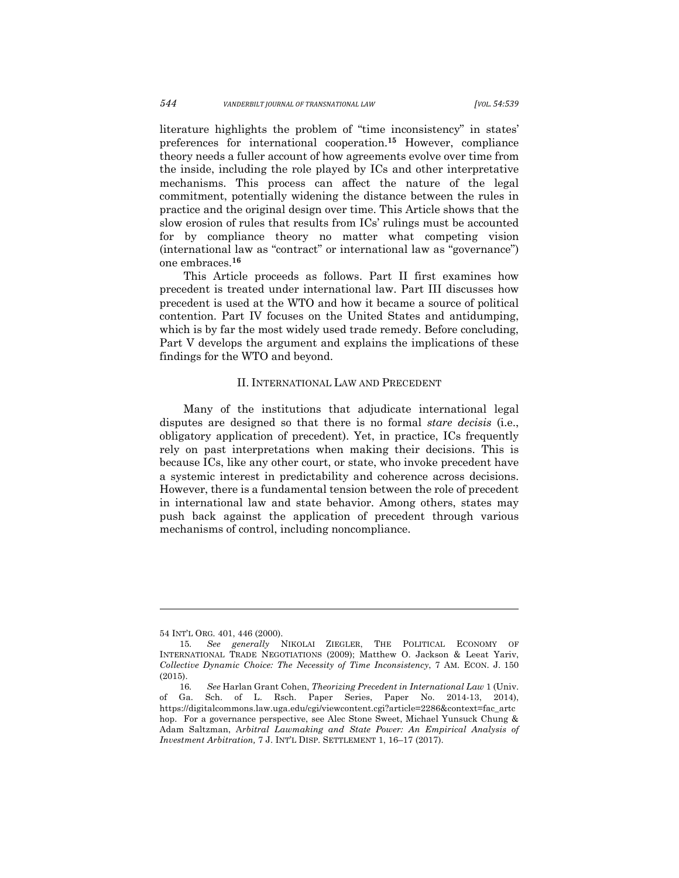literature highlights the problem of "time inconsistency" in states' preferences for international cooperation.[15] However, compliance theory needs a fuller account of how agreements evolve over time from the inside, including the role played by ICs and other interpretative mechanisms. This process can affect the nature of the legal commitment, potentially widening the distance between the rules in practice and the original design over time. This Article shows that the slow erosion of rules that results from ICs' rulings must be accounted for by compliance theory no matter what competing vision (international law as "contract" or international law as "governance") one embraces.[16]

This Article proceeds as follows. Part II first examines how precedent is treated under international law. Part III discusses how precedent is used at the WTO and how it became a source of political contention. Part IV focuses on the United States and antidumping, which is by far the most widely used trade remedy. Before concluding, Part V develops the argument and explains the implications of these findings for the WTO and beyond.

## II. International Law and Precedent

Many of the institutions that adjudicate international legal disputes are designed so that there is no formal *stare decisis* (i.e., obligatory application of precedent). Yet, in practice, ICs frequently rely on past interpretations when making their decisions. This is because ICs, like any other court, or state, who invoke precedent have a systemic interest in predictability and coherence across decisions. However, there is a fundamental tension between the role of precedent in international law and state behavior. Among others, states may push back against the application of precedent through various mechanisms of control, including noncompliance.

---

54 INT'L ORG. 401, 446 (2000).

15. *See generally* NIKOLAI ZIEGLER, THE POLITICAL ECONOMY OF INTERNATIONAL TRADE NEGOTIATIONS (2009); Matthew O. Jackson & Leeat Yariv, *Collective Dynamic Choice: The Necessity of Time Inconsistency*, 7 AM. ECON. J. 150 (2015).

16. *See* Harlan Grant Cohen, *Theorizing Precedent in International Law* 1 (Univ. of Ga. Sch. of L. Rsch. Paper Series, Paper No. 2014-13, 2014), https://digitalcommons.law.uga.edu/cgi/viewcontent.cgi?article=2286&context=fac_artchop. For a governance perspective, see Alec Stone Sweet, Michael Yunsuck Chung & Adam Saltzman, *Arbitral Lawmaking and State Power: An Empirical Analysis of Investment Arbitration,* 7 J. INT'L DISP. SETTLEMENT 1, 16–17 (2017).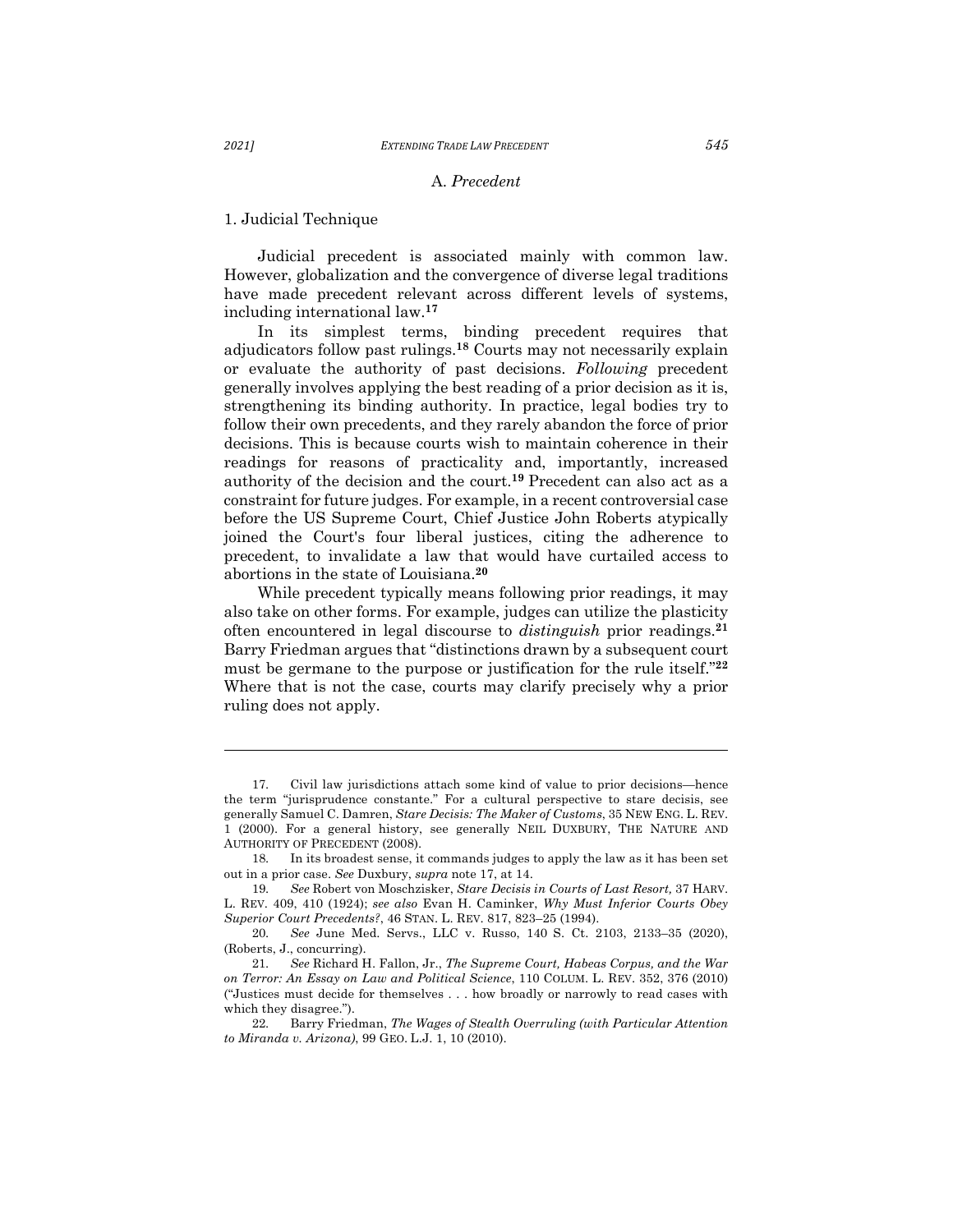### A. *Precedent*

#### 1. Judicial Technique

Judicial precedent is associated mainly with common law. However, globalization and the convergence of diverse legal traditions have made precedent relevant across different levels of systems, including international law.[17]

In its simplest terms, binding precedent requires that adjudicators follow past rulings.[18] Courts may not necessarily explain or evaluate the authority of past decisions. *Following* precedent generally involves applying the best reading of a prior decision as it is, strengthening its binding authority. In practice, legal bodies try to follow their own precedents, and they rarely abandon the force of prior decisions. This is because courts wish to maintain coherence in their readings for reasons of practicality and, importantly, increased authority of the decision and the court.[19] Precedent can also act as a constraint for future judges. For example, in a recent controversial case before the US Supreme Court, Chief Justice John Roberts atypically joined the Court's four liberal justices, citing the adherence to precedent, to invalidate a law that would have curtailed access to abortions in the state of Louisiana.[20]

While precedent typically means following prior readings, it may also take on other forms. For example, judges can utilize the plasticity often encountered in legal discourse to *distinguish* prior readings.[21] Barry Friedman argues that "distinctions drawn by a subsequent court must be germane to the purpose or justification for the rule itself."[22] Where that is not the case, courts may clarify precisely why a prior ruling does not apply.

---

17. Civil law jurisdictions attach some kind of value to prior decisions—hence the term "jurisprudence constante." For a cultural perspective to stare decisis, see generally Samuel C. Damren, *Stare Decisis: The Maker of Customs*, 35 NEW ENG. L. REV. 1 (2000). For a general history, see generally NEIL DUXBURY, THE NATURE AND AUTHORITY OF PRECEDENT (2008).

18. In its broadest sense, it commands judges to apply the law as it has been set out in a prior case. *See* Duxbury, *supra* note 17, at 14.

19. *See* Robert von Moschzisker, *Stare Decisis in Courts of Last Resort,* 37 HARV. L. REV. 409, 410 (1924); *see also* Evan H. Caminker, *Why Must Inferior Courts Obey Superior Court Precedents?*, 46 STAN. L. REV. 817, 823–25 (1994).

20. *See* June Med. Servs., LLC v. Russo, 140 S. Ct. 2103, 2133–35 (2020), (Roberts, J., concurring).

21. *See* Richard H. Fallon, Jr., *The Supreme Court, Habeas Corpus, and the War on Terror: An Essay on Law and Political Science*, 110 COLUM. L. REV. 352, 376 (2010) ("Justices must decide for themselves . . . how broadly or narrowly to read cases with which they disagree.").

22. Barry Friedman, *The Wages of Stealth Overruling (with Particular Attention to Miranda v. Arizona)*, 99 GEO. L.J. 1, 10 (2010).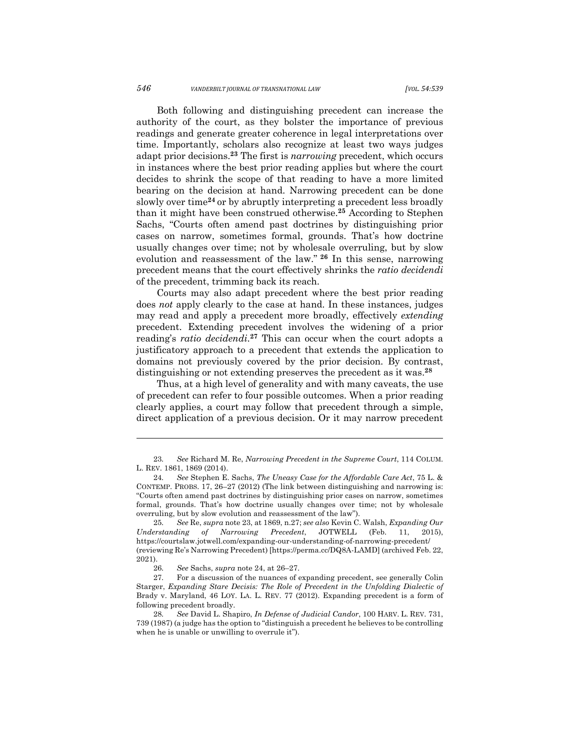Both following and distinguishing precedent can increase the authority of the court, as they bolster the importance of previous readings and generate greater coherence in legal interpretations over time. Importantly, scholars also recognize at least two ways judges adapt prior decisions.[23] The first is *narrowing* precedent, which occurs in instances where the best prior reading applies but where the court decides to shrink the scope of that reading to have a more limited bearing on the decision at hand. Narrowing precedent can be done slowly over time[24] or by abruptly interpreting a precedent less broadly than it might have been construed otherwise.[25] According to Stephen Sachs, "Courts often amend past doctrines by distinguishing prior cases on narrow, sometimes formal, grounds. That's how doctrine usually changes over time; not by wholesale overruling, but by slow evolution and reassessment of the law." [26] In this sense, narrowing precedent means that the court effectively shrinks the *ratio decidendi* of the precedent, trimming back its reach.

Courts may also adapt precedent where the best prior reading does *not* apply clearly to the case at hand. In these instances, judges may read and apply a precedent more broadly, effectively *extending* precedent. Extending precedent involves the widening of a prior reading's *ratio decidendi*.[27] This can occur when the court adopts a justificatory approach to a precedent that extends the application to domains not previously covered by the prior decision. By contrast, distinguishing or not extending preserves the precedent as it was.[28]

Thus, at a high level of generality and with many caveats, the use of precedent can refer to four possible outcomes. When a prior reading clearly applies, a court may follow that precedent through a simple, direct application of a previous decision. Or it may narrow precedent

---

23. *See* Richard M. Re, *Narrowing Precedent in the Supreme Court*, 114 COLUM. L. REV. 1861, 1869 (2014).

24. *See* Stephen E. Sachs, *The Uneasy Case for the Affordable Care Act*, 75 L. & CONTEMP. PROBS. 17, 26–27 (2012) (The link between distinguishing and narrowing is: "Courts often amend past doctrines by distinguishing prior cases on narrow, sometimes formal, grounds. That's how doctrine usually changes over time; not by wholesale overruling, but by slow evolution and reassessment of the law").

25. *See* Re, *supra* note 23, at 1869, n.27; *see also* Kevin C. Walsh, *Expanding Our Understanding of Narrowing Precedent*, JOTWELL (Feb. 11, 2015), https://courtslaw.jotwell.com/expanding-our-understanding-of-narrowing-precedent/ (reviewing Re's Narrowing Precedent) [https://perma.cc/DQ8A-LAMD] (archived Feb. 22, 2021).

26. *See* Sachs, *supra* note 24, at 26–27.

27. For a discussion of the nuances of expanding precedent, see generally Colin Starger, *Expanding Stare Decisis: The Role of Precedent in the Unfolding Dialectic of* Brady v. Maryland, 46 LOY. LA. L. REV. 77 (2012). Expanding precedent is a form of following precedent broadly.

28. *See* David L. Shapiro, *In Defense of Judicial Candor*, 100 HARV. L. REV. 731, 739 (1987) (a judge has the option to "distinguish a precedent he believes to be controlling when he is unable or unwilling to overrule it").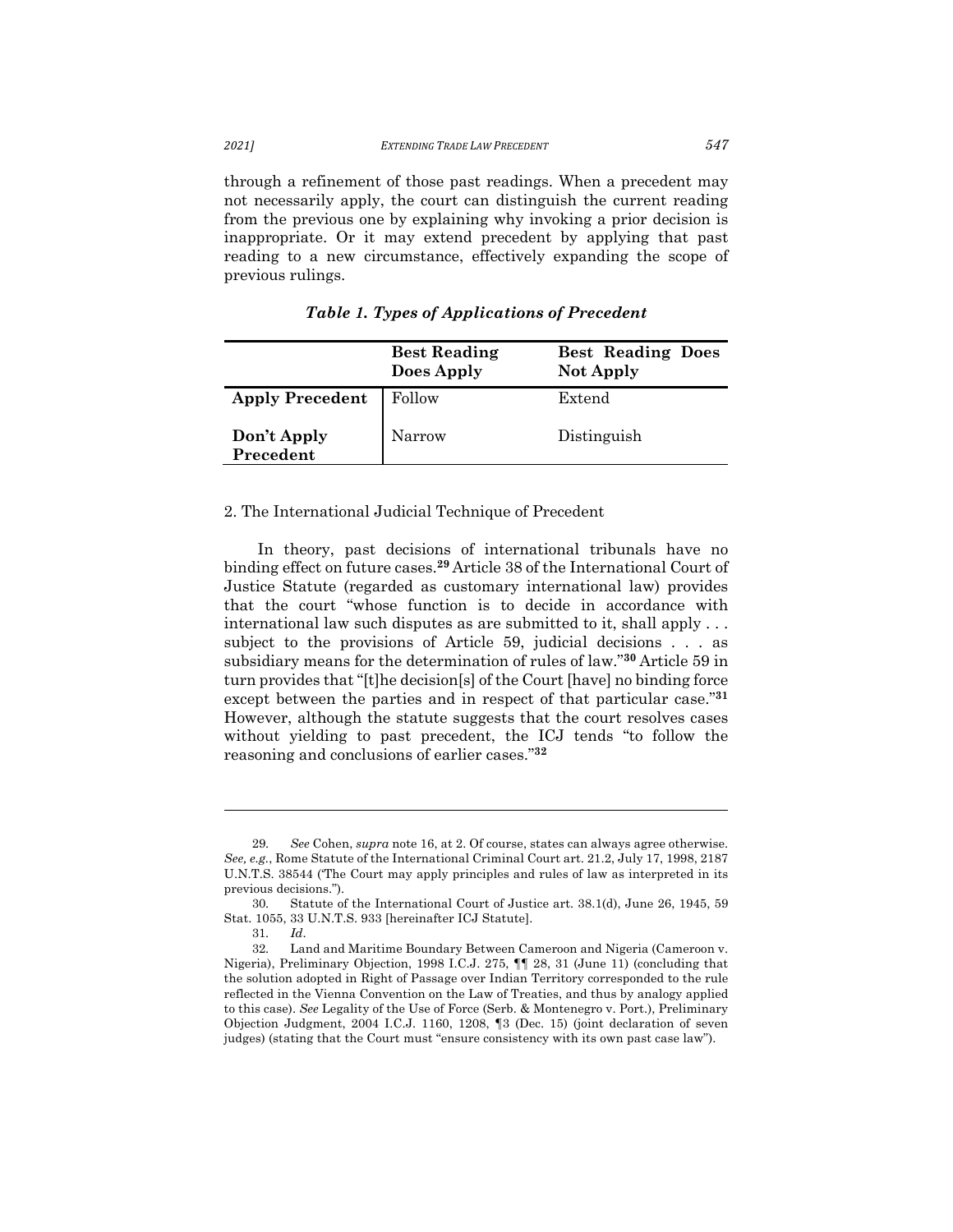through a refinement of those past readings. When a precedent may not necessarily apply, the court can distinguish the current reading from the previous one by explaining why invoking a prior decision is inappropriate. Or it may extend precedent by applying that past reading to a new circumstance, effectively expanding the scope of previous rulings.

***Table 1. Types of Applications of Precedent***

| | **Best Reading Does Apply** | **Best Reading Does Not Apply** |
|---|---|---|
| **Apply Precedent** | Follow | Extend |
| **Don't Apply Precedent** | Narrow | Distinguish |

2. The International Judicial Technique of Precedent

In theory, past decisions of international tribunals have no binding effect on future cases.[29] Article 38 of the International Court of Justice Statute (regarded as customary international law) provides that the court "whose function is to decide in accordance with international law such disputes as are submitted to it, shall apply . . . subject to the provisions of Article 59, judicial decisions . . . as subsidiary means for the determination of rules of law."[30] Article 59 in turn provides that "[t]he decision[s] of the Court [have] no binding force except between the parties and in respect of that particular case."[31] However, although the statute suggests that the court resolves cases without yielding to past precedent, the ICJ tends "to follow the reasoning and conclusions of earlier cases."[32]

---

29. *See* Cohen, *supra* note 16, at 2. Of course, states can always agree otherwise. *See, e.g.*, Rome Statute of the International Criminal Court art. 21.2, July 17, 1998, 2187 U.N.T.S. 38544 ('The Court may apply principles and rules of law as interpreted in its previous decisions.").

30. Statute of the International Court of Justice art. 38.1(d), June 26, 1945, 59 Stat. 1055, 33 U.N.T.S. 933 [hereinafter ICJ Statute].

31. *Id*.

32. Land and Maritime Boundary Between Cameroon and Nigeria (Cameroon v. Nigeria), Preliminary Objection, 1998 I.C.J. 275, ¶¶ 28, 31 (June 11) (concluding that the solution adopted in Right of Passage over Indian Territory corresponded to the rule reflected in the Vienna Convention on the Law of Treaties, and thus by analogy applied to this case). *See* Legality of the Use of Force (Serb. & Montenegro v. Port.), Preliminary Objection Judgment, 2004 I.C.J. 1160, 1208, ¶3 (Dec. 15) (joint declaration of seven judges) (stating that the Court must "ensure consistency with its own past case law").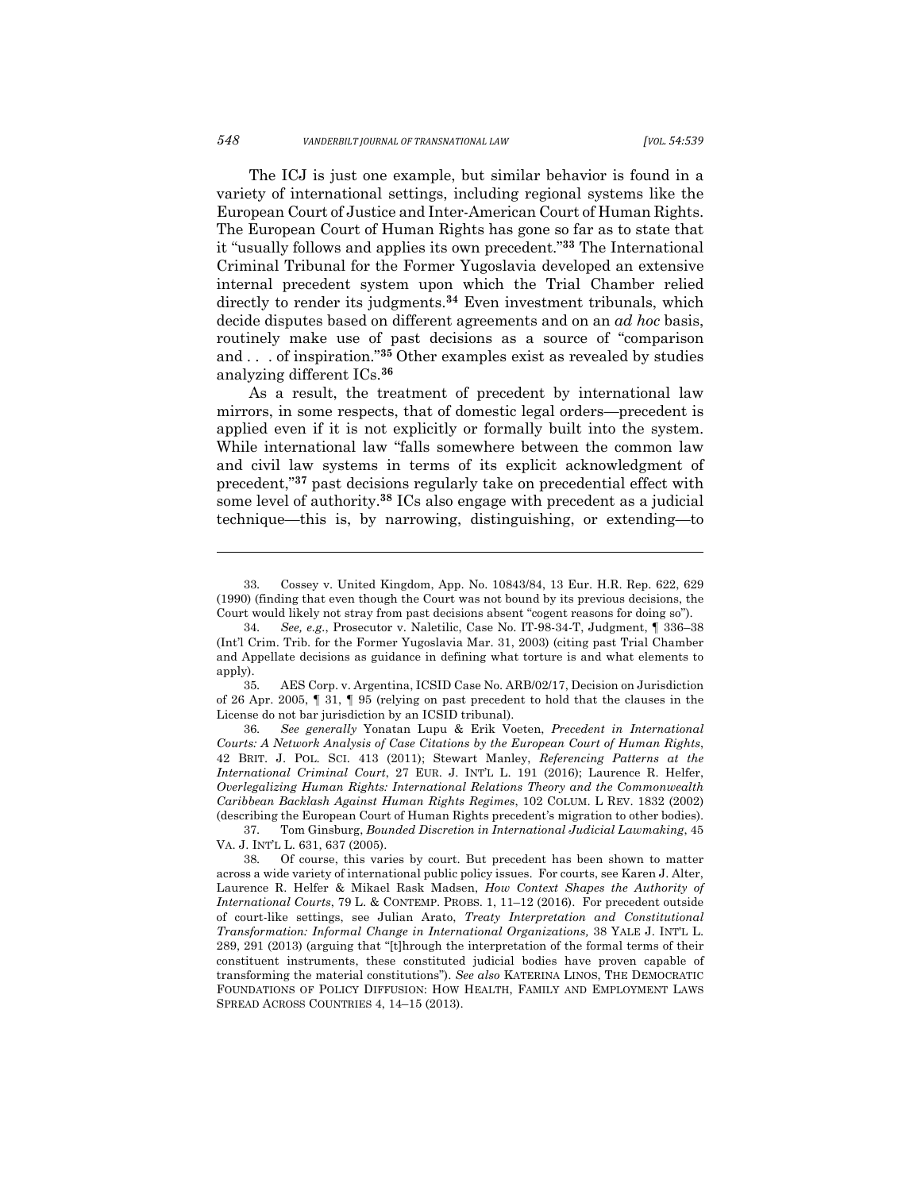The ICJ is just one example, but similar behavior is found in a variety of international settings, including regional systems like the European Court of Justice and Inter-American Court of Human Rights. The European Court of Human Rights has gone so far as to state that it "usually follows and applies its own precedent."[33] The International Criminal Tribunal for the Former Yugoslavia developed an extensive internal precedent system upon which the Trial Chamber relied directly to render its judgments.[34] Even investment tribunals, which decide disputes based on different agreements and on an *ad hoc* basis, routinely make use of past decisions as a source of "comparison and . . . of inspiration."[35] Other examples exist as revealed by studies analyzing different ICs.[36]

As a result, the treatment of precedent by international law mirrors, in some respects, that of domestic legal orders—precedent is applied even if it is not explicitly or formally built into the system. While international law "falls somewhere between the common law and civil law systems in terms of its explicit acknowledgment of precedent,"[37] past decisions regularly take on precedential effect with some level of authority.[38] ICs also engage with precedent as a judicial technique—this is, by narrowing, distinguishing, or extending—to

---

33. Cossey v. United Kingdom, App. No. 10843/84, 13 Eur. H.R. Rep. 622, 629 (1990) (finding that even though the Court was not bound by its previous decisions, the Court would likely not stray from past decisions absent "cogent reasons for doing so").

34. *See, e.g.*, Prosecutor v. Naletilic, Case No. IT-98-34-T, Judgment, ¶ 336–38 (Int'l Crim. Trib. for the Former Yugoslavia Mar. 31, 2003) (citing past Trial Chamber and Appellate decisions as guidance in defining what torture is and what elements to apply).

35. AES Corp. v. Argentina, ICSID Case No. ARB/02/17, Decision on Jurisdiction of 26 Apr. 2005, ¶ 31, ¶ 95 (relying on past precedent to hold that the clauses in the License do not bar jurisdiction by an ICSID tribunal).

36. *See generally* Yonatan Lupu & Erik Voeten, *Precedent in International Courts: A Network Analysis of Case Citations by the European Court of Human Rights*, 42 BRIT. J. POL. SCI. 413 (2011); Stewart Manley, *Referencing Patterns at the International Criminal Court*, 27 EUR. J. INT'L L. 191 (2016); Laurence R. Helfer, *Overlegalizing Human Rights: International Relations Theory and the Commonwealth Caribbean Backlash Against Human Rights Regimes*, 102 COLUM. L REV. 1832 (2002) (describing the European Court of Human Rights precedent's migration to other bodies).

37. Tom Ginsburg, *Bounded Discretion in International Judicial Lawmaking*, 45 VA. J. INT'L L. 631, 637 (2005).

38. Of course, this varies by court. But precedent has been shown to matter across a wide variety of international public policy issues. For courts, see Karen J. Alter, Laurence R. Helfer & Mikael Rask Madsen, *How Context Shapes the Authority of International Courts*, 79 L. & CONTEMP. PROBS. 1, 11–12 (2016). For precedent outside of court-like settings, see Julian Arato, *Treaty Interpretation and Constitutional Transformation: Informal Change in International Organizations,* 38 YALE J. INT'L L. 289, 291 (2013) (arguing that "[t]hrough the interpretation of the formal terms of their constituent instruments, these constituted judicial bodies have proven capable of transforming the material constitutions"). *See also* KATERINA LINOS, THE DEMOCRATIC FOUNDATIONS OF POLICY DIFFUSION: HOW HEALTH, FAMILY AND EMPLOYMENT LAWS SPREAD ACROSS COUNTRIES 4, 14–15 (2013).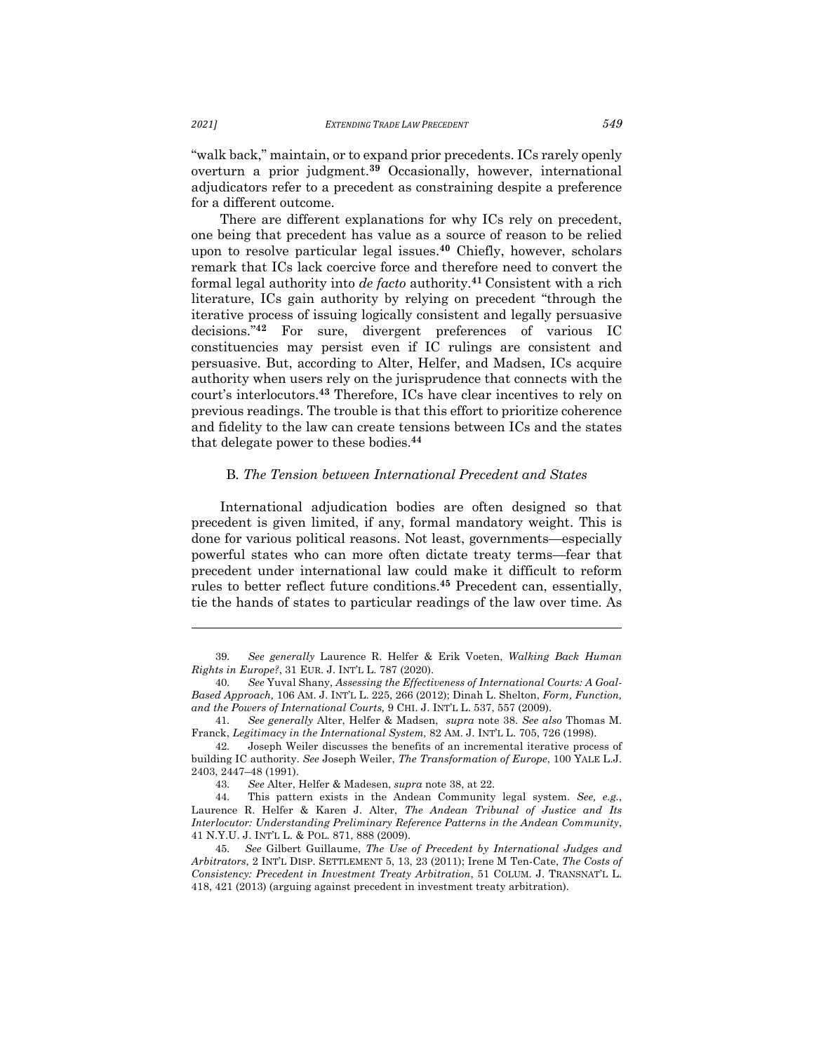"walk back," maintain, or to expand prior precedents. ICs rarely openly overturn a prior judgment.[39] Occasionally, however, international adjudicators refer to a precedent as constraining despite a preference for a different outcome.

There are different explanations for why ICs rely on precedent, one being that precedent has value as a source of reason to be relied upon to resolve particular legal issues.[40] Chiefly, however, scholars remark that ICs lack coercive force and therefore need to convert the formal legal authority into *de facto* authority.[41] Consistent with a rich literature, ICs gain authority by relying on precedent "through the iterative process of issuing logically consistent and legally persuasive decisions."[42] For sure, divergent preferences of various IC constituencies may persist even if IC rulings are consistent and persuasive. But, according to Alter, Helfer, and Madsen, ICs acquire authority when users rely on the jurisprudence that connects with the court's interlocutors.[43] Therefore, ICs have clear incentives to rely on previous readings. The trouble is that this effort to prioritize coherence and fidelity to the law can create tensions between ICs and the states that delegate power to these bodies.[44]

### B. *The Tension between International Precedent and States*

International adjudication bodies are often designed so that precedent is given limited, if any, formal mandatory weight. This is done for various political reasons. Not least, governments—especially powerful states who can more often dictate treaty terms—fear that precedent under international law could make it difficult to reform rules to better reflect future conditions.[45] Precedent can, essentially, tie the hands of states to particular readings of the law over time. As

---

39. *See generally* Laurence R. Helfer & Erik Voeten, *Walking Back Human Rights in Europe?*, 31 EUR. J. INT'L L. 787 (2020).

40. *See* Yuval Shany, *Assessing the Effectiveness of International Courts: A Goal-Based Approach,* 106 AM. J. INT'L L. 225, 266 (2012); Dinah L. Shelton, *Form, Function, and the Powers of International Courts,* 9 CHI. J. INT'L L. 537, 557 (2009).

41. *See generally* Alter, Helfer & Madsen, *supra* note 38. *See also* Thomas M. Franck, *Legitimacy in the International System,* 82 AM. J. INT'L L. 705, 726 (1998).

42. Joseph Weiler discusses the benefits of an incremental iterative process of building IC authority. *See* Joseph Weiler, *The Transformation of Europe*, 100 YALE L.J. 2403, 2447–48 (1991).

43. *See* Alter, Helfer & Madesen, *supra* note 38, at 22.

44. This pattern exists in the Andean Community legal system. *See, e.g.*, Laurence R. Helfer & Karen J. Alter, *The Andean Tribunal of Justice and Its Interlocutor: Understanding Preliminary Reference Patterns in the Andean Community*, 41 N.Y.U. J. INT'L L. & POL. 871, 888 (2009).

45. *See* Gilbert Guillaume, *The Use of Precedent by International Judges and Arbitrators*, 2 INT'L DISP. SETTLEMENT 5, 13, 23 (2011); Irene M Ten-Cate, *The Costs of Consistency: Precedent in Investment Treaty Arbitration*, 51 COLUM. J. TRANSNAT'L L. 418, 421 (2013) (arguing against precedent in investment treaty arbitration).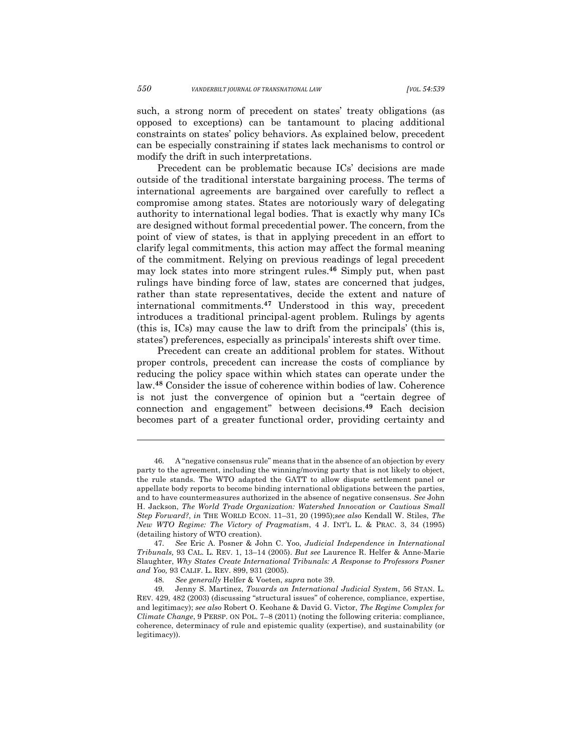such, a strong norm of precedent on states' treaty obligations (as opposed to exceptions) can be tantamount to placing additional constraints on states' policy behaviors. As explained below, precedent can be especially constraining if states lack mechanisms to control or modify the drift in such interpretations.

Precedent can be problematic because ICs' decisions are made outside of the traditional interstate bargaining process. The terms of international agreements are bargained over carefully to reflect a compromise among states. States are notoriously wary of delegating authority to international legal bodies. That is exactly why many ICs are designed without formal precedential power. The concern, from the point of view of states, is that in applying precedent in an effort to clarify legal commitments, this action may affect the formal meaning of the commitment. Relying on previous readings of legal precedent may lock states into more stringent rules.[46] Simply put, when past rulings have binding force of law, states are concerned that judges, rather than state representatives, decide the extent and nature of international commitments.[47] Understood in this way, precedent introduces a traditional principal-agent problem. Rulings by agents (this is, ICs) may cause the law to drift from the principals' (this is, states') preferences, especially as principals' interests shift over time.

Precedent can create an additional problem for states. Without proper controls, precedent can increase the costs of compliance by reducing the policy space within which states can operate under the law.[48] Consider the issue of coherence within bodies of law. Coherence is not just the convergence of opinion but a "certain degree of connection and engagement" between decisions.[49] Each decision becomes part of a greater functional order, providing certainty and

---

46. A "negative consensus rule" means that in the absence of an objection by every party to the agreement, including the winning/moving party that is not likely to object, the rule stands. The WTO adapted the GATT to allow dispute settlement panel or appellate body reports to become binding international obligations between the parties, and to have countermeasures authorized in the absence of negative consensus. *See* John H. Jackson, *The World Trade Organization: Watershed Innovation or Cautious Small Step Forward?*, *in* THE WORLD ECON. 11–31, 20 (1995);*see also* Kendall W. Stiles, *The New WTO Regime: The Victory of Pragmatism*, 4 J. INT'L L. & PRAC. 3, 34 (1995) (detailing history of WTO creation).

47. *See* Eric A. Posner & John C. Yoo, *Judicial Independence in International Tribunals,* 93 CAL. L. REV. 1, 13–14 (2005). *But see* Laurence R. Helfer & Anne-Marie Slaughter, *Why States Create International Tribunals: A Response to Professors Posner and Yoo,* 93 CALIF. L. REV. 899, 931 (2005).

48. *See generally* Helfer & Voeten, *supra* note 39.

49. Jenny S. Martinez, *Towards an International Judicial System*, 56 STAN. L. REV. 429, 482 (2003) (discussing "structural issues" of coherence, compliance, expertise, and legitimacy); *see also* Robert O. Keohane & David G. Victor, *The Regime Complex for Climate Change*, 9 PERSP. ON POL. 7–8 (2011) (noting the following criteria: compliance, coherence, determinacy of rule and epistemic quality (expertise), and sustainability (or legitimacy)).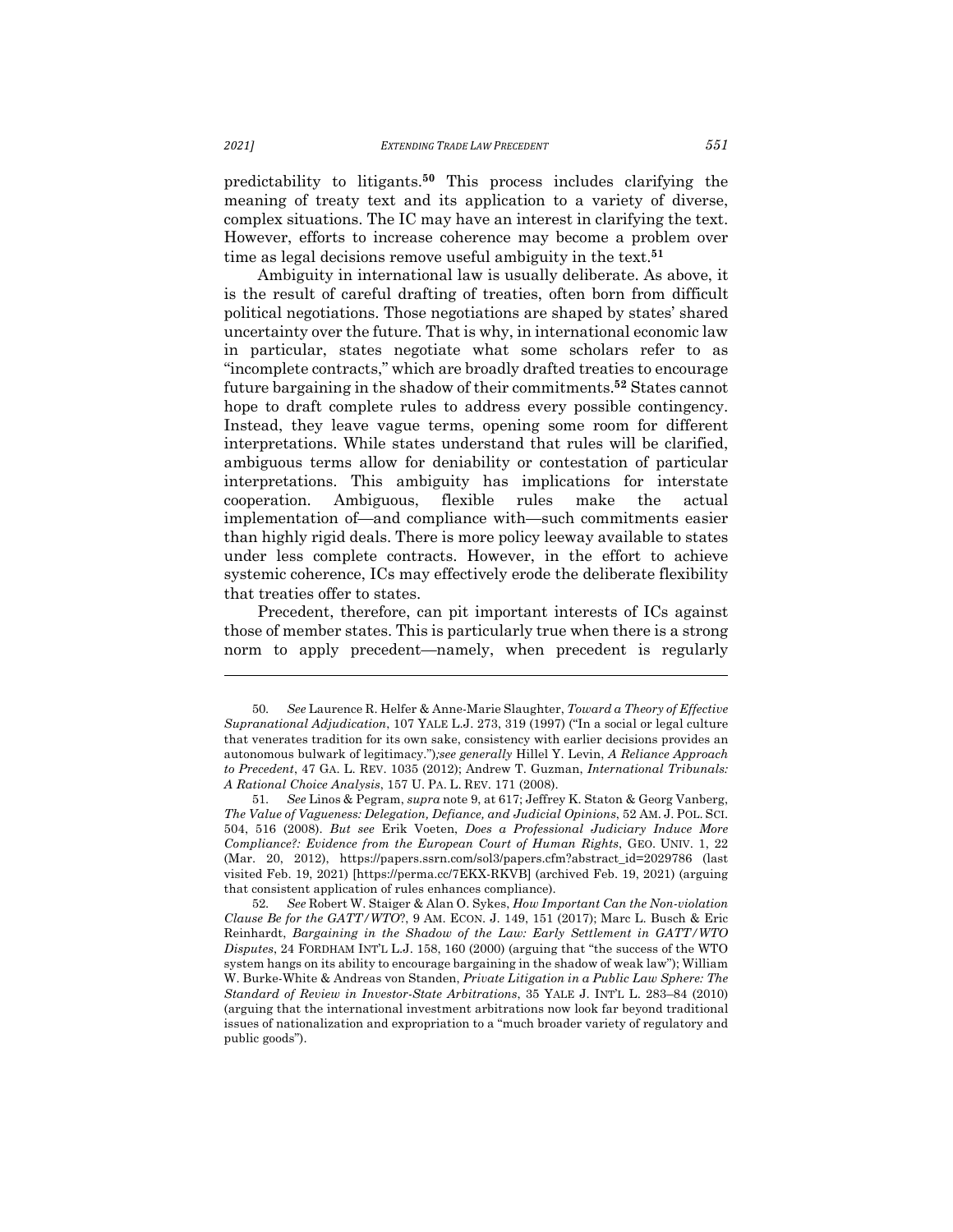predictability to litigants.[50] This process includes clarifying the meaning of treaty text and its application to a variety of diverse, complex situations. The IC may have an interest in clarifying the text. However, efforts to increase coherence may become a problem over time as legal decisions remove useful ambiguity in the text.[51]

Ambiguity in international law is usually deliberate. As above, it is the result of careful drafting of treaties, often born from difficult political negotiations. Those negotiations are shaped by states' shared uncertainty over the future. That is why, in international economic law in particular, states negotiate what some scholars refer to as "incomplete contracts," which are broadly drafted treaties to encourage future bargaining in the shadow of their commitments.[52] States cannot hope to draft complete rules to address every possible contingency. Instead, they leave vague terms, opening some room for different interpretations. While states understand that rules will be clarified, ambiguous terms allow for deniability or contestation of particular interpretations. This ambiguity has implications for interstate cooperation. Ambiguous, flexible rules make the actual implementation of—and compliance with—such commitments easier than highly rigid deals. There is more policy leeway available to states under less complete contracts. However, in the effort to achieve systemic coherence, ICs may effectively erode the deliberate flexibility that treaties offer to states.

Precedent, therefore, can pit important interests of ICs against those of member states. This is particularly true when there is a strong norm to apply precedent—namely, when precedent is regularly

---

50. *See* Laurence R. Helfer & Anne-Marie Slaughter, *Toward a Theory of Effective Supranational Adjudication*, 107 YALE L.J. 273, 319 (1997) ("In a social or legal culture that venerates tradition for its own sake, consistency with earlier decisions provides an autonomous bulwark of legitimacy.")*;see generally* Hillel Y. Levin, *A Reliance Approach to Precedent*, 47 GA. L. REV. 1035 (2012); Andrew T. Guzman, *International Tribunals: A Rational Choice Analysis*, 157 U. PA. L. REV. 171 (2008).

51. *See* Linos & Pegram, *supra* note 9, at 617; Jeffrey K. Staton & Georg Vanberg, *The Value of Vagueness: Delegation, Defiance, and Judicial Opinions*, 52 AM. J. POL. SCI. 504, 516 (2008). *But see* Erik Voeten, *Does a Professional Judiciary Induce More Compliance?: Evidence from the European Court of Human Rights*, GEO. UNIV. 1, 22 (Mar. 20, 2012), https://papers.ssrn.com/sol3/papers.cfm?abstract_id=2029786 (last visited Feb. 19, 2021) [https://perma.cc/7EKX-RKVB] (archived Feb. 19, 2021) (arguing that consistent application of rules enhances compliance).

52. *See* Robert W. Staiger & Alan O. Sykes, *How Important Can the Non-violation Clause Be for the GATT/WTO?*, 9 AM. ECON. J. 149, 151 (2017); Marc L. Busch & Eric Reinhardt, *Bargaining in the Shadow of the Law: Early Settlement in GATT/WTO Disputes*, 24 FORDHAM INT'L L.J. 158, 160 (2000) (arguing that "the success of the WTO system hangs on its ability to encourage bargaining in the shadow of weak law"); William W. Burke-White & Andreas von Standen, *Private Litigation in a Public Law Sphere: The Standard of Review in Investor-State Arbitrations*, 35 YALE J. INT'L L. 283–84 (2010) (arguing that the international investment arbitrations now look far beyond traditional issues of nationalization and expropriation to a "much broader variety of regulatory and public goods").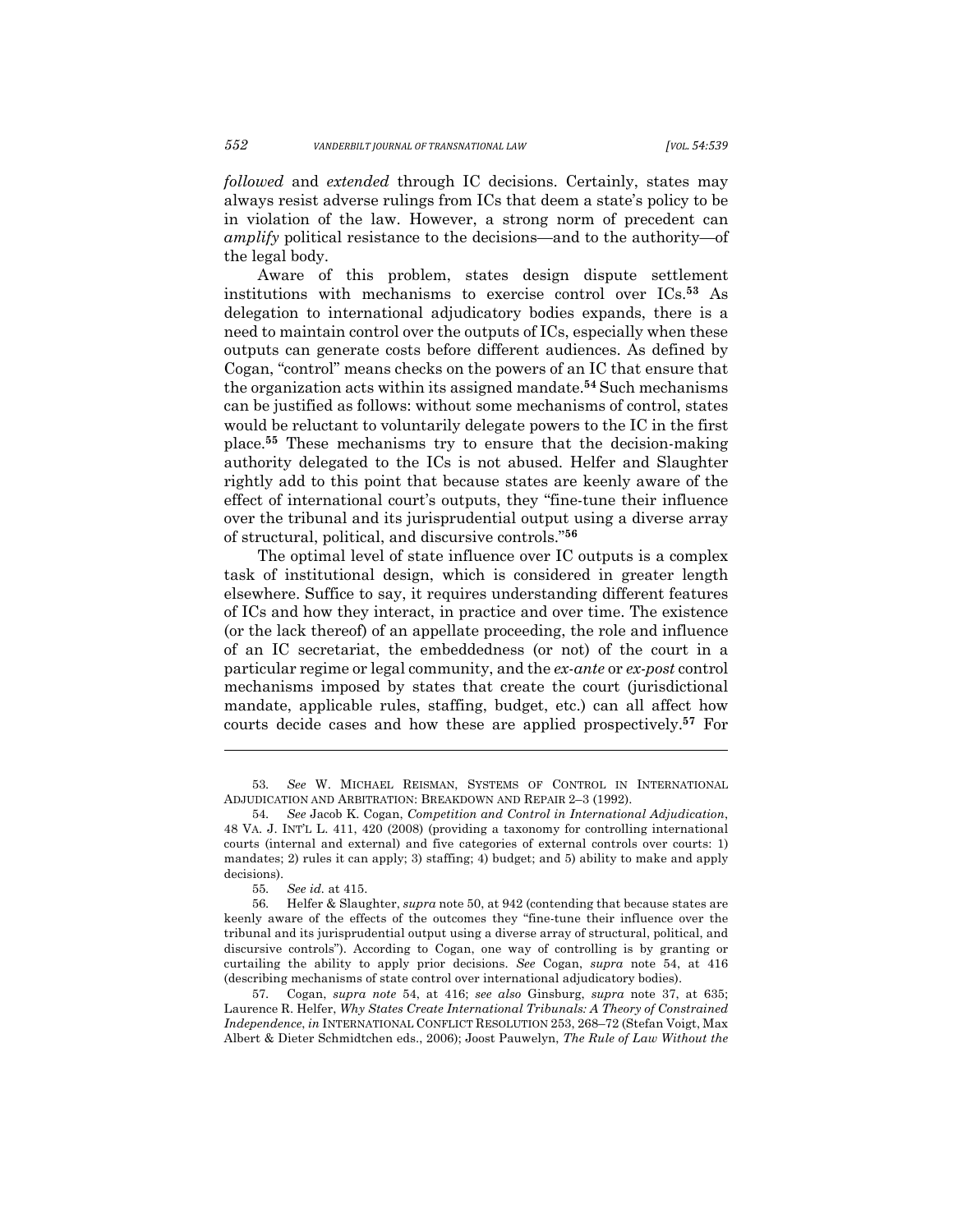*followed* and *extended* through IC decisions. Certainly, states may always resist adverse rulings from ICs that deem a state's policy to be in violation of the law. However, a strong norm of precedent can *amplify* political resistance to the decisions—and to the authority—of the legal body.

Aware of this problem, states design dispute settlement institutions with mechanisms to exercise control over ICs.**[53]** As delegation to international adjudicatory bodies expands, there is a need to maintain control over the outputs of ICs, especially when these outputs can generate costs before different audiences. As defined by Cogan, "control" means checks on the powers of an IC that ensure that the organization acts within its assigned mandate.**[54]** Such mechanisms can be justified as follows: without some mechanisms of control, states would be reluctant to voluntarily delegate powers to the IC in the first place.**[55]** These mechanisms try to ensure that the decision-making authority delegated to the ICs is not abused. Helfer and Slaughter rightly add to this point that because states are keenly aware of the effect of international court's outputs, they "fine-tune their influence over the tribunal and its jurisprudential output using a diverse array of structural, political, and discursive controls."**[56]**

The optimal level of state influence over IC outputs is a complex task of institutional design, which is considered in greater length elsewhere. Suffice to say, it requires understanding different features of ICs and how they interact, in practice and over time. The existence (or the lack thereof) of an appellate proceeding, the role and influence of an IC secretariat, the embeddedness (or not) of the court in a particular regime or legal community, and the *ex-ante* or *ex-post* control mechanisms imposed by states that create the court (jurisdictional mandate, applicable rules, staffing, budget, etc.) can all affect how courts decide cases and how these are applied prospectively.**[57]** For

---

53. *See* W. MICHAEL REISMAN, SYSTEMS OF CONTROL IN INTERNATIONAL ADJUDICATION AND ARBITRATION: BREAKDOWN AND REPAIR 2–3 (1992).

54. *See* Jacob K. Cogan, *Competition and Control in International Adjudication*, 48 VA. J. INT'L L. 411, 420 (2008) (providing a taxonomy for controlling international courts (internal and external) and five categories of external controls over courts: 1) mandates; 2) rules it can apply; 3) staffing; 4) budget; and 5) ability to make and apply decisions).

55. *See id.* at 415.

56. Helfer & Slaughter, *supra* note 50, at 942 (contending that because states are keenly aware of the effects of the outcomes they "fine-tune their influence over the tribunal and its jurisprudential output using a diverse array of structural, political, and discursive controls"). According to Cogan, one way of controlling is by granting or curtailing the ability to apply prior decisions. *See* Cogan, *supra* note 54, at 416 (describing mechanisms of state control over international adjudicatory bodies).

57. Cogan, *supra note* 54, at 416; *see also* Ginsburg, *supra* note 37, at 635; Laurence R. Helfer, *Why States Create International Tribunals: A Theory of Constrained Independence*, *in* INTERNATIONAL CONFLICT RESOLUTION 253, 268–72 (Stefan Voigt, Max Albert & Dieter Schmidtchen eds., 2006); Joost Pauwelyn, *The Rule of Law Without the*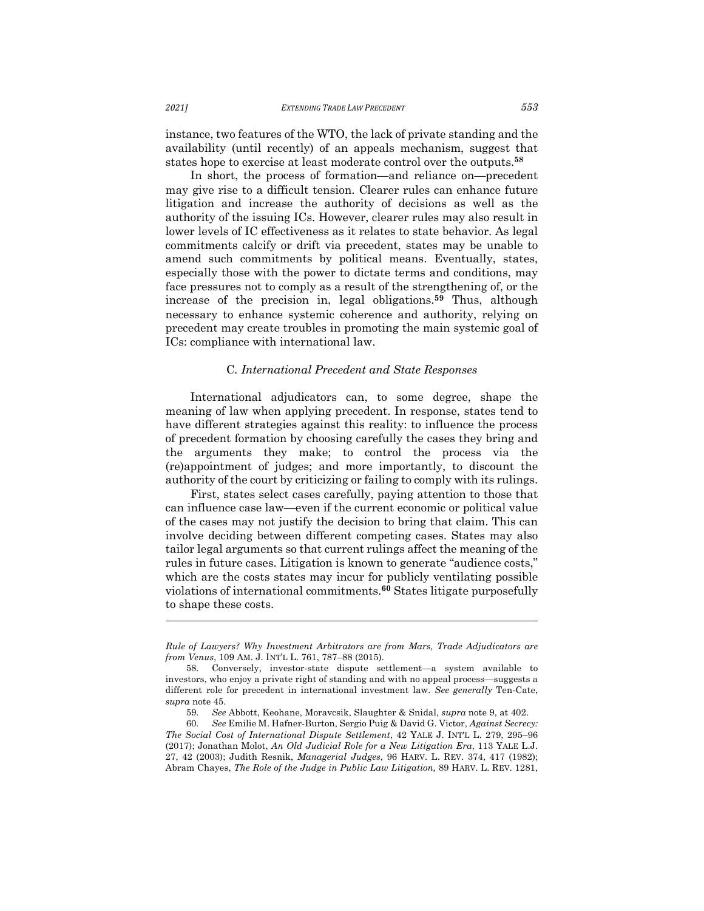instance, two features of the WTO, the lack of private standing and the availability (until recently) of an appeals mechanism, suggest that states hope to exercise at least moderate control over the outputs.[58]

In short, the process of formation—and reliance on—precedent may give rise to a difficult tension. Clearer rules can enhance future litigation and increase the authority of decisions as well as the authority of the issuing ICs. However, clearer rules may also result in lower levels of IC effectiveness as it relates to state behavior. As legal commitments calcify or drift via precedent, states may be unable to amend such commitments by political means. Eventually, states, especially those with the power to dictate terms and conditions, may face pressures not to comply as a result of the strengthening of, or the increase of the precision in, legal obligations.[59] Thus, although necessary to enhance systemic coherence and authority, relying on precedent may create troubles in promoting the main systemic goal of ICs: compliance with international law.

### C. *International Precedent and State Responses*

International adjudicators can, to some degree, shape the meaning of law when applying precedent. In response, states tend to have different strategies against this reality: to influence the process of precedent formation by choosing carefully the cases they bring and the arguments they make; to control the process via the (re)appointment of judges; and more importantly, to discount the authority of the court by criticizing or failing to comply with its rulings.

First, states select cases carefully, paying attention to those that can influence case law—even if the current economic or political value of the cases may not justify the decision to bring that claim. This can involve deciding between different competing cases. States may also tailor legal arguments so that current rulings affect the meaning of the rules in future cases. Litigation is known to generate "audience costs," which are the costs states may incur for publicly ventilating possible violations of international commitments.[60] States litigate purposefully to shape these costs.

---

*Rule of Lawyers? Why Investment Arbitrators are from Mars, Trade Adjudicators are from Venus*, 109 AM. J. INT'L L. 761, 787–88 (2015).

58. Conversely, investor-state dispute settlement—a system available to investors, who enjoy a private right of standing and with no appeal process—suggests a different role for precedent in international investment law. *See generally* Ten-Cate, *supra* note 45.

59. *See* Abbott, Keohane, Moravcsik, Slaughter & Snidal, *supra* note 9, at 402.

60. *See* Emilie M. Hafner-Burton, Sergio Puig & David G. Victor, *Against Secrecy: The Social Cost of International Dispute Settlement*, 42 YALE J. INT'L L. 279, 295–96 (2017); Jonathan Molot, *An Old Judicial Role for a New Litigation Era*, 113 YALE L.J. 27, 42 (2003); Judith Resnik, *Managerial Judges*, 96 HARV. L. REV. 374, 417 (1982); Abram Chayes, *The Role of the Judge in Public Law Litigation,* 89 HARV. L. REV. 1281,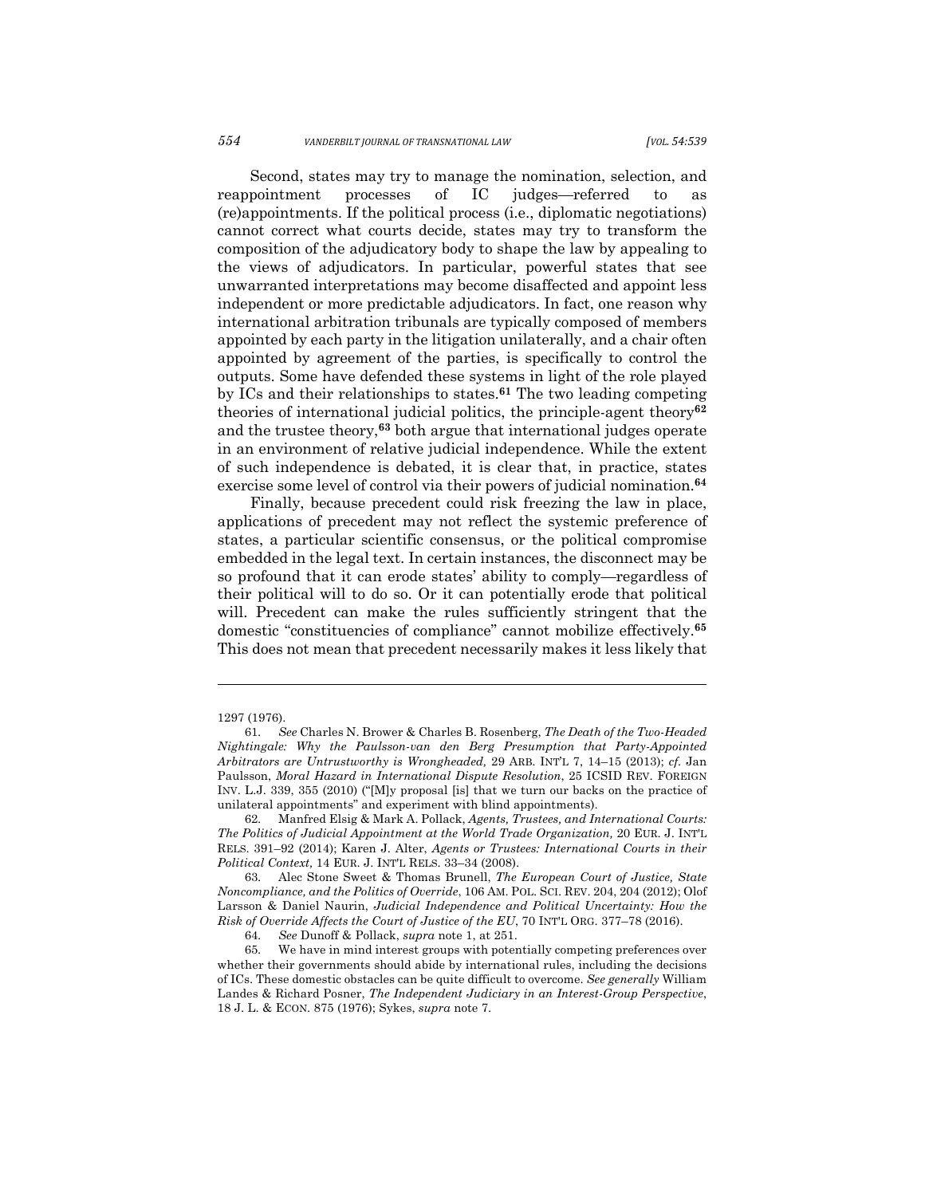Second, states may try to manage the nomination, selection, and reappointment processes of IC judges—referred to as (re)appointments. If the political process (i.e., diplomatic negotiations) cannot correct what courts decide, states may try to transform the composition of the adjudicatory body to shape the law by appealing to the views of adjudicators. In particular, powerful states that see unwarranted interpretations may become disaffected and appoint less independent or more predictable adjudicators. In fact, one reason why international arbitration tribunals are typically composed of members appointed by each party in the litigation unilaterally, and a chair often appointed by agreement of the parties, is specifically to control the outputs. Some have defended these systems in light of the role played by ICs and their relationships to states.[61] The two leading competing theories of international judicial politics, the principle-agent theory[62] and the trustee theory,[63] both argue that international judges operate in an environment of relative judicial independence. While the extent of such independence is debated, it is clear that, in practice, states exercise some level of control via their powers of judicial nomination.[64]

Finally, because precedent could risk freezing the law in place, applications of precedent may not reflect the systemic preference of states, a particular scientific consensus, or the political compromise embedded in the legal text. In certain instances, the disconnect may be so profound that it can erode states' ability to comply—regardless of their political will to do so. Or it can potentially erode that political will. Precedent can make the rules sufficiently stringent that the domestic "constituencies of compliance" cannot mobilize effectively.[65] This does not mean that precedent necessarily makes it less likely that

---

1297 (1976).

61. *See* Charles N. Brower & Charles B. Rosenberg, *The Death of the Two-Headed Nightingale: Why the Paulsson-van den Berg Presumption that Party-Appointed Arbitrators are Untrustworthy is Wrongheaded,* 29 ARB. INT'L 7, 14–15 (2013); *cf.* Jan Paulsson, *Moral Hazard in International Dispute Resolution*, 25 ICSID REV. FOREIGN INV. L.J. 339, 355 (2010) ("[M]y proposal [is] that we turn our backs on the practice of unilateral appointments" and experiment with blind appointments).

62. Manfred Elsig & Mark A. Pollack, *Agents, Trustees, and International Courts: The Politics of Judicial Appointment at the World Trade Organization,* 20 EUR. J. INT'L RELS. 391–92 (2014); Karen J. Alter, *Agents or Trustees: International Courts in their Political Context,* 14 EUR. J. INT'L RELS. 33–34 (2008).

63. Alec Stone Sweet & Thomas Brunell, *The European Court of Justice, State Noncompliance, and the Politics of Override*, 106 AM. POL. SCI. REV. 204, 204 (2012); Olof Larsson & Daniel Naurin, *Judicial Independence and Political Uncertainty: How the Risk of Override Affects the Court of Justice of the EU*, 70 INT'L ORG. 377–78 (2016).

64. *See* Dunoff & Pollack, *supra* note 1, at 251.

65. We have in mind interest groups with potentially competing preferences over whether their governments should abide by international rules, including the decisions of ICs. These domestic obstacles can be quite difficult to overcome. *See generally* William Landes & Richard Posner, *The Independent Judiciary in an Interest-Group Perspective*, 18 J. L. & ECON. 875 (1976); Sykes, *supra* note 7.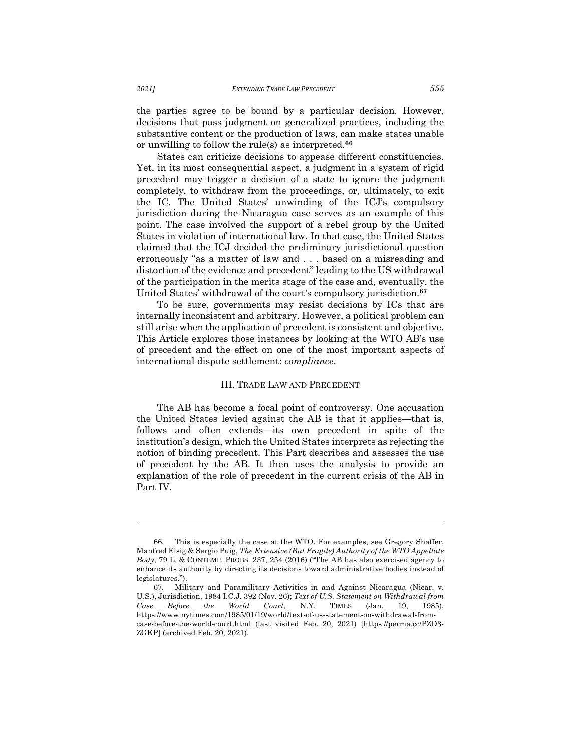the parties agree to be bound by a particular decision. However, decisions that pass judgment on generalized practices, including the substantive content or the production of laws, can make states unable or unwilling to follow the rule(s) as interpreted.[66]

States can criticize decisions to appease different constituencies. Yet, in its most consequential aspect, a judgment in a system of rigid precedent may trigger a decision of a state to ignore the judgment completely, to withdraw from the proceedings, or, ultimately, to exit the IC. The United States' unwinding of the ICJ's compulsory jurisdiction during the Nicaragua case serves as an example of this point. The case involved the support of a rebel group by the United States in violation of international law. In that case, the United States claimed that the ICJ decided the preliminary jurisdictional question erroneously "as a matter of law and . . . based on a misreading and distortion of the evidence and precedent" leading to the US withdrawal of the participation in the merits stage of the case and, eventually, the United States' withdrawal of the court's compulsory jurisdiction.[67]

To be sure, governments may resist decisions by ICs that are internally inconsistent and arbitrary. However, a political problem can still arise when the application of precedent is consistent and objective. This Article explores those instances by looking at the WTO AB's use of precedent and the effect on one of the most important aspects of international dispute settlement: *compliance*.

## III. Trade Law and Precedent

The AB has become a focal point of controversy. One accusation the United States levied against the AB is that it applies—that is, follows and often extends—its own precedent in spite of the institution's design, which the United States interprets as rejecting the notion of binding precedent. This Part describes and assesses the use of precedent by the AB. It then uses the analysis to provide an explanation of the role of precedent in the current crisis of the AB in Part IV.

---

66. This is especially the case at the WTO. For examples, see Gregory Shaffer, Manfred Elsig & Sergio Puig, *The Extensive (But Fragile) Authority of the WTO Appellate Body*, 79 L. & CONTEMP. PROBS. 237, 254 (2016) ("The AB has also exercised agency to enhance its authority by directing its decisions toward administrative bodies instead of legislatures.").

67. Military and Paramilitary Activities in and Against Nicaragua (Nicar. v. U.S.), Jurisdiction, 1984 I.C.J. 392 (Nov. 26); *Text of U.S. Statement on Withdrawal from Case Before the World Court*, N.Y. TIMES (Jan. 19, 1985), https://www.nytimes.com/1985/01/19/world/text-of-us-statement-on-withdrawal-from-case-before-the-world-court.html (last visited Feb. 20, 2021) [https://perma.cc/PZD3-ZGKP] (archived Feb. 20, 2021).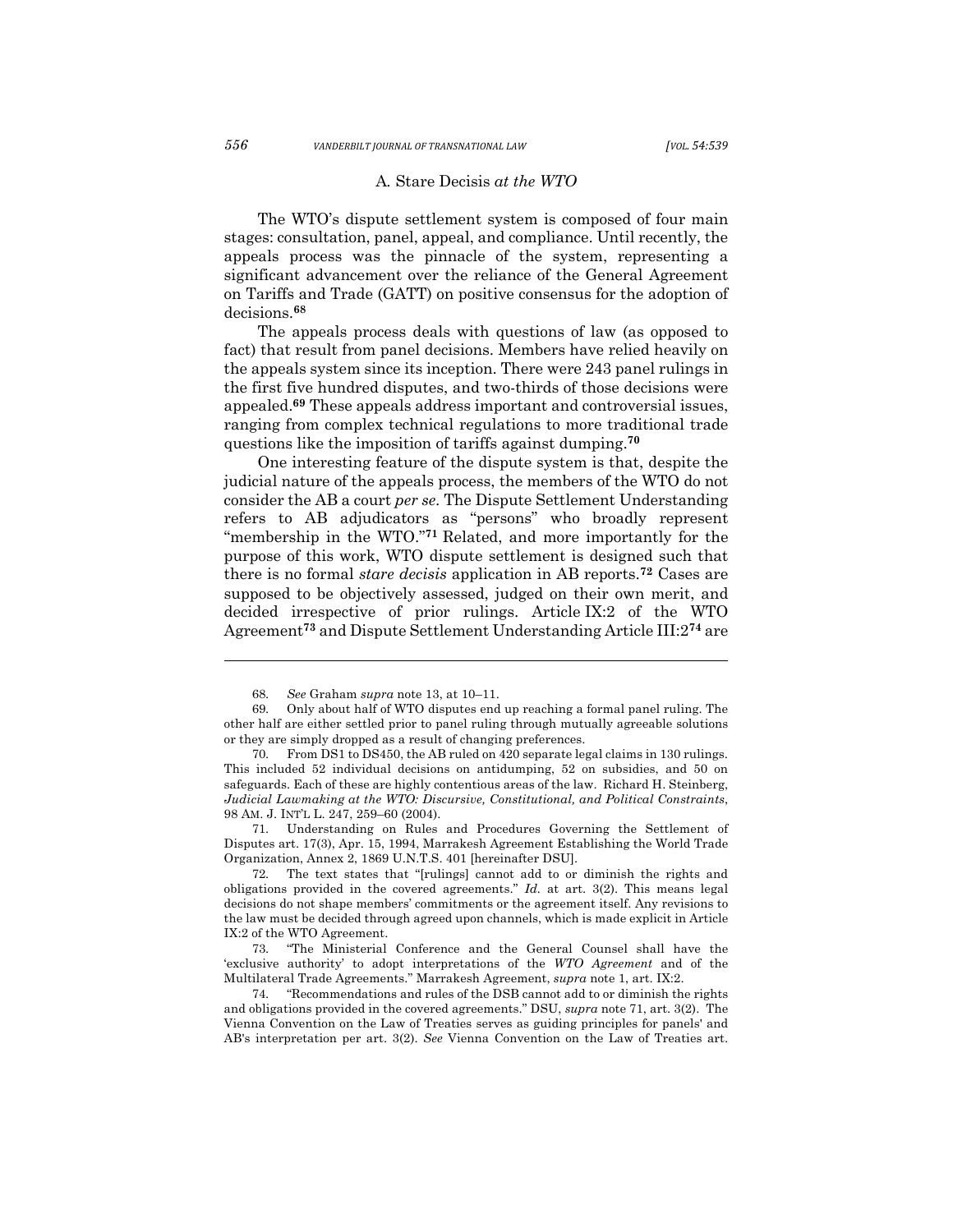### A. Stare Decisis *at the WTO*

The WTO's dispute settlement system is composed of four main stages: consultation, panel, appeal, and compliance. Until recently, the appeals process was the pinnacle of the system, representing a significant advancement over the reliance of the General Agreement on Tariffs and Trade (GATT) on positive consensus for the adoption of decisions.[68]

The appeals process deals with questions of law (as opposed to fact) that result from panel decisions. Members have relied heavily on the appeals system since its inception. There were 243 panel rulings in the first five hundred disputes, and two-thirds of those decisions were appealed.[69] These appeals address important and controversial issues, ranging from complex technical regulations to more traditional trade questions like the imposition of tariffs against dumping.[70]

One interesting feature of the dispute system is that, despite the judicial nature of the appeals process, the members of the WTO do not consider the AB a court *per se*. The Dispute Settlement Understanding refers to AB adjudicators as "persons" who broadly represent "membership in the WTO."[71] Related, and more importantly for the purpose of this work, WTO dispute settlement is designed such that there is no formal *stare decisis* application in AB reports.[72] Cases are supposed to be objectively assessed, judged on their own merit, and decided irrespective of prior rulings. Article IX:2 of the WTO Agreement[73] and Dispute Settlement Understanding Article III:2[74] are

---

68. *See* Graham *supra* note 13, at 10–11.

69. Only about half of WTO disputes end up reaching a formal panel ruling. The other half are either settled prior to panel ruling through mutually agreeable solutions or they are simply dropped as a result of changing preferences.

70. From DS1 to DS450, the AB ruled on 420 separate legal claims in 130 rulings. This included 52 individual decisions on antidumping, 52 on subsidies, and 50 on safeguards. Each of these are highly contentious areas of the law. Richard H. Steinberg, *Judicial Lawmaking at the WTO: Discursive, Constitutional, and Political Constraints*, 98 AM. J. INT'L L. 247, 259–60 (2004).

71. Understanding on Rules and Procedures Governing the Settlement of Disputes art. 17(3), Apr. 15, 1994, Marrakesh Agreement Establishing the World Trade Organization, Annex 2, 1869 U.N.T.S. 401 [hereinafter DSU].

72. The text states that "[rulings] cannot add to or diminish the rights and obligations provided in the covered agreements." *Id.* at art. 3(2). This means legal decisions do not shape members' commitments or the agreement itself. Any revisions to the law must be decided through agreed upon channels, which is made explicit in Article IX:2 of the WTO Agreement.

73. "The Ministerial Conference and the General Counsel shall have the 'exclusive authority' to adopt interpretations of the *WTO Agreement* and of the Multilateral Trade Agreements." Marrakesh Agreement, *supra* note 1, art. IX:2.

74. "Recommendations and rules of the DSB cannot add to or diminish the rights and obligations provided in the covered agreements." DSU, *supra* note 71, art. 3(2). The Vienna Convention on the Law of Treaties serves as guiding principles for panels' and AB's interpretation per art. 3(2). *See* Vienna Convention on the Law of Treaties art.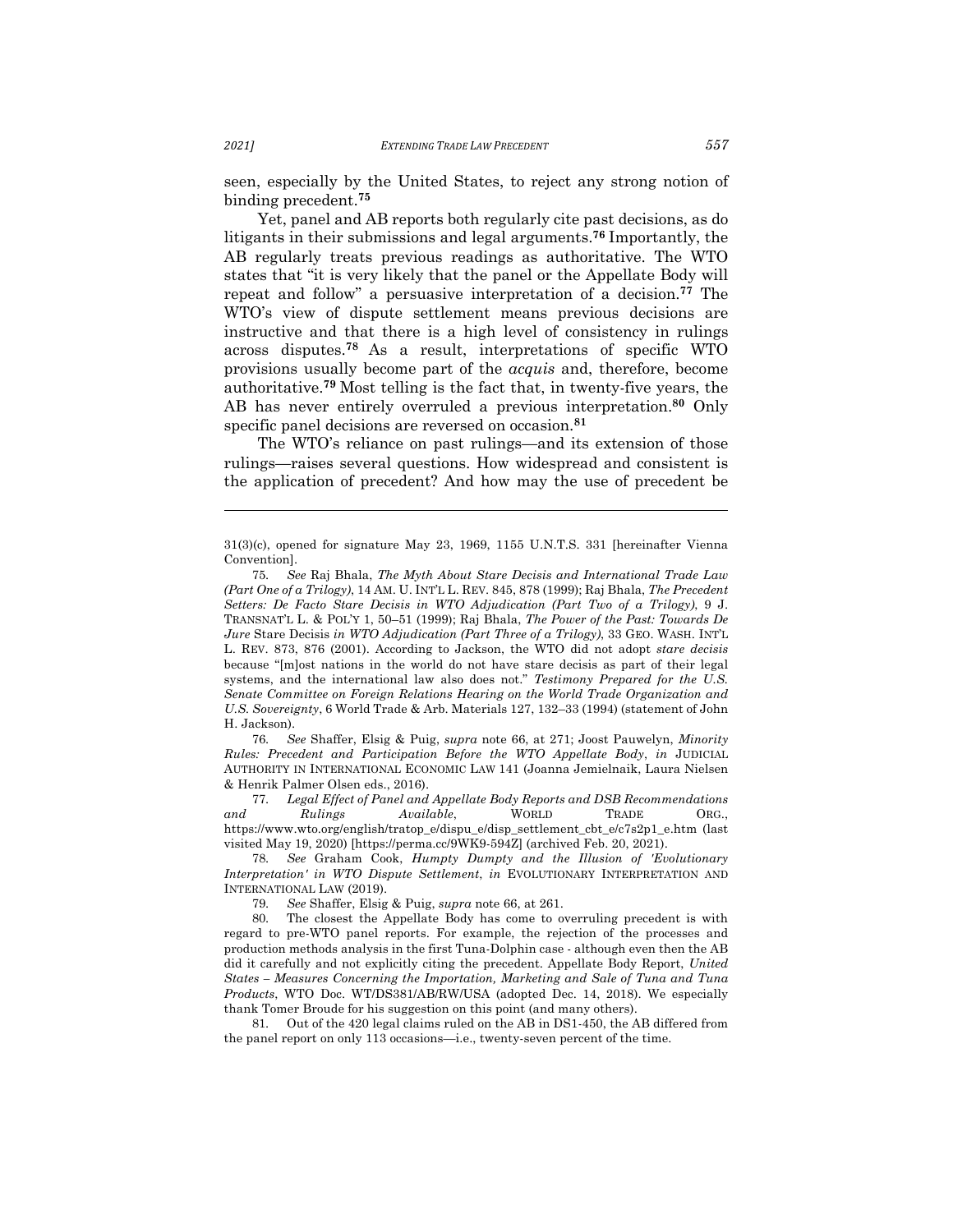seen, especially by the United States, to reject any strong notion of binding precedent.[75]

Yet, panel and AB reports both regularly cite past decisions, as do litigants in their submissions and legal arguments.[76] Importantly, the AB regularly treats previous readings as authoritative. The WTO states that "it is very likely that the panel or the Appellate Body will repeat and follow" a persuasive interpretation of a decision.[77] The WTO's view of dispute settlement means previous decisions are instructive and that there is a high level of consistency in rulings across disputes.[78] As a result, interpretations of specific WTO provisions usually become part of the *acquis* and, therefore, become authoritative.[79] Most telling is the fact that, in twenty-five years, the AB has never entirely overruled a previous interpretation.[80] Only specific panel decisions are reversed on occasion.[81]

The WTO's reliance on past rulings—and its extension of those rulings—raises several questions. How widespread and consistent is the application of precedent? And how may the use of precedent be

---

31(3)(c), opened for signature May 23, 1969, 1155 U.N.T.S. 331 [hereinafter Vienna Convention].

75. *See* Raj Bhala, *The Myth About Stare Decisis and International Trade Law (Part One of a Trilogy)*, 14 AM. U. INT'L L. REV. 845, 878 (1999); Raj Bhala, *The Precedent Setters: De Facto Stare Decisis in WTO Adjudication (Part Two of a Trilogy)*, 9 J. TRANSNAT'L L. & POL'Y 1, 50–51 (1999); Raj Bhala, *The Power of the Past: Towards De Jure* Stare Decisis *in WTO Adjudication (Part Three of a Trilogy)*, 33 GEO. WASH. INT'L L. REV. 873, 876 (2001). According to Jackson, the WTO did not adopt *stare decisis* because "[m]ost nations in the world do not have stare decisis as part of their legal systems, and the international law also does not." *Testimony Prepared for the U.S. Senate Committee on Foreign Relations Hearing on the World Trade Organization and U.S. Sovereignty*, 6 World Trade & Arb. Materials 127, 132–33 (1994) (statement of John H. Jackson).

76. *See* Shaffer, Elsig & Puig, *supra* note 66, at 271; Joost Pauwelyn, *Minority Rules: Precedent and Participation Before the WTO Appellate Body*, *in* JUDICIAL AUTHORITY IN INTERNATIONAL ECONOMIC LAW 141 (Joanna Jemielnaik, Laura Nielsen & Henrik Palmer Olsen eds., 2016).

77. *Legal Effect of Panel and Appellate Body Reports and DSB Recommendations and Rulings Available*, WORLD TRADE ORG., https://www.wto.org/english/tratop_e/dispu_e/disp_settlement_cbt_e/c7s2p1_e.htm (last visited May 19, 2020) [https://perma.cc/9WK9-594Z] (archived Feb. 20, 2021).

78. *See* Graham Cook, *Humpty Dumpty and the Illusion of 'Evolutionary Interpretation' in WTO Dispute Settlement*, *in* EVOLUTIONARY INTERPRETATION AND INTERNATIONAL LAW (2019).

79. *See* Shaffer, Elsig & Puig, *supra* note 66, at 261.

80. The closest the Appellate Body has come to overruling precedent is with regard to pre-WTO panel reports. For example, the rejection of the processes and production methods analysis in the first Tuna-Dolphin case - although even then the AB did it carefully and not explicitly citing the precedent. Appellate Body Report, *United States – Measures Concerning the Importation, Marketing and Sale of Tuna and Tuna Products*, WTO Doc. WT/DS381/AB/RW/USA (adopted Dec. 14, 2018). We especially thank Tomer Broude for his suggestion on this point (and many others).

81. Out of the 420 legal claims ruled on the AB in DS1-450, the AB differed from the panel report on only 113 occasions—i.e., twenty-seven percent of the time.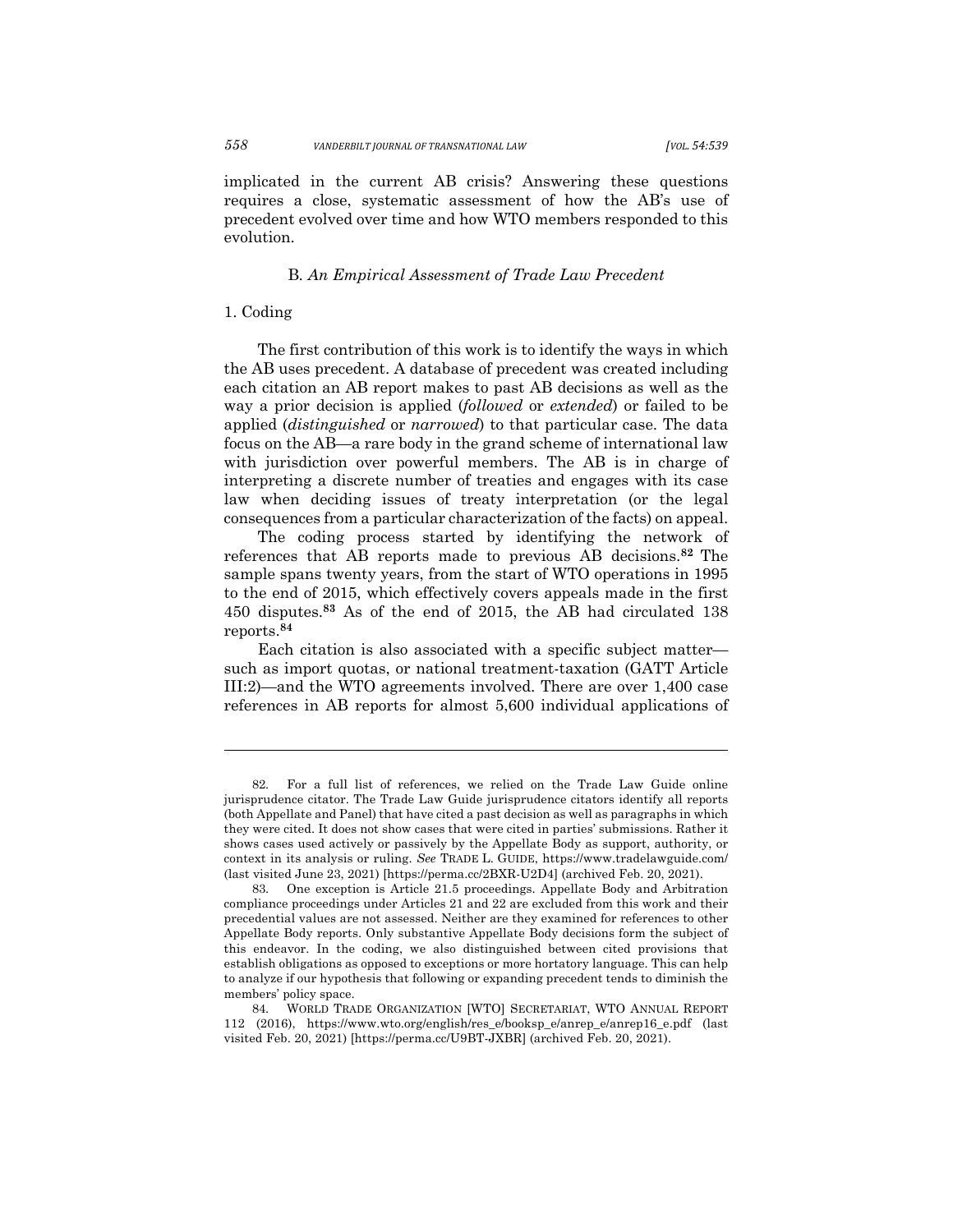implicated in the current AB crisis? Answering these questions requires a close, systematic assessment of how the AB's use of precedent evolved over time and how WTO members responded to this evolution.

### B. *An Empirical Assessment of Trade Law Precedent*

#### 1. Coding

The first contribution of this work is to identify the ways in which the AB uses precedent. A database of precedent was created including each citation an AB report makes to past AB decisions as well as the way a prior decision is applied (*followed* or *extended*) or failed to be applied (*distinguished* or *narrowed*) to that particular case. The data focus on the AB—a rare body in the grand scheme of international law with jurisdiction over powerful members. The AB is in charge of interpreting a discrete number of treaties and engages with its case law when deciding issues of treaty interpretation (or the legal consequences from a particular characterization of the facts) on appeal.

The coding process started by identifying the network of references that AB reports made to previous AB decisions.[82] The sample spans twenty years, from the start of WTO operations in 1995 to the end of 2015, which effectively covers appeals made in the first 450 disputes.[83] As of the end of 2015, the AB had circulated 138 reports.[84]

Each citation is also associated with a specific subject matter—such as import quotas, or national treatment-taxation (GATT Article III:2)—and the WTO agreements involved. There are over 1,400 case references in AB reports for almost 5,600 individual applications of

---

82. For a full list of references, we relied on the Trade Law Guide online jurisprudence citator. The Trade Law Guide jurisprudence citators identify all reports (both Appellate and Panel) that have cited a past decision as well as paragraphs in which they were cited. It does not show cases that were cited in parties' submissions. Rather it shows cases used actively or passively by the Appellate Body as support, authority, or context in its analysis or ruling. *See* TRADE L. GUIDE, https://www.tradelawguide.com/ (last visited June 23, 2021) [https://perma.cc/2BXR-U2D4] (archived Feb. 20, 2021).

83. One exception is Article 21.5 proceedings. Appellate Body and Arbitration compliance proceedings under Articles 21 and 22 are excluded from this work and their precedential values are not assessed. Neither are they examined for references to other Appellate Body reports. Only substantive Appellate Body decisions form the subject of this endeavor. In the coding, we also distinguished between cited provisions that establish obligations as opposed to exceptions or more hortatory language. This can help to analyze if our hypothesis that following or expanding precedent tends to diminish the members' policy space.

84. WORLD TRADE ORGANIZATION [WTO] SECRETARIAT, WTO ANNUAL REPORT 112 (2016), https://www.wto.org/english/res_e/booksp_e/anrep_e/anrep16_e.pdf (last visited Feb. 20, 2021) [https://perma.cc/U9BT-JXBR] (archived Feb. 20, 2021).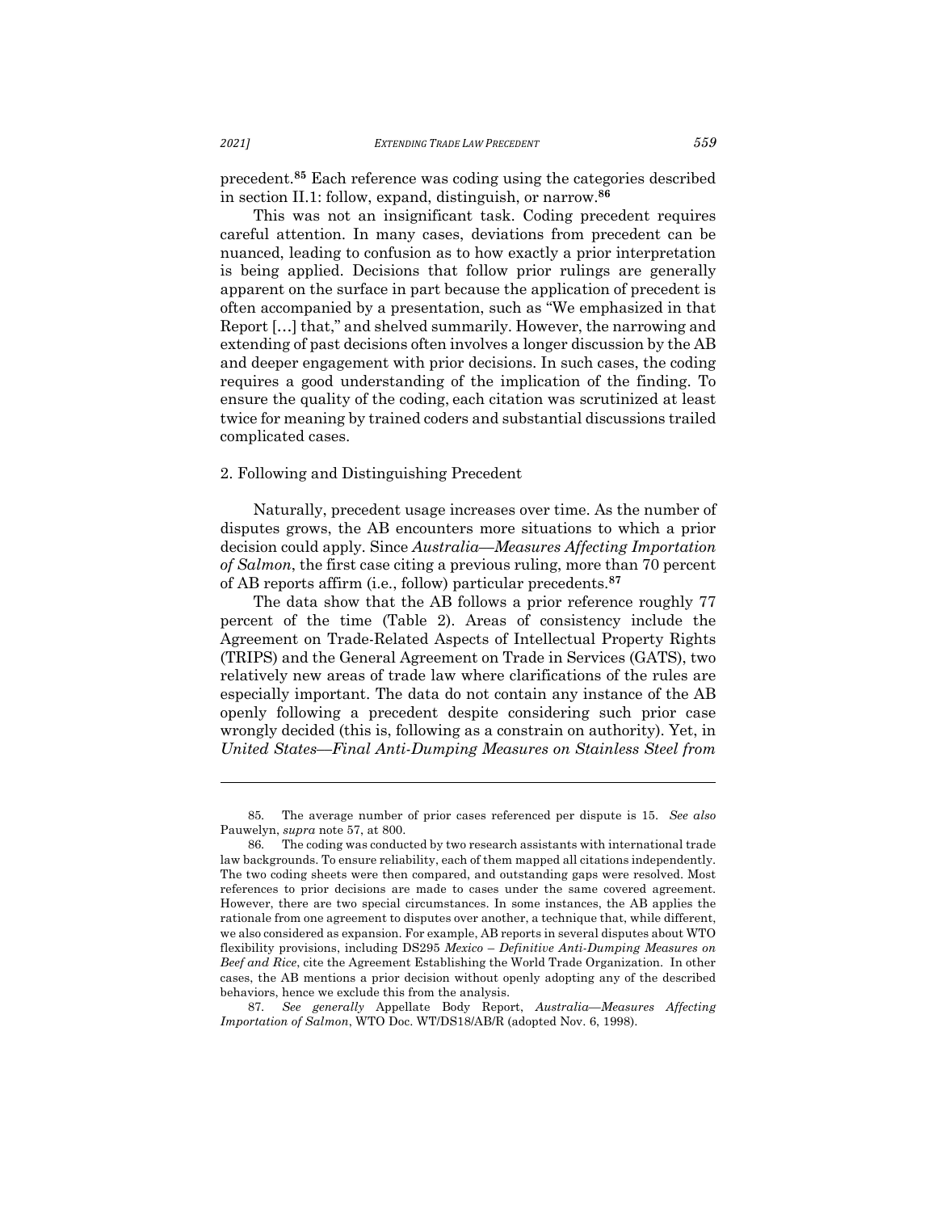precedent.[85] Each reference was coding using the categories described in section II.1: follow, expand, distinguish, or narrow.[86]

This was not an insignificant task. Coding precedent requires careful attention. In many cases, deviations from precedent can be nuanced, leading to confusion as to how exactly a prior interpretation is being applied. Decisions that follow prior rulings are generally apparent on the surface in part because the application of precedent is often accompanied by a presentation, such as "We emphasized in that Report […] that," and shelved summarily. However, the narrowing and extending of past decisions often involves a longer discussion by the AB and deeper engagement with prior decisions. In such cases, the coding requires a good understanding of the implication of the finding. To ensure the quality of the coding, each citation was scrutinized at least twice for meaning by trained coders and substantial discussions trailed complicated cases.

2. Following and Distinguishing Precedent

Naturally, precedent usage increases over time. As the number of disputes grows, the AB encounters more situations to which a prior decision could apply. Since *Australia—Measures Affecting Importation of Salmon*, the first case citing a previous ruling, more than 70 percent of AB reports affirm (i.e., follow) particular precedents.[87]

The data show that the AB follows a prior reference roughly 77 percent of the time (Table 2). Areas of consistency include the Agreement on Trade-Related Aspects of Intellectual Property Rights (TRIPS) and the General Agreement on Trade in Services (GATS), two relatively new areas of trade law where clarifications of the rules are especially important. The data do not contain any instance of the AB openly following a precedent despite considering such prior case wrongly decided (this is, following as a constrain on authority). Yet, in *United States—Final Anti-Dumping Measures on Stainless Steel from*

---

85. The average number of prior cases referenced per dispute is 15. *See also* Pauwelyn, *supra* note 57, at 800.

86. The coding was conducted by two research assistants with international trade law backgrounds. To ensure reliability, each of them mapped all citations independently. The two coding sheets were then compared, and outstanding gaps were resolved. Most references to prior decisions are made to cases under the same covered agreement. However, there are two special circumstances. In some instances, the AB applies the rationale from one agreement to disputes over another, a technique that, while different, we also considered as expansion. For example, AB reports in several disputes about WTO flexibility provisions, including DS295 *Mexico – Definitive Anti-Dumping Measures on Beef and Rice*, cite the Agreement Establishing the World Trade Organization. In other cases, the AB mentions a prior decision without openly adopting any of the described behaviors, hence we exclude this from the analysis.

87. *See generally* Appellate Body Report, *Australia—Measures Affecting Importation of Salmon*, WTO Doc. WT/DS18/AB/R (adopted Nov. 6, 1998).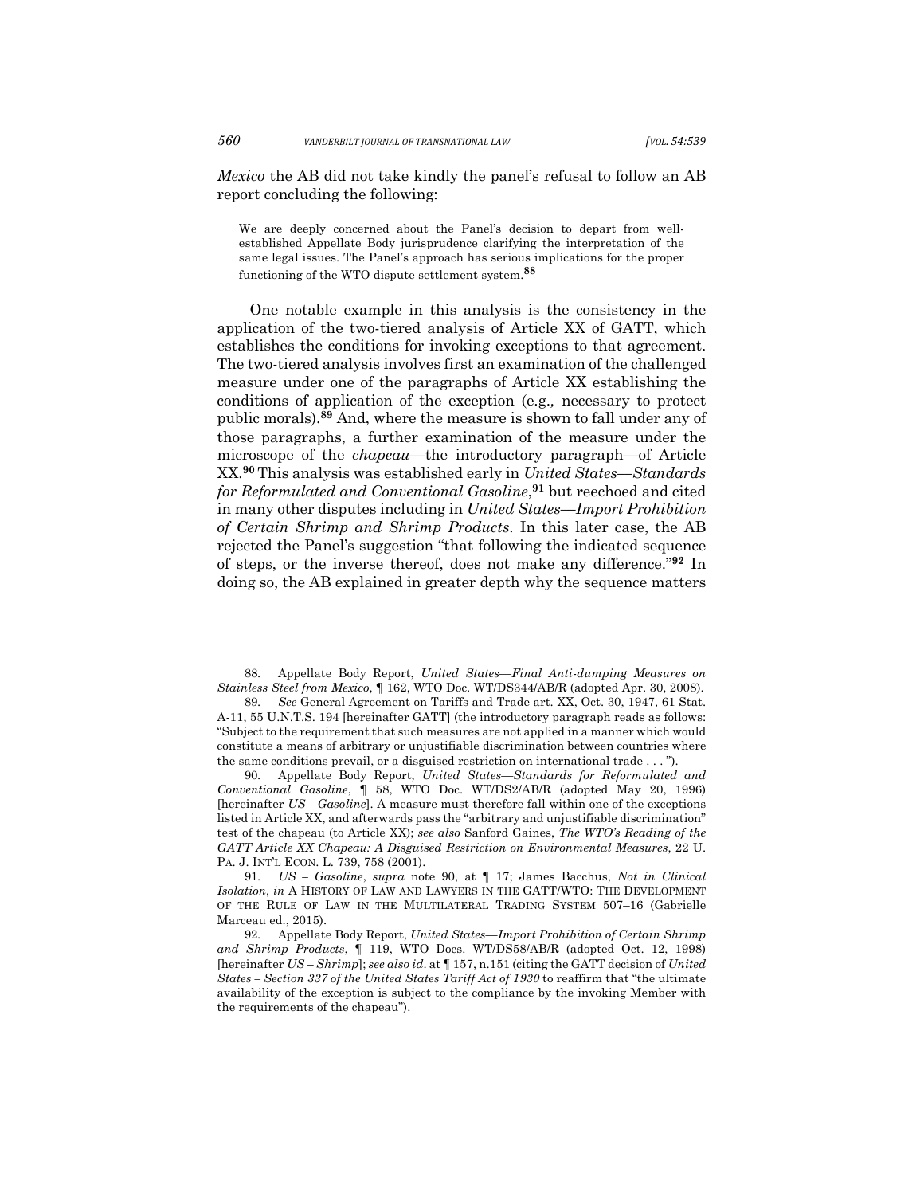*Mexico* the AB did not take kindly the panel's refusal to follow an AB report concluding the following:

> We are deeply concerned about the Panel's decision to depart from well-established Appellate Body jurisprudence clarifying the interpretation of the same legal issues. The Panel's approach has serious implications for the proper functioning of the WTO dispute settlement system.[88]

One notable example in this analysis is the consistency in the application of the two-tiered analysis of Article XX of GATT, which establishes the conditions for invoking exceptions to that agreement. The two-tiered analysis involves first an examination of the challenged measure under one of the paragraphs of Article XX establishing the conditions of application of the exception (e.g., necessary to protect public morals).[89] And, where the measure is shown to fall under any of those paragraphs, a further examination of the measure under the microscope of the *chapeau*—the introductory paragraph—of Article XX.[90] This analysis was established early in *United States—Standards for Reformulated and Conventional Gasoline*,[91] but reechoed and cited in many other disputes including in *United States—Import Prohibition of Certain Shrimp and Shrimp Products*. In this later case, the AB rejected the Panel's suggestion "that following the indicated sequence of steps, or the inverse thereof, does not make any difference."[92] In doing so, the AB explained in greater depth why the sequence matters

---

88. Appellate Body Report, *United States—Final Anti-dumping Measures on Stainless Steel from Mexico*, ¶ 162, WTO Doc. WT/DS344/AB/R (adopted Apr. 30, 2008).

89. *See* General Agreement on Tariffs and Trade art. XX, Oct. 30, 1947, 61 Stat. A-11, 55 U.N.T.S. 194 [hereinafter GATT] (the introductory paragraph reads as follows: "Subject to the requirement that such measures are not applied in a manner which would constitute a means of arbitrary or unjustifiable discrimination between countries where the same conditions prevail, or a disguised restriction on international trade . . . ").

90. Appellate Body Report, *United States—Standards for Reformulated and Conventional Gasoline*, ¶ 58, WTO Doc. WT/DS2/AB/R (adopted May 20, 1996) [hereinafter *US—Gasoline*]. A measure must therefore fall within one of the exceptions listed in Article XX, and afterwards pass the "arbitrary and unjustifiable discrimination" test of the chapeau (to Article XX); *see also* Sanford Gaines, *The WTO's Reading of the GATT Article XX Chapeau: A Disguised Restriction on Environmental Measures*, 22 U. PA. J. INT'L ECON. L. 739, 758 (2001).

91. *US – Gasoline*, *supra* note 90, at ¶ 17; James Bacchus, *Not in Clinical Isolation*, *in* A HISTORY OF LAW AND LAWYERS IN THE GATT/WTO: THE DEVELOPMENT OF THE RULE OF LAW IN THE MULTILATERAL TRADING SYSTEM 507–16 (Gabrielle Marceau ed., 2015).

92. Appellate Body Report, *United States—Import Prohibition of Certain Shrimp and Shrimp Products*, ¶ 119, WTO Docs. WT/DS58/AB/R (adopted Oct. 12, 1998) [hereinafter *US – Shrimp*]; *see also id.* at ¶ 157, n.151 (citing the GATT decision of *United States – Section 337 of the United States Tariff Act of 1930* to reaffirm that "the ultimate availability of the exception is subject to the compliance by the invoking Member with the requirements of the chapeau").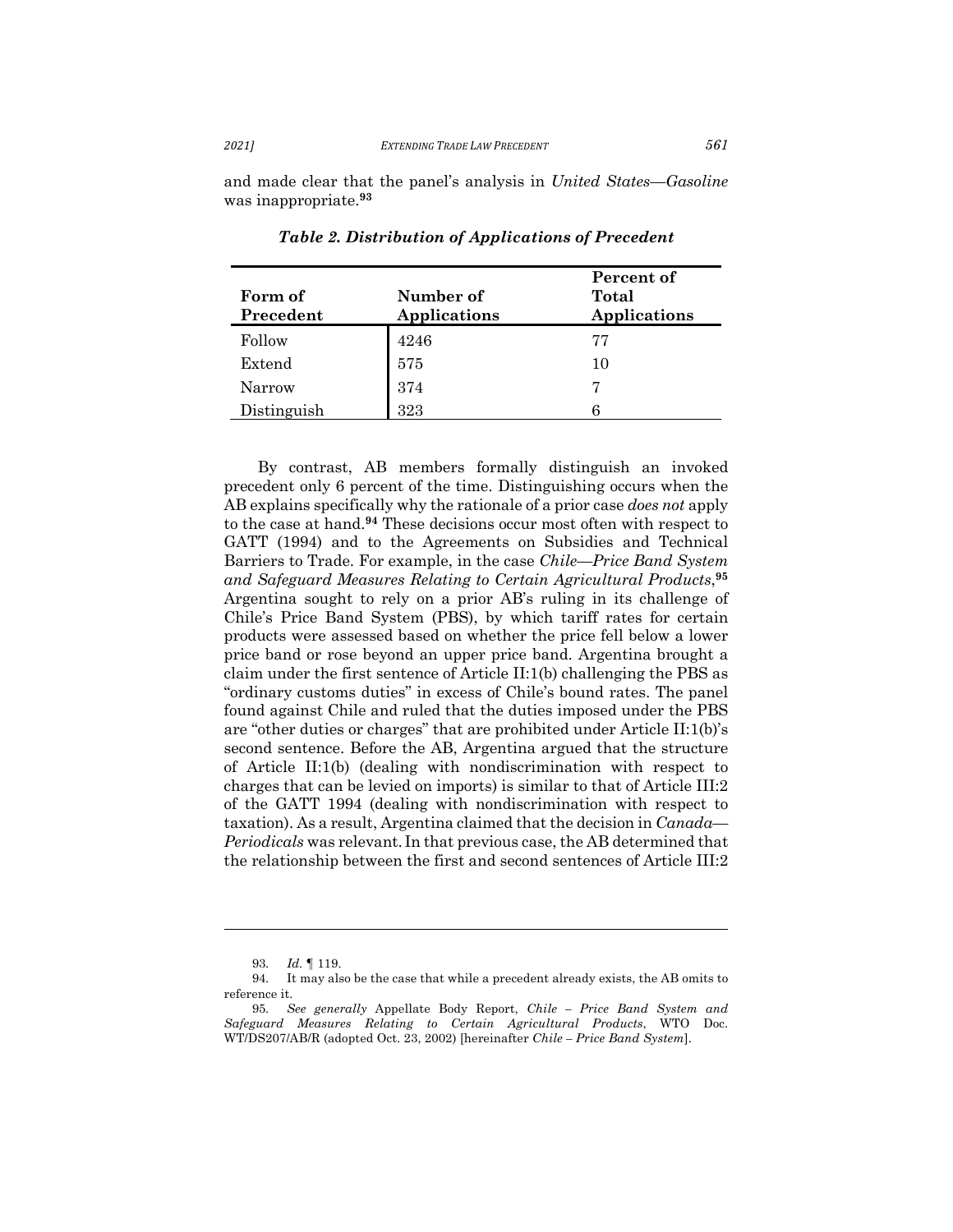and made clear that the panel's analysis in *United States—Gasoline* was inappropriate.[93]

***Table 2. Distribution of Applications of Precedent***

| Form of Precedent | Number of Applications | Percent of Total Applications |
|---|---|---|
| Follow | 4246 | 77 |
| Extend | 575 | 10 |
| Narrow | 374 | 7 |
| Distinguish | 323 | 6 |

By contrast, AB members formally distinguish an invoked precedent only 6 percent of the time. Distinguishing occurs when the AB explains specifically why the rationale of a prior case *does not* apply to the case at hand.[94] These decisions occur most often with respect to GATT (1994) and to the Agreements on Subsidies and Technical Barriers to Trade. For example, in the case *Chile—Price Band System and Safeguard Measures Relating to Certain Agricultural Products*,[95] Argentina sought to rely on a prior AB's ruling in its challenge of Chile's Price Band System (PBS), by which tariff rates for certain products were assessed based on whether the price fell below a lower price band or rose beyond an upper price band. Argentina brought a claim under the first sentence of Article II:1(b) challenging the PBS as "ordinary customs duties" in excess of Chile's bound rates. The panel found against Chile and ruled that the duties imposed under the PBS are "other duties or charges" that are prohibited under Article II:1(b)'s second sentence. Before the AB, Argentina argued that the structure of Article II:1(b) (dealing with nondiscrimination with respect to charges that can be levied on imports) is similar to that of Article III:2 of the GATT 1994 (dealing with nondiscrimination with respect to taxation). As a result, Argentina claimed that the decision in *Canada—Periodicals* was relevant. In that previous case, the AB determined that the relationship between the first and second sentences of Article III:2

---

93. *Id.* ¶ 119.

94. It may also be the case that while a precedent already exists, the AB omits to reference it.

95. *See generally* Appellate Body Report, *Chile – Price Band System and Safeguard Measures Relating to Certain Agricultural Products*, WTO Doc. WT/DS207/AB/R (adopted Oct. 23, 2002) [hereinafter *Chile – Price Band System*].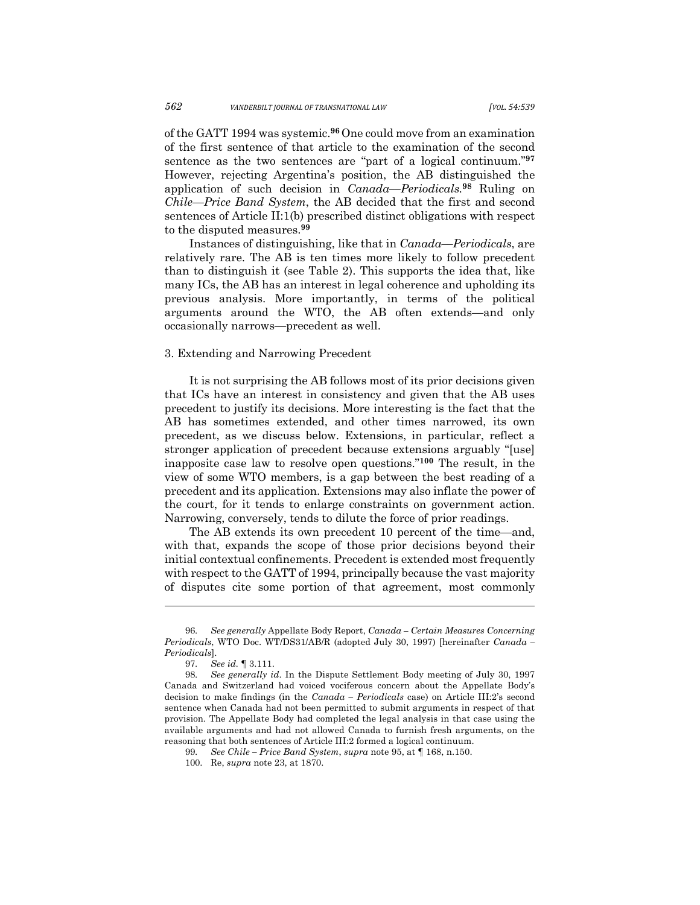of the GATT 1994 was systemic.[96] One could move from an examination of the first sentence of that article to the examination of the second sentence as the two sentences are "part of a logical continuum."[97] However, rejecting Argentina's position, the AB distinguished the application of such decision in *Canada—Periodicals.*[98] Ruling on *Chile—Price Band System*, the AB decided that the first and second sentences of Article II:1(b) prescribed distinct obligations with respect to the disputed measures.[99]

Instances of distinguishing, like that in *Canada—Periodicals*, are relatively rare. The AB is ten times more likely to follow precedent than to distinguish it (see Table 2). This supports the idea that, like many ICs, the AB has an interest in legal coherence and upholding its previous analysis. More importantly, in terms of the political arguments around the WTO, the AB often extends—and only occasionally narrows—precedent as well.

### 3. Extending and Narrowing Precedent

It is not surprising the AB follows most of its prior decisions given that ICs have an interest in consistency and given that the AB uses precedent to justify its decisions. More interesting is the fact that the AB has sometimes extended, and other times narrowed, its own precedent, as we discuss below. Extensions, in particular, reflect a stronger application of precedent because extensions arguably "[use] inapposite case law to resolve open questions."[100] The result, in the view of some WTO members, is a gap between the best reading of a precedent and its application. Extensions may also inflate the power of the court, for it tends to enlarge constraints on government action. Narrowing, conversely, tends to dilute the force of prior readings.

The AB extends its own precedent 10 percent of the time—and, with that, expands the scope of those prior decisions beyond their initial contextual confinements. Precedent is extended most frequently with respect to the GATT of 1994, principally because the vast majority of disputes cite some portion of that agreement, most commonly

---

96. *See generally* Appellate Body Report, *Canada – Certain Measures Concerning Periodicals*, WTO Doc. WT/DS31/AB/R (adopted July 30, 1997) [hereinafter *Canada – Periodicals*].

97. *See id.* ¶ 3.111.

98. *See generally id*. In the Dispute Settlement Body meeting of July 30, 1997 Canada and Switzerland had voiced vociferous concern about the Appellate Body's decision to make findings (in the *Canada – Periodicals* case) on Article III:2's second sentence when Canada had not been permitted to submit arguments in respect of that provision. The Appellate Body had completed the legal analysis in that case using the available arguments and had not allowed Canada to furnish fresh arguments, on the reasoning that both sentences of Article III:2 formed a logical continuum.

99. *See Chile – Price Band System*, *supra* note 95, at ¶ 168, n.150.

100. Re, *supra* note 23, at 1870.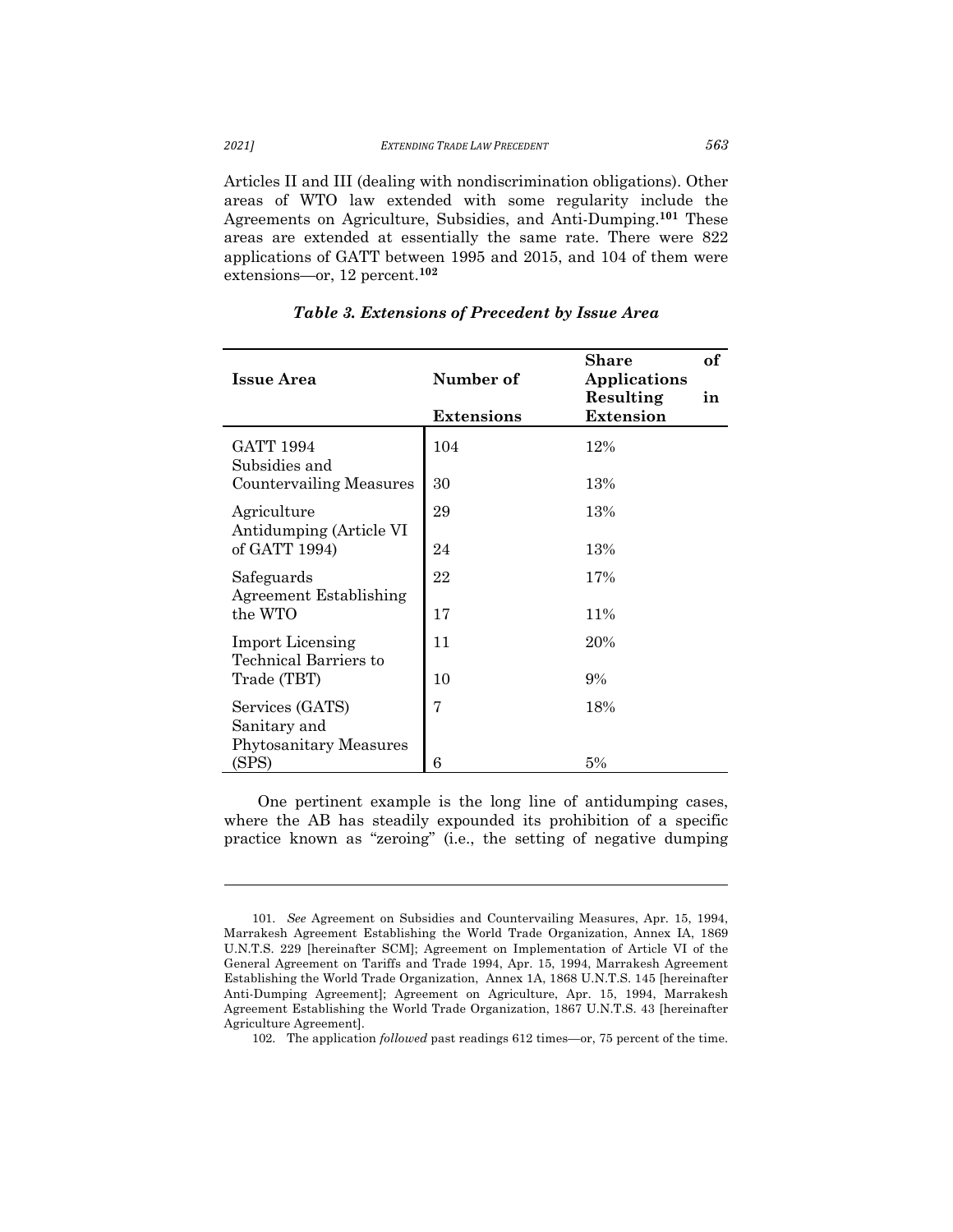Articles II and III (dealing with nondiscrimination obligations). Other areas of WTO law extended with some regularity include the Agreements on Agriculture, Subsidies, and Anti-Dumping.[101] These areas are extended at essentially the same rate. There were 822 applications of GATT between 1995 and 2015, and 104 of them were extensions—or, 12 percent.[102]

*Table 3. Extensions of Precedent by Issue Area*

| Issue Area | Number of Extensions | Share of Applications Resulting in Extension |
|---|---|---|
| GATT 1994 | 104 | 12% |
| Subsidies and Countervailing Measures | 30 | 13% |
| Agriculture | 29 | 13% |
| Antidumping (Article VI of GATT 1994) | 24 | 13% |
| Safeguards | 22 | 17% |
| Agreement Establishing the WTO | 17 | 11% |
| Import Licensing | 11 | 20% |
| Technical Barriers to Trade (TBT) | 10 | 9% |
| Services (GATS) | 7 | 18% |
| Sanitary and Phytosanitary Measures (SPS) | 6 | 5% |

One pertinent example is the long line of antidumping cases, where the AB has steadily expounded its prohibition of a specific practice known as "zeroing" (i.e., the setting of negative dumping

---

101. *See* Agreement on Subsidies and Countervailing Measures, Apr. 15, 1994, Marrakesh Agreement Establishing the World Trade Organization, Annex IA, 1869 U.N.T.S. 229 [hereinafter SCM]; Agreement on Implementation of Article VI of the General Agreement on Tariffs and Trade 1994, Apr. 15, 1994, Marrakesh Agreement Establishing the World Trade Organization, Annex 1A, 1868 U.N.T.S. 145 [hereinafter Anti-Dumping Agreement]; Agreement on Agriculture, Apr. 15, 1994, Marrakesh Agreement Establishing the World Trade Organization, 1867 U.N.T.S. 43 [hereinafter Agriculture Agreement].

102. The application *followed* past readings 612 times—or, 75 percent of the time.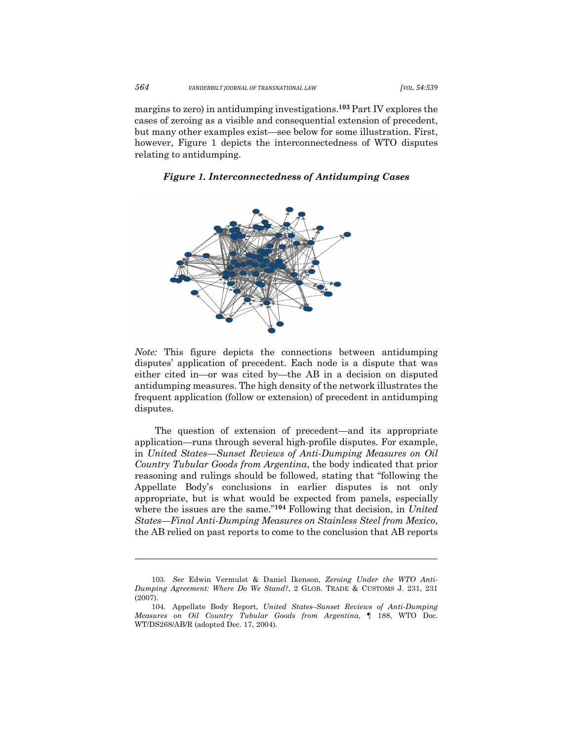margins to zero) in antidumping investigations.[103] Part IV explores the cases of zeroing as a visible and consequential extension of precedent, but many other examples exist—see below for some illustration. First, however, Figure 1 depicts the interconnectedness of WTO disputes relating to antidumping.

***Figure 1. Interconnectedness of Antidumping Cases***

*Note:* This figure depicts the connections between antidumping disputes' application of precedent. Each node is a dispute that was either cited in—or was cited by—the AB in a decision on disputed antidumping measures. The high density of the network illustrates the frequent application (follow or extension) of precedent in antidumping disputes.

The question of extension of precedent—and its appropriate application—runs through several high-profile disputes. For example, in *United States—Sunset Reviews of Anti-Dumping Measures on Oil Country Tubular Goods from Argentina*, the body indicated that prior reasoning and rulings should be followed, stating that "following the Appellate Body's conclusions in earlier disputes is not only appropriate, but is what would be expected from panels, especially where the issues are the same."[104] Following that decision, in *United States—Final Anti-Dumping Measures on Stainless Steel from Mexico*, the AB relied on past reports to come to the conclusion that AB reports

---

103. *See* Edwin Vermulst & Daniel Ikenson, *Zeroing Under the WTO Anti-Dumping Agreement: Where Do We Stand?*, 2 GLOB. TRADE & CUSTOMS J. 231, 231 (2007).

104. Appellate Body Report, *United States–Sunset Reviews of Anti-Dumping Measures on Oil Country Tubular Goods from Argentina,* ¶ 188, WTO Doc. WT/DS268/AB/R (adopted Dec. 17, 2004).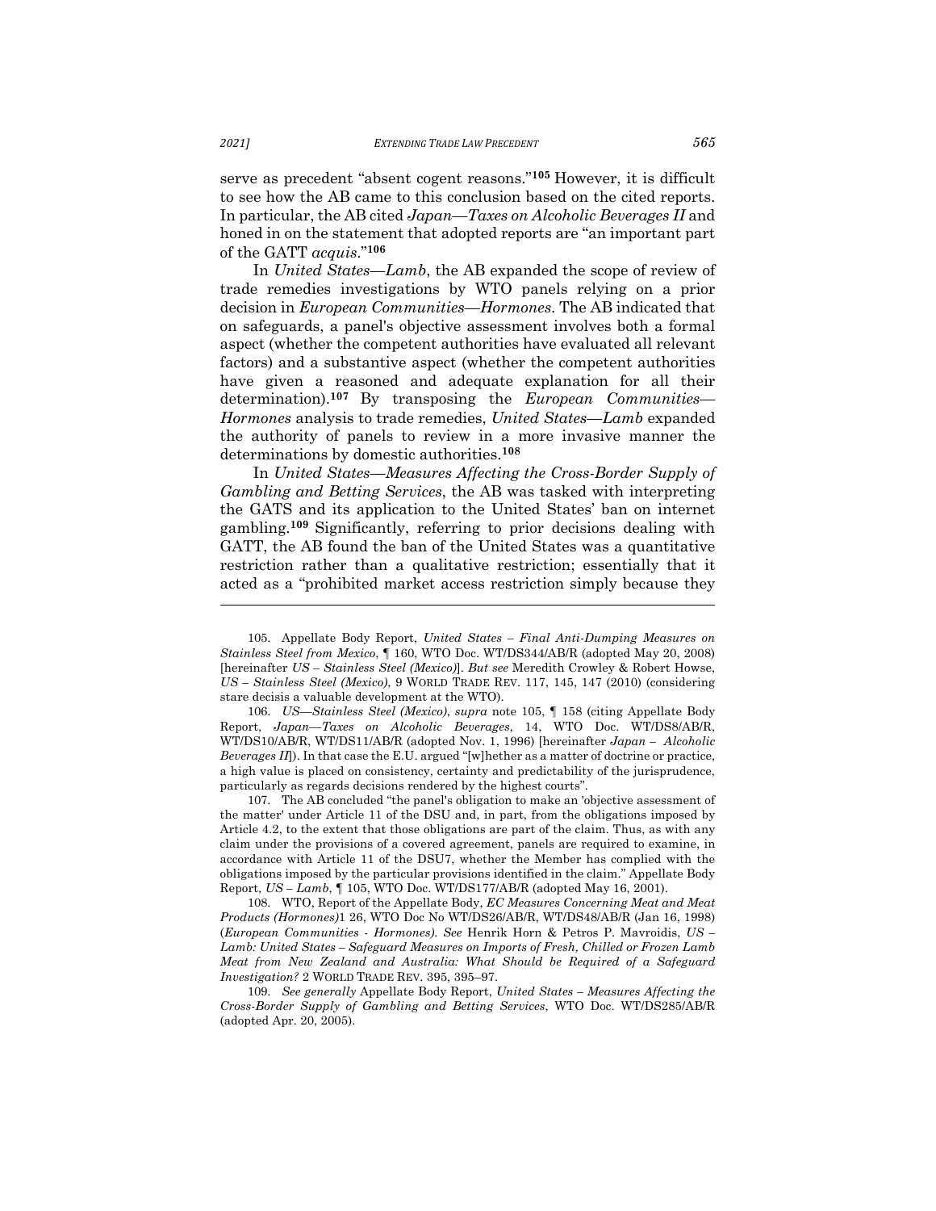serve as precedent "absent cogent reasons."[105] However, it is difficult to see how the AB came to this conclusion based on the cited reports. In particular, the AB cited *Japan—Taxes on Alcoholic Beverages II* and honed in on the statement that adopted reports are "an important part of the GATT *acquis*."[106]

In *United States—Lamb*, the AB expanded the scope of review of trade remedies investigations by WTO panels relying on a prior decision in *European Communities—Hormones*. The AB indicated that on safeguards, a panel's objective assessment involves both a formal aspect (whether the competent authorities have evaluated all relevant factors) and a substantive aspect (whether the competent authorities have given a reasoned and adequate explanation for all their determination).[107] By transposing the *European Communities—Hormones* analysis to trade remedies, *United States—Lamb* expanded the authority of panels to review in a more invasive manner the determinations by domestic authorities.[108]

In *United States—Measures Affecting the Cross-Border Supply of Gambling and Betting Services*, the AB was tasked with interpreting the GATS and its application to the United States' ban on internet gambling.[109] Significantly, referring to prior decisions dealing with GATT, the AB found the ban of the United States was a quantitative restriction rather than a qualitative restriction; essentially that it acted as a "prohibited market access restriction simply because they

---

105. Appellate Body Report, *United States – Final Anti-Dumping Measures on Stainless Steel from Mexico*, ¶ 160, WTO Doc. WT/DS344/AB/R (adopted May 20, 2008) [hereinafter *US – Stainless Steel (Mexico)*]. *But see* Meredith Crowley & Robert Howse, *US – Stainless Steel (Mexico)*, 9 WORLD TRADE REV. 117, 145, 147 (2010) (considering stare decisis a valuable development at the WTO).

106. *US—Stainless Steel (Mexico)*, *supra* note 105, ¶ 158 (citing Appellate Body Report, *Japan—Taxes on Alcoholic Beverages*, 14, WTO Doc. WT/DS8/AB/R, WT/DS10/AB/R, WT/DS11/AB/R (adopted Nov. 1, 1996) [hereinafter *Japan – Alcoholic Beverages II*]). In that case the E.U. argued "[w]hether as a matter of doctrine or practice, a high value is placed on consistency, certainty and predictability of the jurisprudence, particularly as regards decisions rendered by the highest courts".

107. The AB concluded "the panel's obligation to make an 'objective assessment of the matter' under Article 11 of the DSU and, in part, from the obligations imposed by Article 4.2, to the extent that those obligations are part of the claim. Thus, as with any claim under the provisions of a covered agreement, panels are required to examine, in accordance with Article 11 of the DSU7, whether the Member has complied with the obligations imposed by the particular provisions identified in the claim." Appellate Body Report, *US – Lamb*, ¶ 105, WTO Doc. WT/DS177/AB/R (adopted May 16, 2001).

108. WTO, Report of the Appellate Body, *EC Measures Concerning Meat and Meat Products (Hormones)*1 26, WTO Doc No WT/DS26/AB/R, WT/DS48/AB/R (Jan 16, 1998) (*European Communities - Hormones)*. *See* Henrik Horn & Petros P. Mavroidis, *US – Lamb: United States – Safeguard Measures on Imports of Fresh, Chilled or Frozen Lamb Meat from New Zealand and Australia: What Should be Required of a Safeguard Investigation?* 2 WORLD TRADE REV. 395, 395–97.

109. *See generally* Appellate Body Report, *United States – Measures Affecting the Cross-Border Supply of Gambling and Betting Services*, WTO Doc. WT/DS285/AB/R (adopted Apr. 20, 2005).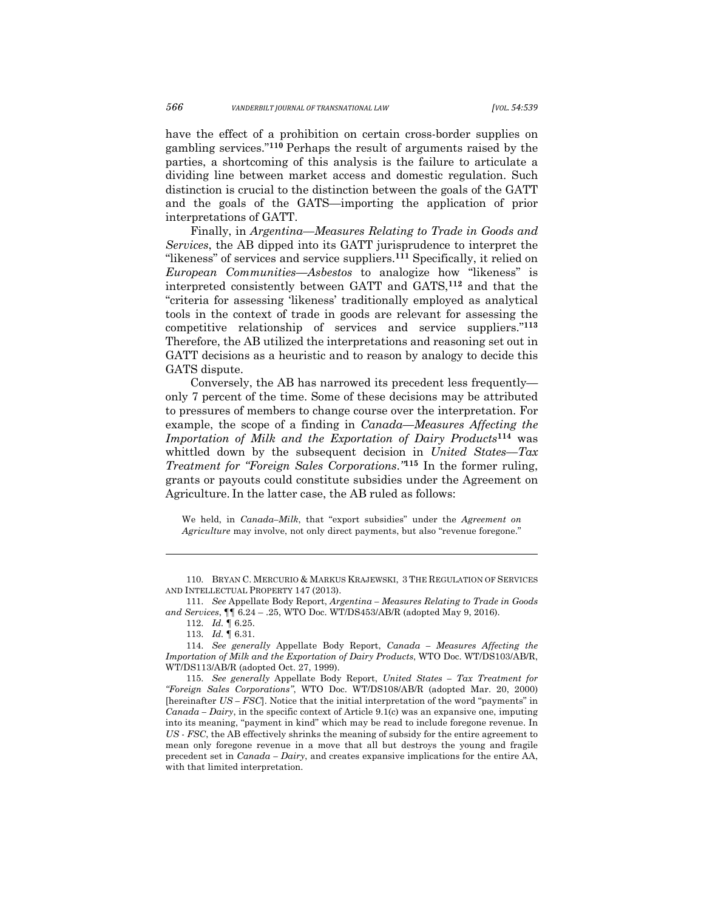have the effect of a prohibition on certain cross-border supplies on gambling services."[110] Perhaps the result of arguments raised by the parties, a shortcoming of this analysis is the failure to articulate a dividing line between market access and domestic regulation. Such distinction is crucial to the distinction between the goals of the GATT and the goals of the GATS—importing the application of prior interpretations of GATT.

Finally, in *Argentina—Measures Relating to Trade in Goods and Services*, the AB dipped into its GATT jurisprudence to interpret the "likeness" of services and service suppliers.[111] Specifically, it relied on *European Communities—Asbestos* to analogize how "likeness" is interpreted consistently between GATT and GATS,[112] and that the "criteria for assessing 'likeness' traditionally employed as analytical tools in the context of trade in goods are relevant for assessing the competitive relationship of services and service suppliers."[113] Therefore, the AB utilized the interpretations and reasoning set out in GATT decisions as a heuristic and to reason by analogy to decide this GATS dispute.

Conversely, the AB has narrowed its precedent less frequently—only 7 percent of the time. Some of these decisions may be attributed to pressures of members to change course over the interpretation. For example, the scope of a finding in *Canada—Measures Affecting the Importation of Milk and the Exportation of Dairy Products*[114] was whittled down by the subsequent decision in *United States—Tax Treatment for "Foreign Sales Corporations."*[115] In the former ruling, grants or payouts could constitute subsidies under the Agreement on Agriculture. In the latter case, the AB ruled as follows:

> We held, in *Canada–Milk*, that "export subsidies" under the *Agreement on Agriculture* may involve, not only direct payments, but also "revenue foregone."

---

110. BRYAN C. MERCURIO & MARKUS KRAJEWSKI, 3 THE REGULATION OF SERVICES AND INTELLECTUAL PROPERTY 147 (2013).

111. *See* Appellate Body Report, *Argentina – Measures Relating to Trade in Goods and Services*, ¶¶ 6.24 – .25, WTO Doc. WT/DS453/AB/R (adopted May 9, 2016).

112. *Id.* ¶ 6.25.

113. *Id.* ¶ 6.31.

114. *See generally* Appellate Body Report, *Canada – Measures Affecting the Importation of Milk and the Exportation of Dairy Products*, WTO Doc. WT/DS103/AB/R, WT/DS113/AB/R (adopted Oct. 27, 1999).

115. *See generally* Appellate Body Report, *United States – Tax Treatment for "Foreign Sales Corporations"*, WTO Doc. WT/DS108/AB/R (adopted Mar. 20, 2000) [hereinafter *US – FSC*]. Notice that the initial interpretation of the word "payments" in *Canada – Dairy*, in the specific context of Article 9.1(c) was an expansive one, imputing into its meaning, "payment in kind" which may be read to include foregone revenue. In *US - FSC*, the AB effectively shrinks the meaning of subsidy for the entire agreement to mean only foregone revenue in a move that all but destroys the young and fragile precedent set in *Canada – Dairy*, and creates expansive implications for the entire AA, with that limited interpretation.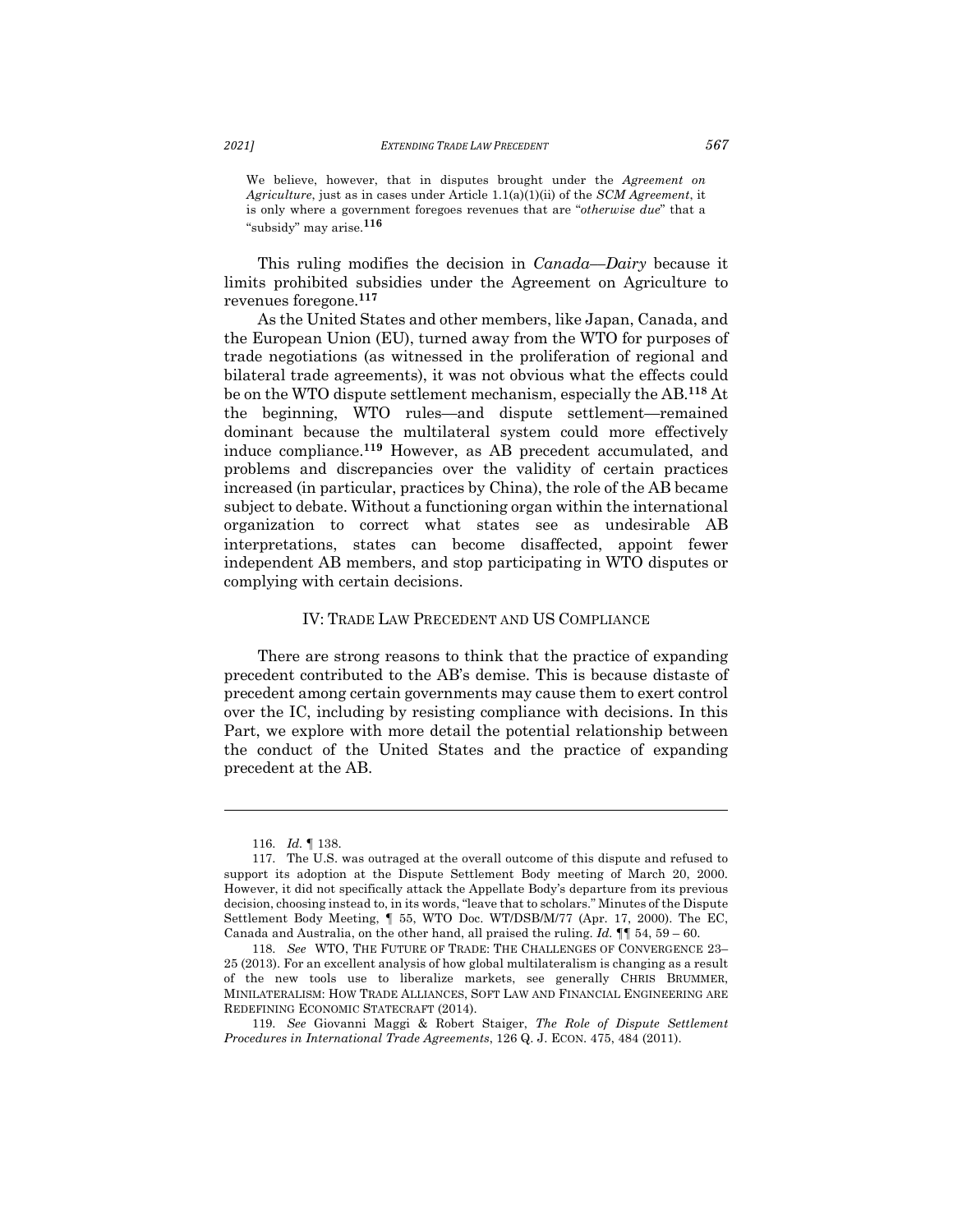We believe, however, that in disputes brought under the *Agreement on Agriculture*, just as in cases under Article 1.1(a)(1)(ii) of the *SCM Agreement*, it is only where a government foregoes revenues that are "*otherwise due*" that a "subsidy" may arise.[116]

This ruling modifies the decision in *Canada—Dairy* because it limits prohibited subsidies under the Agreement on Agriculture to revenues foregone.[117]

As the United States and other members, like Japan, Canada, and the European Union (EU), turned away from the WTO for purposes of trade negotiations (as witnessed in the proliferation of regional and bilateral trade agreements), it was not obvious what the effects could be on the WTO dispute settlement mechanism, especially the AB.[118] At the beginning, WTO rules—and dispute settlement—remained dominant because the multilateral system could more effectively induce compliance.[119] However, as AB precedent accumulated, and problems and discrepancies over the validity of certain practices increased (in particular, practices by China), the role of the AB became subject to debate. Without a functioning organ within the international organization to correct what states see as undesirable AB interpretations, states can become disaffected, appoint fewer independent AB members, and stop participating in WTO disputes or complying with certain decisions.

## IV: TRADE LAW PRECEDENT AND US COMPLIANCE

There are strong reasons to think that the practice of expanding precedent contributed to the AB's demise. This is because distaste of precedent among certain governments may cause them to exert control over the IC, including by resisting compliance with decisions. In this Part, we explore with more detail the potential relationship between the conduct of the United States and the practice of expanding precedent at the AB.

---

116. *Id.* ¶ 138.

117. The U.S. was outraged at the overall outcome of this dispute and refused to support its adoption at the Dispute Settlement Body meeting of March 20, 2000. However, it did not specifically attack the Appellate Body's departure from its previous decision, choosing instead to, in its words, "leave that to scholars." Minutes of the Dispute Settlement Body Meeting, ¶ 55, WTO Doc. WT/DSB/M/77 (Apr. 17, 2000). The EC, Canada and Australia, on the other hand, all praised the ruling. *Id.* ¶¶ 54, 59 – 60.

118. *See* WTO, THE FUTURE OF TRADE: THE CHALLENGES OF CONVERGENCE 23–25 (2013). For an excellent analysis of how global multilateralism is changing as a result of the new tools use to liberalize markets, see generally CHRIS BRUMMER, MINILATERALISM: HOW TRADE ALLIANCES, SOFT LAW AND FINANCIAL ENGINEERING ARE REDEFINING ECONOMIC STATECRAFT (2014).

119. *See* Giovanni Maggi & Robert Staiger, *The Role of Dispute Settlement Procedures in International Trade Agreements*, 126 Q. J. ECON. 475, 484 (2011).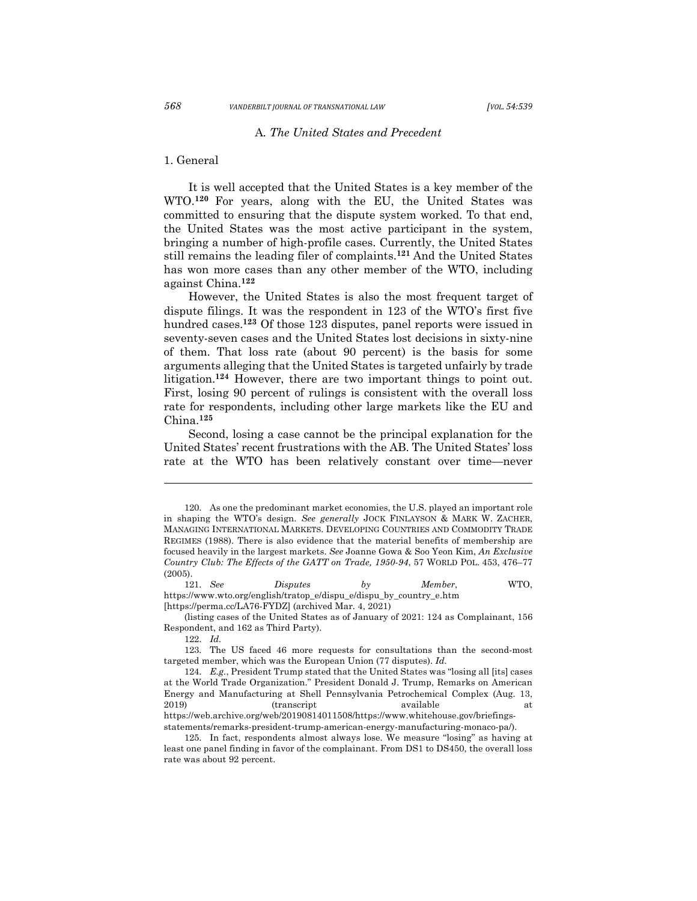### A. *The United States and Precedent*

#### 1. General

It is well accepted that the United States is a key member of the WTO.[120] For years, along with the EU, the United States was committed to ensuring that the dispute system worked. To that end, the United States was the most active participant in the system, bringing a number of high-profile cases. Currently, the United States still remains the leading filer of complaints.[121] And the United States has won more cases than any other member of the WTO, including against China.[122]

However, the United States is also the most frequent target of dispute filings. It was the respondent in 123 of the WTO's first five hundred cases.[123] Of those 123 disputes, panel reports were issued in seventy-seven cases and the United States lost decisions in sixty-nine of them. That loss rate (about 90 percent) is the basis for some arguments alleging that the United States is targeted unfairly by trade litigation.[124] However, there are two important things to point out. First, losing 90 percent of rulings is consistent with the overall loss rate for respondents, including other large markets like the EU and China.[125]

Second, losing a case cannot be the principal explanation for the United States' recent frustrations with the AB. The United States' loss rate at the WTO has been relatively constant over time—never

---

120. As one the predominant market economies, the U.S. played an important role in shaping the WTO's design. *See generally* JOCK FINLAYSON & MARK W. ZACHER, MANAGING INTERNATIONAL MARKETS. DEVELOPING COUNTRIES AND COMMODITY TRADE REGIMES (1988). There is also evidence that the material benefits of membership are focused heavily in the largest markets. *See* Joanne Gowa & Soo Yeon Kim, *An Exclusive Country Club: The Effects of the GATT on Trade, 1950-94*, 57 WORLD POL. 453, 476–77 (2005).

121. *See* *Disputes by Member*, WTO, https://www.wto.org/english/tratop_e/dispu_e/dispu_by_country_e.htm [https://perma.cc/LA76-FYDZ] (archived Mar. 4, 2021)

(listing cases of the United States as of January of 2021: 124 as Complainant, 156 Respondent, and 162 as Third Party).

122. *Id.*

123. The US faced 46 more requests for consultations than the second-most targeted member, which was the European Union (77 disputes). *Id.*

124. *E.g.*, President Trump stated that the United States was "losing all [its] cases at the World Trade Organization." President Donald J. Trump, Remarks on American Energy and Manufacturing at Shell Pennsylvania Petrochemical Complex (Aug. 13, 2019) (transcript available at https://web.archive.org/web/20190814011508/https://www.whitehouse.gov/briefings-statements/remarks-president-trump-american-energy-manufacturing-monaco-pa/).

125. In fact, respondents almost always lose. We measure "losing" as having at least one panel finding in favor of the complainant. From DS1 to DS450, the overall loss rate was about 92 percent.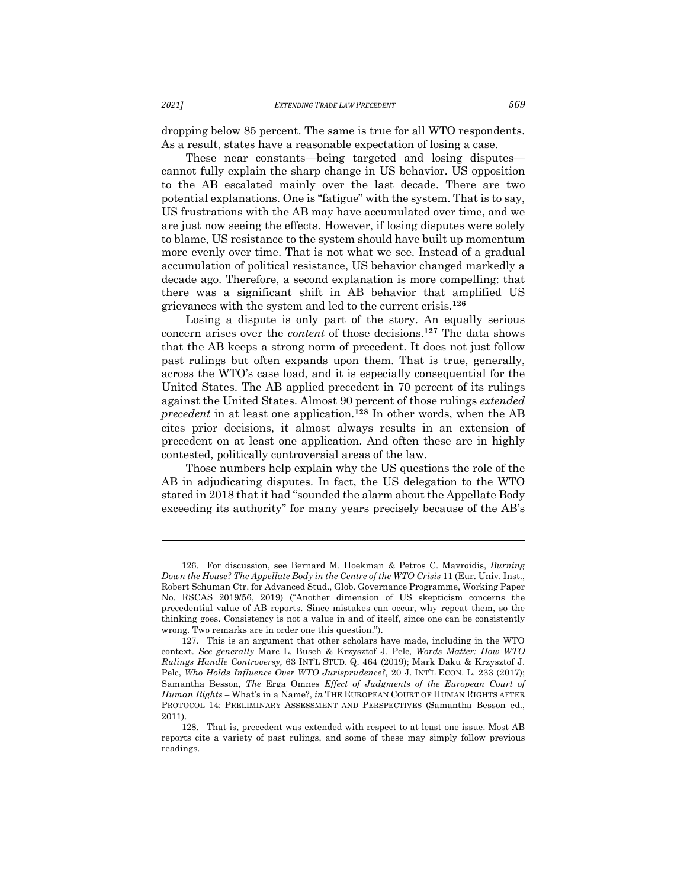dropping below 85 percent. The same is true for all WTO respondents. As a result, states have a reasonable expectation of losing a case.

These near constants—being targeted and losing disputes—cannot fully explain the sharp change in US behavior. US opposition to the AB escalated mainly over the last decade. There are two potential explanations. One is "fatigue" with the system. That is to say, US frustrations with the AB may have accumulated over time, and we are just now seeing the effects. However, if losing disputes were solely to blame, US resistance to the system should have built up momentum more evenly over time. That is not what we see. Instead of a gradual accumulation of political resistance, US behavior changed markedly a decade ago. Therefore, a second explanation is more compelling: that there was a significant shift in AB behavior that amplified US grievances with the system and led to the current crisis.[126]

Losing a dispute is only part of the story. An equally serious concern arises over the *content* of those decisions.[127] The data shows that the AB keeps a strong norm of precedent. It does not just follow past rulings but often expands upon them. That is true, generally, across the WTO's case load, and it is especially consequential for the United States. The AB applied precedent in 70 percent of its rulings against the United States. Almost 90 percent of those rulings *extended precedent* in at least one application.[128] In other words, when the AB cites prior decisions, it almost always results in an extension of precedent on at least one application. And often these are in highly contested, politically controversial areas of the law.

Those numbers help explain why the US questions the role of the AB in adjudicating disputes. In fact, the US delegation to the WTO stated in 2018 that it had "sounded the alarm about the Appellate Body exceeding its authority" for many years precisely because of the AB's

---

126. For discussion, see Bernard M. Hoekman & Petros C. Mavroidis, *Burning Down the House? The Appellate Body in the Centre of the WTO Crisis* 11 (Eur. Univ. Inst., Robert Schuman Ctr. for Advanced Stud., Glob. Governance Programme, Working Paper No. RSCAS 2019/56, 2019) ("Another dimension of US skepticism concerns the precedential value of AB reports. Since mistakes can occur, why repeat them, so the thinking goes. Consistency is not a value in and of itself, since one can be consistently wrong. Two remarks are in order one this question.").

127. This is an argument that other scholars have made, including in the WTO context. *See generally* Marc L. Busch & Krzysztof J. Pelc, *Words Matter: How WTO Rulings Handle Controversy,* 63 INT'L STUD. Q. 464 (2019); Mark Daku & Krzysztof J. Pelc, *Who Holds Influence Over WTO Jurisprudence?,* 20 J. INT'L ECON. L. 233 (2017); Samantha Besson, *The* Erga Omnes *Effect of Judgments of the European Court of Human Rights* – What's in a Name?, *in* THE EUROPEAN COURT OF HUMAN RIGHTS AFTER PROTOCOL 14: PRELIMINARY ASSESSMENT AND PERSPECTIVES (Samantha Besson ed., 2011).

128. That is, precedent was extended with respect to at least one issue. Most AB reports cite a variety of past rulings, and some of these may simply follow previous readings.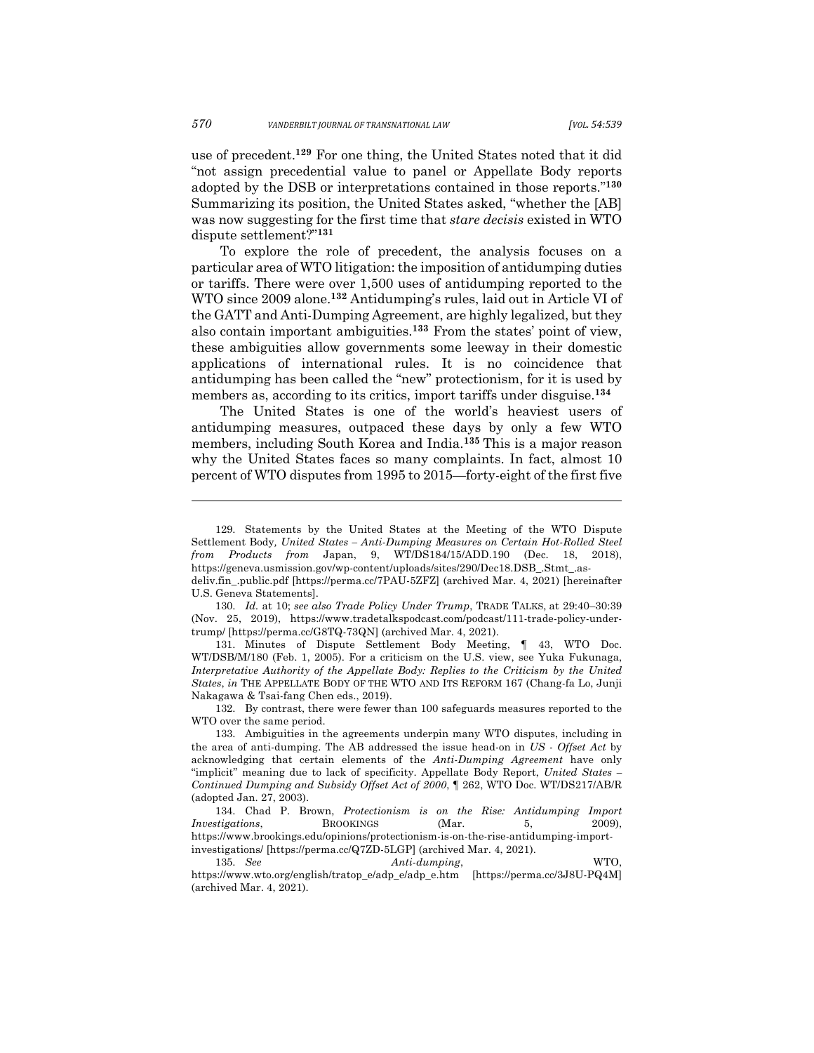use of precedent.[129] For one thing, the United States noted that it did "not assign precedential value to panel or Appellate Body reports adopted by the DSB or interpretations contained in those reports."[130] Summarizing its position, the United States asked, "whether the [AB] was now suggesting for the first time that *stare decisis* existed in WTO dispute settlement?"[131]

To explore the role of precedent, the analysis focuses on a particular area of WTO litigation: the imposition of antidumping duties or tariffs. There were over 1,500 uses of antidumping reported to the WTO since 2009 alone.[132] Antidumping's rules, laid out in Article VI of the GATT and Anti-Dumping Agreement, are highly legalized, but they also contain important ambiguities.[133] From the states' point of view, these ambiguities allow governments some leeway in their domestic applications of international rules. It is no coincidence that antidumping has been called the "new" protectionism, for it is used by members as, according to its critics, import tariffs under disguise.[134]

The United States is one of the world's heaviest users of antidumping measures, outpaced these days by only a few WTO members, including South Korea and India.[135] This is a major reason why the United States faces so many complaints. In fact, almost 10 percent of WTO disputes from 1995 to 2015—forty-eight of the first five

---

129. Statements by the United States at the Meeting of the WTO Dispute Settlement Body, *United States – Anti-Dumping Measures on Certain Hot-Rolled Steel from Products from* Japan, 9, WT/DS184/15/ADD.190 (Dec. 18, 2018), https://geneva.usmission.gov/wp-content/uploads/sites/290/Dec18.DSB_.Stmt_.as-deliv.fin_.public.pdf [https://perma.cc/7PAU-5ZFZ] (archived Mar. 4, 2021) [hereinafter U.S. Geneva Statements].

130. *Id.* at 10; *see also Trade Policy Under Trump*, TRADE TALKS, at 29:40–30:39 (Nov. 25, 2019), https://www.tradetalkspodcast.com/podcast/111-trade-policy-under-trump/ [https://perma.cc/G8TQ-73QN] (archived Mar. 4, 2021).

131. Minutes of Dispute Settlement Body Meeting, ¶ 43, WTO Doc. WT/DSB/M/180 (Feb. 1, 2005). For a criticism on the U.S. view, see Yuka Fukunaga, *Interpretative Authority of the Appellate Body: Replies to the Criticism by the United States*, *in* THE APPELLATE BODY OF THE WTO AND ITS REFORM 167 (Chang-fa Lo, Junji Nakagawa & Tsai-fang Chen eds., 2019).

132. By contrast, there were fewer than 100 safeguards measures reported to the WTO over the same period.

133. Ambiguities in the agreements underpin many WTO disputes, including in the area of anti-dumping. The AB addressed the issue head-on in *US - Offset Act* by acknowledging that certain elements of the *Anti-Dumping Agreement* have only "implicit" meaning due to lack of specificity. Appellate Body Report, *United States – Continued Dumping and Subsidy Offset Act of 2000*, ¶ 262, WTO Doc. WT/DS217/AB/R (adopted Jan. 27, 2003).

134. Chad P. Brown, *Protectionism is on the Rise: Antidumping Import Investigations*, BROOKINGS (Mar. 5, 2009), https://www.brookings.edu/opinions/protectionism-is-on-the-rise-antidumping-import-investigations/ [https://perma.cc/Q7ZD-5LGP] (archived Mar. 4, 2021).

135. *See Anti-dumping*, WTO, https://www.wto.org/english/tratop_e/adp_e/adp_e.htm [https://perma.cc/3J8U-PQ4M] (archived Mar. 4, 2021).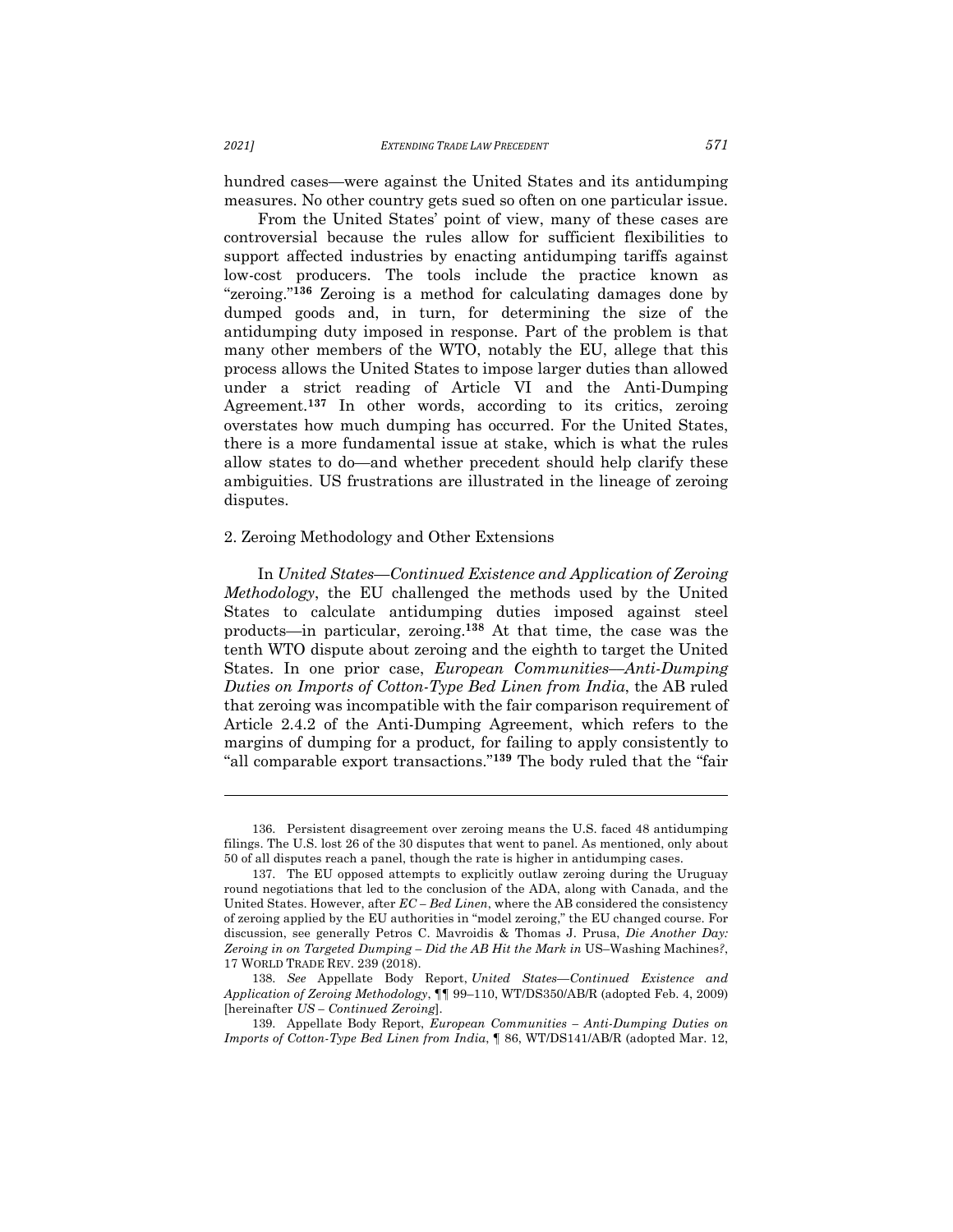hundred cases—were against the United States and its antidumping measures. No other country gets sued so often on one particular issue.

From the United States' point of view, many of these cases are controversial because the rules allow for sufficient flexibilities to support affected industries by enacting antidumping tariffs against low-cost producers. The tools include the practice known as "zeroing."[136] Zeroing is a method for calculating damages done by dumped goods and, in turn, for determining the size of the antidumping duty imposed in response. Part of the problem is that many other members of the WTO, notably the EU, allege that this process allows the United States to impose larger duties than allowed under a strict reading of Article VI and the Anti-Dumping Agreement.[137] In other words, according to its critics, zeroing overstates how much dumping has occurred. For the United States, there is a more fundamental issue at stake, which is what the rules allow states to do—and whether precedent should help clarify these ambiguities. US frustrations are illustrated in the lineage of zeroing disputes.

2. Zeroing Methodology and Other Extensions

In *United States—Continued Existence and Application of Zeroing Methodology*, the EU challenged the methods used by the United States to calculate antidumping duties imposed against steel products—in particular, zeroing.[138] At that time, the case was the tenth WTO dispute about zeroing and the eighth to target the United States. In one prior case, *European Communities—Anti-Dumping Duties on Imports of Cotton-Type Bed Linen from India*, the AB ruled that zeroing was incompatible with the fair comparison requirement of Article 2.4.2 of the Anti-Dumping Agreement, which refers to the margins of dumping for a product, for failing to apply consistently to "all comparable export transactions."[139] The body ruled that the "fair

136. Persistent disagreement over zeroing means the U.S. faced 48 antidumping filings. The U.S. lost 26 of the 30 disputes that went to panel. As mentioned, only about 50 of all disputes reach a panel, though the rate is higher in antidumping cases.

137. The EU opposed attempts to explicitly outlaw zeroing during the Uruguay round negotiations that led to the conclusion of the ADA, along with Canada, and the United States. However, after *EC – Bed Linen*, where the AB considered the consistency of zeroing applied by the EU authorities in "model zeroing," the EU changed course. For discussion, see generally Petros C. Mavroidis & Thomas J. Prusa, *Die Another Day: Zeroing in on Targeted Dumping – Did the AB Hit the Mark in* US–Washing Machines*?*, 17 WORLD TRADE REV. 239 (2018).

138. *See* Appellate Body Report, *United States—Continued Existence and Application of Zeroing Methodology*, ¶¶ 99–110, WT/DS350/AB/R (adopted Feb. 4, 2009) [hereinafter *US – Continued Zeroing*].

139. Appellate Body Report, *European Communities – Anti-Dumping Duties on Imports of Cotton-Type Bed Linen from India*, ¶ 86, WT/DS141/AB/R (adopted Mar. 12,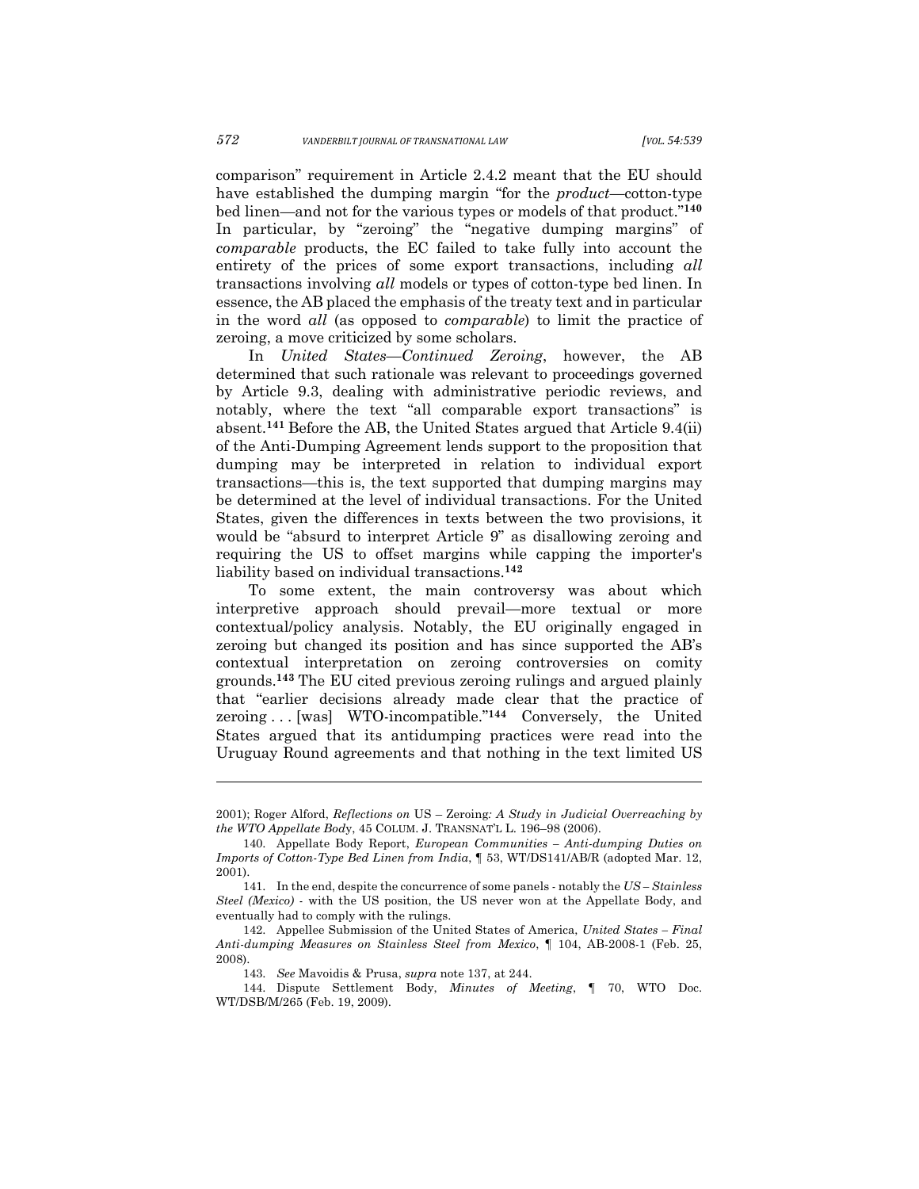comparison" requirement in Article 2.4.2 meant that the EU should have established the dumping margin "for the *product*—cotton-type bed linen—and not for the various types or models of that product."[140] In particular, by "zeroing" the "negative dumping margins" of *comparable* products, the EC failed to take fully into account the entirety of the prices of some export transactions, including *all* transactions involving *all* models or types of cotton-type bed linen. In essence, the AB placed the emphasis of the treaty text and in particular in the word *all* (as opposed to *comparable*) to limit the practice of zeroing, a move criticized by some scholars.

In *United States—Continued Zeroing*, however, the AB determined that such rationale was relevant to proceedings governed by Article 9.3, dealing with administrative periodic reviews, and notably, where the text "all comparable export transactions" is absent.[141] Before the AB, the United States argued that Article 9.4(ii) of the Anti-Dumping Agreement lends support to the proposition that dumping may be interpreted in relation to individual export transactions—this is, the text supported that dumping margins may be determined at the level of individual transactions. For the United States, given the differences in texts between the two provisions, it would be "absurd to interpret Article 9" as disallowing zeroing and requiring the US to offset margins while capping the importer's liability based on individual transactions.[142]

To some extent, the main controversy was about which interpretive approach should prevail—more textual or more contextual/policy analysis. Notably, the EU originally engaged in zeroing but changed its position and has since supported the AB's contextual interpretation on zeroing controversies on comity grounds.[143] The EU cited previous zeroing rulings and argued plainly that "earlier decisions already made clear that the practice of zeroing . . . [was] WTO-incompatible."[144] Conversely, the United States argued that its antidumping practices were read into the Uruguay Round agreements and that nothing in the text limited US

---

2001); Roger Alford, *Reflections on* US – Zeroing*: A Study in Judicial Overreaching by the WTO Appellate Body*, 45 COLUM. J. TRANSNAT'L L. 196–98 (2006).

140. Appellate Body Report, *European Communities – Anti-dumping Duties on Imports of Cotton-Type Bed Linen from India*, ¶ 53, WT/DS141/AB/R (adopted Mar. 12, 2001).

141. In the end, despite the concurrence of some panels - notably the *US – Stainless Steel (Mexico)* - with the US position, the US never won at the Appellate Body, and eventually had to comply with the rulings.

142. Appellee Submission of the United States of America, *United States – Final Anti-dumping Measures on Stainless Steel from Mexico*, ¶ 104, AB-2008-1 (Feb. 25, 2008).

143. *See* Mavoidis & Prusa, *supra* note 137, at 244.

144. Dispute Settlement Body, *Minutes of Meeting*, ¶ 70, WTO Doc. WT/DSB/M/265 (Feb. 19, 2009).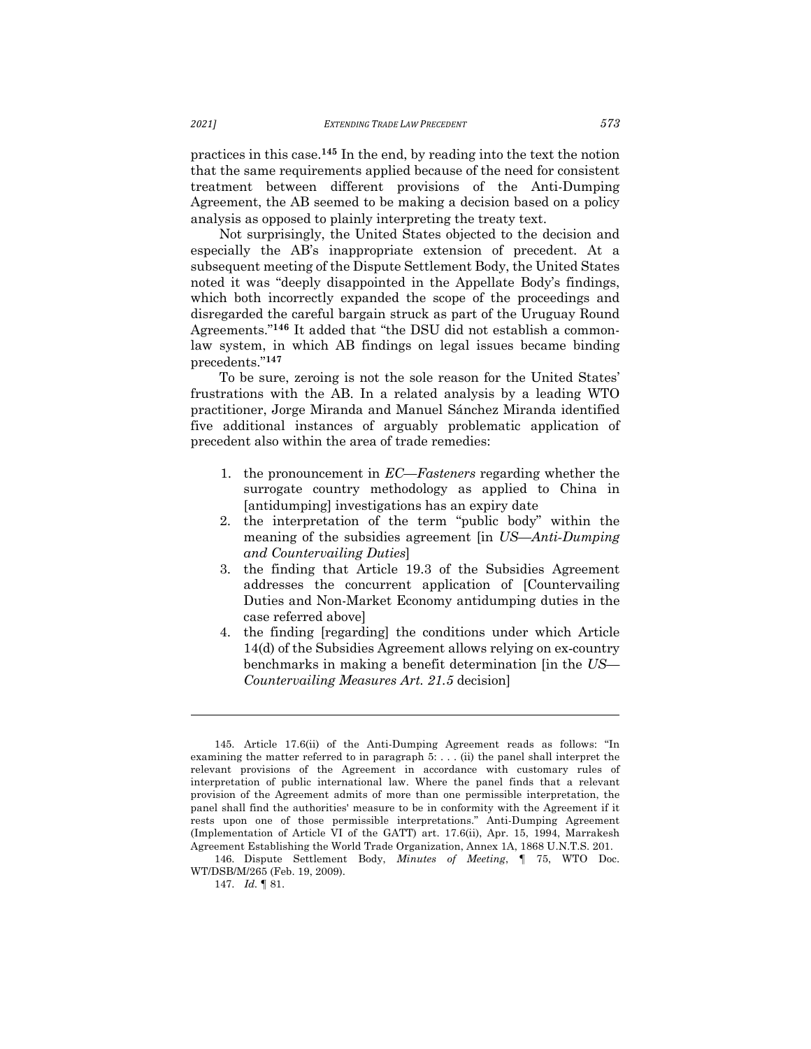practices in this case.[145] In the end, by reading into the text the notion that the same requirements applied because of the need for consistent treatment between different provisions of the Anti-Dumping Agreement, the AB seemed to be making a decision based on a policy analysis as opposed to plainly interpreting the treaty text.

Not surprisingly, the United States objected to the decision and especially the AB's inappropriate extension of precedent. At a subsequent meeting of the Dispute Settlement Body, the United States noted it was "deeply disappointed in the Appellate Body's findings, which both incorrectly expanded the scope of the proceedings and disregarded the careful bargain struck as part of the Uruguay Round Agreements."[146] It added that "the DSU did not establish a common-law system, in which AB findings on legal issues became binding precedents."[147]

To be sure, zeroing is not the sole reason for the United States' frustrations with the AB. In a related analysis by a leading WTO practitioner, Jorge Miranda and Manuel Sánchez Miranda identified five additional instances of arguably problematic application of precedent also within the area of trade remedies:

1. the pronouncement in *EC—Fasteners* regarding whether the surrogate country methodology as applied to China in [antidumping] investigations has an expiry date
2. the interpretation of the term "public body" within the meaning of the subsidies agreement [in *US—Anti-Dumping and Countervailing Duties*]
3. the finding that Article 19.3 of the Subsidies Agreement addresses the concurrent application of [Countervailing Duties and Non-Market Economy antidumping duties in the case referred above]
4. the finding [regarding] the conditions under which Article 14(d) of the Subsidies Agreement allows relying on ex-country benchmarks in making a benefit determination [in the *US—Countervailing Measures Art. 21.5* decision]

---

145. Article 17.6(ii) of the Anti-Dumping Agreement reads as follows: "In examining the matter referred to in paragraph 5: . . . (ii) the panel shall interpret the relevant provisions of the Agreement in accordance with customary rules of interpretation of public international law. Where the panel finds that a relevant provision of the Agreement admits of more than one permissible interpretation, the panel shall find the authorities' measure to be in conformity with the Agreement if it rests upon one of those permissible interpretations." Anti-Dumping Agreement (Implementation of Article VI of the GATT) art. 17.6(ii), Apr. 15, 1994, Marrakesh Agreement Establishing the World Trade Organization, Annex 1A, 1868 U.N.T.S. 201.

146. Dispute Settlement Body, *Minutes of Meeting*, ¶ 75, WTO Doc. WT/DSB/M/265 (Feb. 19, 2009).

147. *Id.* ¶ 81.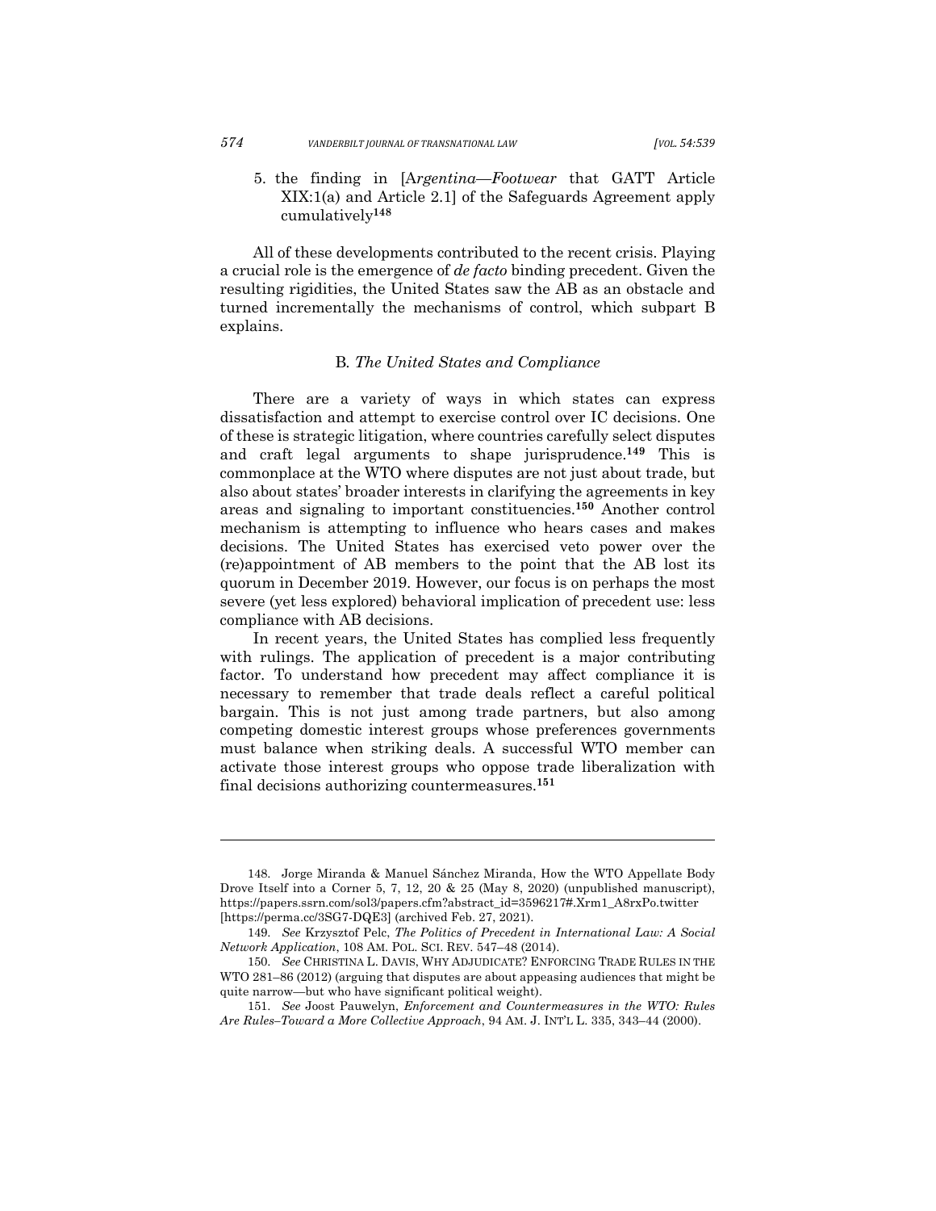5. the finding in [A*rgentina—Footwear* that GATT Article XIX:1(a) and Article 2.1] of the Safeguards Agreement apply cumulatively[148]

All of these developments contributed to the recent crisis. Playing a crucial role is the emergence of *de facto* binding precedent. Given the resulting rigidities, the United States saw the AB as an obstacle and turned incrementally the mechanisms of control, which subpart B explains.

### B. *The United States and Compliance*

There are a variety of ways in which states can express dissatisfaction and attempt to exercise control over IC decisions. One of these is strategic litigation, where countries carefully select disputes and craft legal arguments to shape jurisprudence.[149] This is commonplace at the WTO where disputes are not just about trade, but also about states' broader interests in clarifying the agreements in key areas and signaling to important constituencies.[150] Another control mechanism is attempting to influence who hears cases and makes decisions. The United States has exercised veto power over the (re)appointment of AB members to the point that the AB lost its quorum in December 2019. However, our focus is on perhaps the most severe (yet less explored) behavioral implication of precedent use: less compliance with AB decisions.

In recent years, the United States has complied less frequently with rulings. The application of precedent is a major contributing factor. To understand how precedent may affect compliance it is necessary to remember that trade deals reflect a careful political bargain. This is not just among trade partners, but also among competing domestic interest groups whose preferences governments must balance when striking deals. A successful WTO member can activate those interest groups who oppose trade liberalization with final decisions authorizing countermeasures.[151]

---

148. Jorge Miranda & Manuel Sánchez Miranda, How the WTO Appellate Body Drove Itself into a Corner 5, 7, 12, 20 & 25 (May 8, 2020) (unpublished manuscript), https://papers.ssrn.com/sol3/papers.cfm?abstract_id=3596217#.Xrm1_A8rxPo.twitter [https://perma.cc/3SG7-DQE3] (archived Feb. 27, 2021).

149. *See* Krzysztof Pelc, *The Politics of Precedent in International Law: A Social Network Application*, 108 AM. POL. SCI. REV. 547–48 (2014).

150. *See* CHRISTINA L. DAVIS, WHY ADJUDICATE? ENFORCING TRADE RULES IN THE WTO 281–86 (2012) (arguing that disputes are about appeasing audiences that might be quite narrow—but who have significant political weight).

151. *See* Joost Pauwelyn, *Enforcement and Countermeasures in the WTO: Rules Are Rules–Toward a More Collective Approach*, 94 AM. J. INT'L L. 335, 343–44 (2000).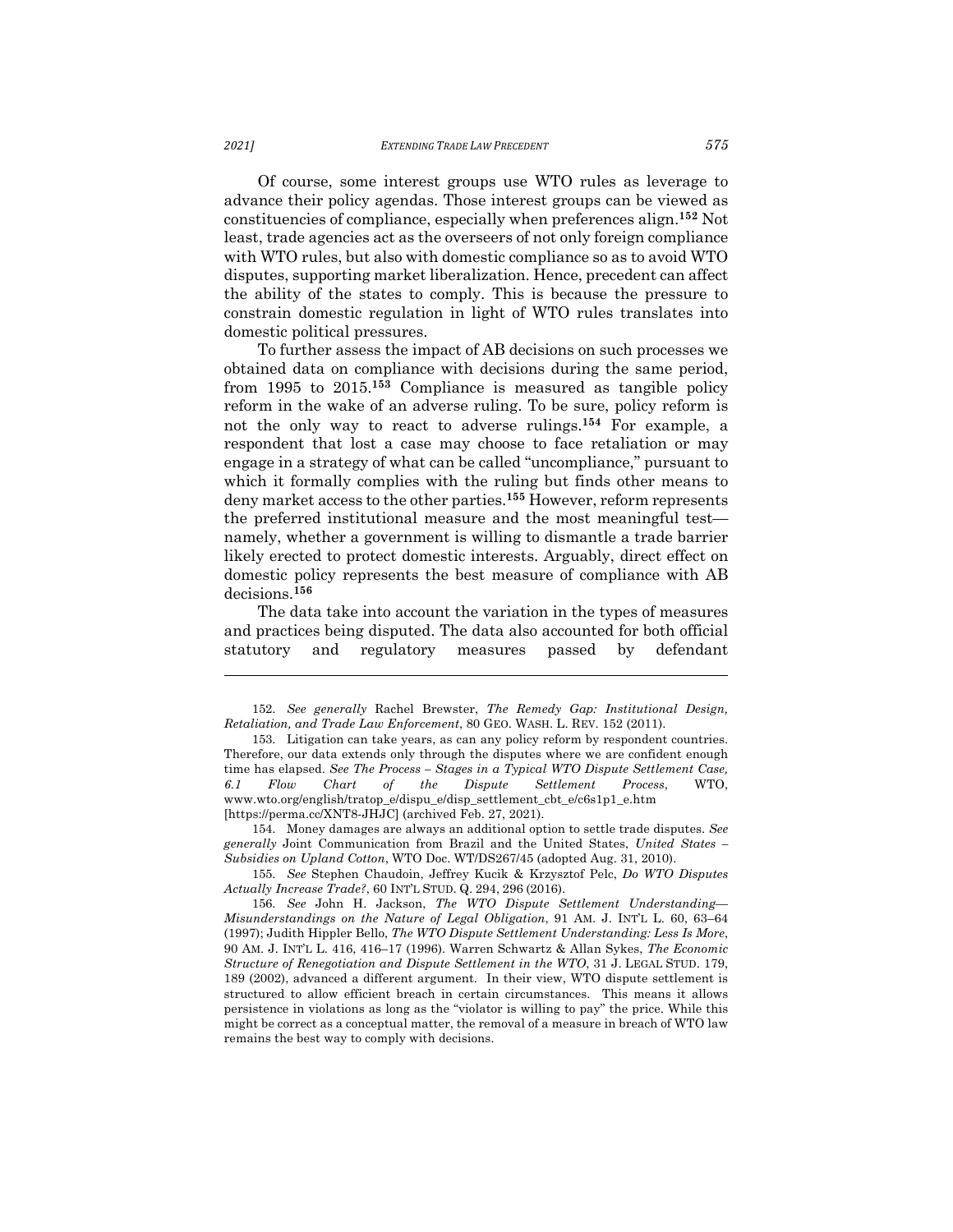Of course, some interest groups use WTO rules as leverage to advance their policy agendas. Those interest groups can be viewed as constituencies of compliance, especially when preferences align.[152] Not least, trade agencies act as the overseers of not only foreign compliance with WTO rules, but also with domestic compliance so as to avoid WTO disputes, supporting market liberalization. Hence, precedent can affect the ability of the states to comply. This is because the pressure to constrain domestic regulation in light of WTO rules translates into domestic political pressures.

To further assess the impact of AB decisions on such processes we obtained data on compliance with decisions during the same period, from 1995 to 2015.[153] Compliance is measured as tangible policy reform in the wake of an adverse ruling. To be sure, policy reform is not the only way to react to adverse rulings.[154] For example, a respondent that lost a case may choose to face retaliation or may engage in a strategy of what can be called "uncompliance," pursuant to which it formally complies with the ruling but finds other means to deny market access to the other parties.[155] However, reform represents the preferred institutional measure and the most meaningful test—namely, whether a government is willing to dismantle a trade barrier likely erected to protect domestic interests. Arguably, direct effect on domestic policy represents the best measure of compliance with AB decisions.[156]

The data take into account the variation in the types of measures and practices being disputed. The data also accounted for both official statutory and regulatory measures passed by defendant

---

152. *See generally* Rachel Brewster, *The Remedy Gap: Institutional Design, Retaliation, and Trade Law Enforcement*, 80 GEO. WASH. L. REV. 152 (2011).

153. Litigation can take years, as can any policy reform by respondent countries. Therefore, our data extends only through the disputes where we are confident enough time has elapsed. *See The Process – Stages in a Typical WTO Dispute Settlement Case, 6.1 Flow Chart of the Dispute Settlement Process*, WTO, www.wto.org/english/tratop_e/dispu_e/disp_settlement_cbt_e/c6s1p1_e.htm [https://perma.cc/XNT8-JHJC] (archived Feb. 27, 2021).

154. Money damages are always an additional option to settle trade disputes. *See generally* Joint Communication from Brazil and the United States, *United States – Subsidies on Upland Cotton*, WTO Doc. WT/DS267/45 (adopted Aug. 31, 2010).

155. *See* Stephen Chaudoin, Jeffrey Kucik & Krzysztof Pelc, *Do WTO Disputes Actually Increase Trade?*, 60 INT'L STUD. Q. 294, 296 (2016).

156. *See* John H. Jackson, *The WTO Dispute Settlement Understanding—Misunderstandings on the Nature of Legal Obligation*, 91 AM. J. INT'L L. 60, 63–64 (1997); Judith Hippler Bello, *The WTO Dispute Settlement Understanding: Less Is More*, 90 AM. J. INT'L L. 416, 416–17 (1996). Warren Schwartz & Allan Sykes, *The Economic Structure of Renegotiation and Dispute Settlement in the WTO*, 31 J. LEGAL STUD. 179, 189 (2002), advanced a different argument. In their view, WTO dispute settlement is structured to allow efficient breach in certain circumstances. This means it allows persistence in violations as long as the "violator is willing to pay" the price. While this might be correct as a conceptual matter, the removal of a measure in breach of WTO law remains the best way to comply with decisions.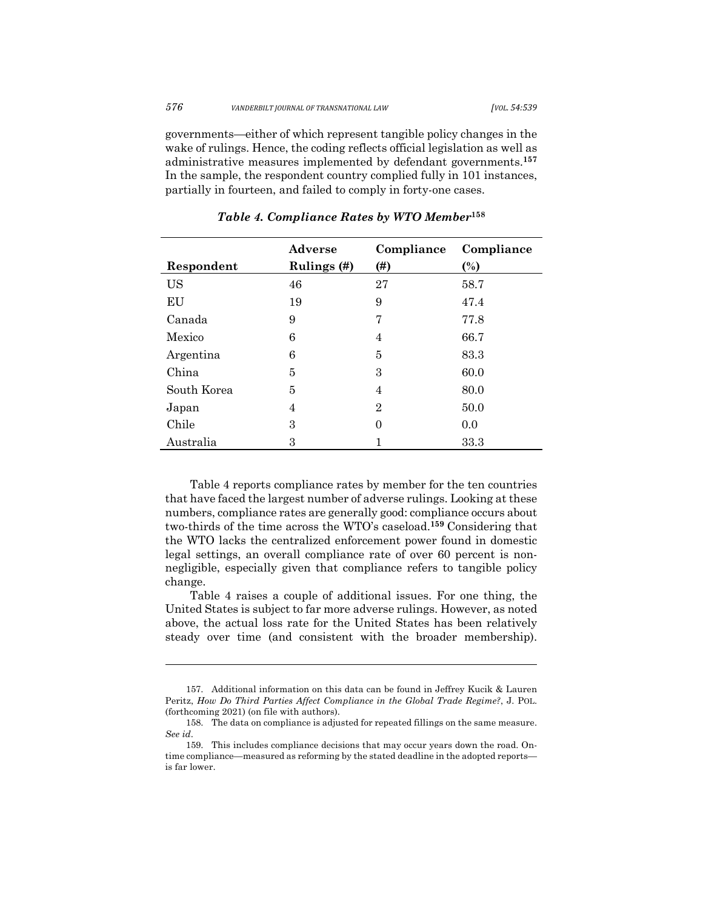governments—either of which represent tangible policy changes in the wake of rulings. Hence, the coding reflects official legislation as well as administrative measures implemented by defendant governments.[157] In the sample, the respondent country complied fully in 101 instances, partially in fourteen, and failed to comply in forty-one cases.

***Table 4. Compliance Rates by WTO Member***[158]

| Respondent | Adverse Rulings (#) | Compliance (#) | Compliance (%) |
|---|---|---|---|
| US | 46 | 27 | 58.7 |
| EU | 19 | 9 | 47.4 |
| Canada | 9 | 7 | 77.8 |
| Mexico | 6 | 4 | 66.7 |
| Argentina | 6 | 5 | 83.3 |
| China | 5 | 3 | 60.0 |
| South Korea | 5 | 4 | 80.0 |
| Japan | 4 | 2 | 50.0 |
| Chile | 3 | 0 | 0.0 |
| Australia | 3 | 1 | 33.3 |

Table 4 reports compliance rates by member for the ten countries that have faced the largest number of adverse rulings. Looking at these numbers, compliance rates are generally good: compliance occurs about two-thirds of the time across the WTO's caseload.[159] Considering that the WTO lacks the centralized enforcement power found in domestic legal settings, an overall compliance rate of over 60 percent is non-negligible, especially given that compliance refers to tangible policy change.

Table 4 raises a couple of additional issues. For one thing, the United States is subject to far more adverse rulings. However, as noted above, the actual loss rate for the United States has been relatively steady over time (and consistent with the broader membership).

---

157. Additional information on this data can be found in Jeffrey Kucik & Lauren Peritz, *How Do Third Parties Affect Compliance in the Global Trade Regime?*, J. POL. (forthcoming 2021) (on file with authors).

158. The data on compliance is adjusted for repeated fillings on the same measure. *See id*.

159. This includes compliance decisions that may occur years down the road. On-time compliance—measured as reforming by the stated deadline in the adopted reports—is far lower.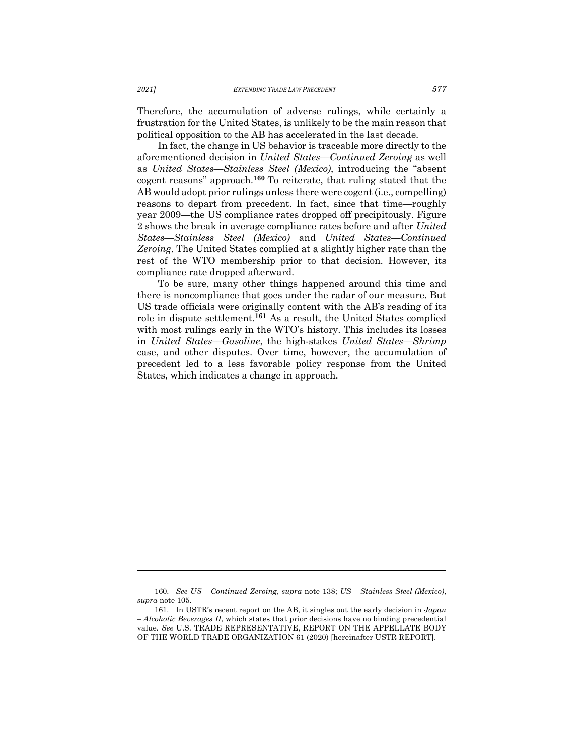Therefore, the accumulation of adverse rulings, while certainly a frustration for the United States, is unlikely to be the main reason that political opposition to the AB has accelerated in the last decade.

In fact, the change in US behavior is traceable more directly to the aforementioned decision in *United States—Continued Zeroing* as well as *United States—Stainless Steel (Mexico)*, introducing the "absent cogent reasons" approach.[160] To reiterate, that ruling stated that the AB would adopt prior rulings unless there were cogent (i.e., compelling) reasons to depart from precedent. In fact, since that time—roughly year 2009—the US compliance rates dropped off precipitously. Figure 2 shows the break in average compliance rates before and after *United States—Stainless Steel (Mexico)* and *United States—Continued Zeroing*. The United States complied at a slightly higher rate than the rest of the WTO membership prior to that decision. However, its compliance rate dropped afterward.

To be sure, many other things happened around this time and there is noncompliance that goes under the radar of our measure. But US trade officials were originally content with the AB's reading of its role in dispute settlement.[161] As a result, the United States complied with most rulings early in the WTO's history. This includes its losses in *United States—Gasoline*, the high-stakes *United States—Shrimp* case, and other disputes. Over time, however, the accumulation of precedent led to a less favorable policy response from the United States, which indicates a change in approach.

---

160. *See US – Continued Zeroing*, *supra* note 138; *US – Stainless Steel (Mexico)*, *supra* note 105.

161. In USTR's recent report on the AB, it singles out the early decision in *Japan – Alcoholic Beverages II*, which states that prior decisions have no binding precedential value. *See* U.S. TRADE REPRESENTATIVE, REPORT ON THE APPELLATE BODY OF THE WORLD TRADE ORGANIZATION 61 (2020) [hereinafter USTR REPORT].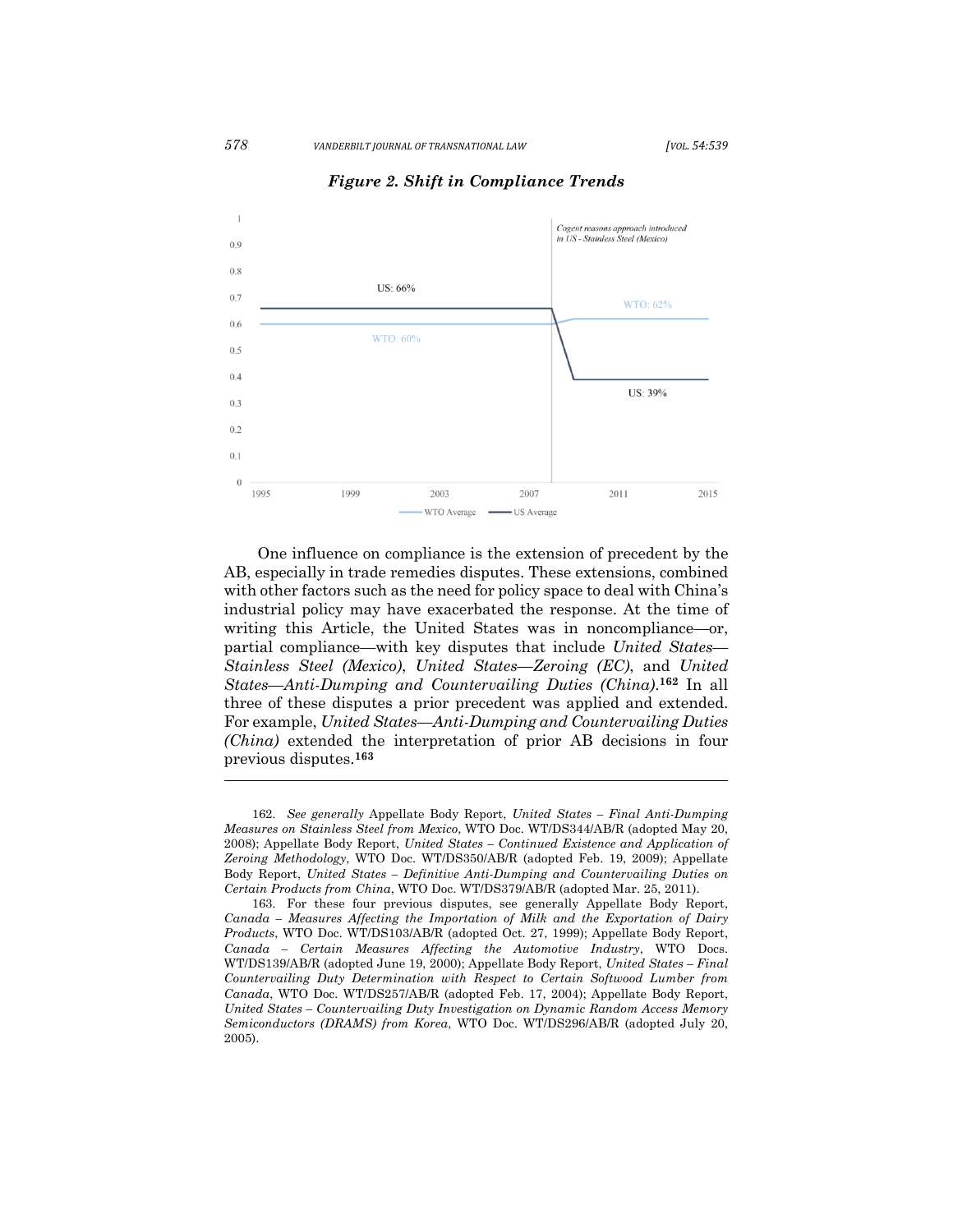***Figure 2. Shift in Compliance Trends***

One influence on compliance is the extension of precedent by the AB, especially in trade remedies disputes. These extensions, combined with other factors such as the need for policy space to deal with China's industrial policy may have exacerbated the response. At the time of writing this Article, the United States was in noncompliance—or, partial compliance—with key disputes that include *United States—Stainless Steel (Mexico)*, *United States—Zeroing (EC)*, and *United States—Anti-Dumping and Countervailing Duties (China)*.[162] In all three of these disputes a prior precedent was applied and extended. For example, *United States—Anti-Dumping and Countervailing Duties (China)* extended the interpretation of prior AB decisions in four previous disputes.[163]

---

162. *See generally* Appellate Body Report, *United States – Final Anti-Dumping Measures on Stainless Steel from Mexico*, WTO Doc. WT/DS344/AB/R (adopted May 20, 2008); Appellate Body Report, *United States – Continued Existence and Application of Zeroing Methodology*, WTO Doc. WT/DS350/AB/R (adopted Feb. 19, 2009); Appellate Body Report, *United States – Definitive Anti-Dumping and Countervailing Duties on Certain Products from China*, WTO Doc. WT/DS379/AB/R (adopted Mar. 25, 2011).

163. For these four previous disputes, see generally Appellate Body Report, *Canada – Measures Affecting the Importation of Milk and the Exportation of Dairy Products*, WTO Doc. WT/DS103/AB/R (adopted Oct. 27, 1999); Appellate Body Report, *Canada – Certain Measures Affecting the Automotive Industry*, WTO Docs. WT/DS139/AB/R (adopted June 19, 2000); Appellate Body Report, *United States – Final Countervailing Duty Determination with Respect to Certain Softwood Lumber from Canada*, WTO Doc. WT/DS257/AB/R (adopted Feb. 17, 2004); Appellate Body Report, *United States – Countervailing Duty Investigation on Dynamic Random Access Memory Semiconductors (DRAMS) from Korea*, WTO Doc. WT/DS296/AB/R (adopted July 20, 2005).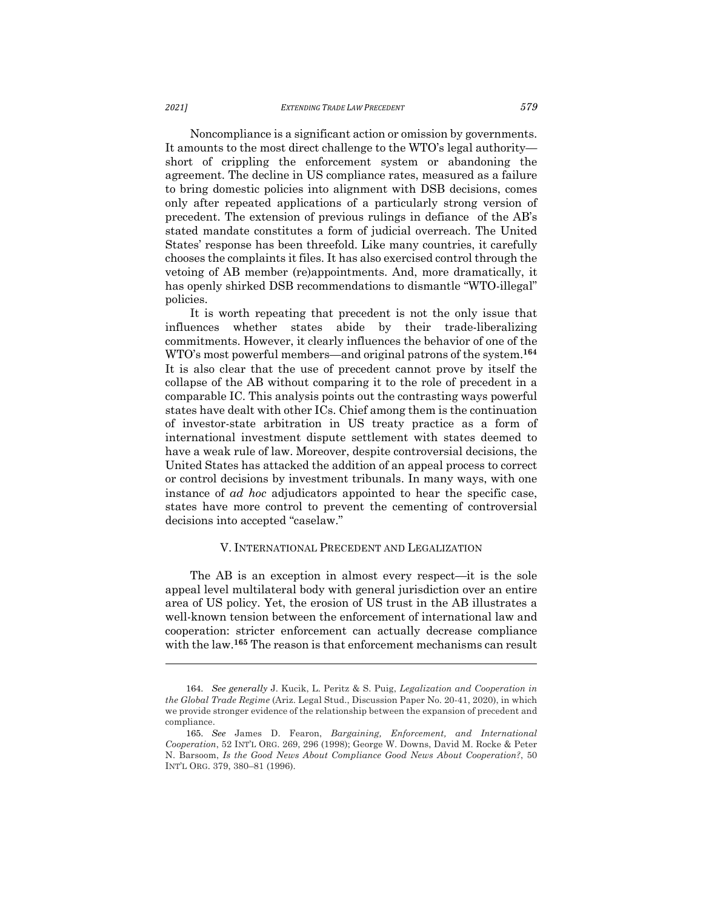Noncompliance is a significant action or omission by governments. It amounts to the most direct challenge to the WTO's legal authority—short of crippling the enforcement system or abandoning the agreement. The decline in US compliance rates, measured as a failure to bring domestic policies into alignment with DSB decisions, comes only after repeated applications of a particularly strong version of precedent. The extension of previous rulings in defiance of the AB's stated mandate constitutes a form of judicial overreach. The United States' response has been threefold. Like many countries, it carefully chooses the complaints it files. It has also exercised control through the vetoing of AB member (re)appointments. And, more dramatically, it has openly shirked DSB recommendations to dismantle "WTO-illegal" policies.

It is worth repeating that precedent is not the only issue that influences whether states abide by their trade-liberalizing commitments. However, it clearly influences the behavior of one of the WTO's most powerful members—and original patrons of the system.[164] It is also clear that the use of precedent cannot prove by itself the collapse of the AB without comparing it to the role of precedent in a comparable IC. This analysis points out the contrasting ways powerful states have dealt with other ICs. Chief among them is the continuation of investor-state arbitration in US treaty practice as a form of international investment dispute settlement with states deemed to have a weak rule of law. Moreover, despite controversial decisions, the United States has attacked the addition of an appeal process to correct or control decisions by investment tribunals. In many ways, with one instance of *ad hoc* adjudicators appointed to hear the specific case, states have more control to prevent the cementing of controversial decisions into accepted "caselaw."

## V. International Precedent and Legalization

The AB is an exception in almost every respect—it is the sole appeal level multilateral body with general jurisdiction over an entire area of US policy. Yet, the erosion of US trust in the AB illustrates a well-known tension between the enforcement of international law and cooperation: stricter enforcement can actually decrease compliance with the law.[165] The reason is that enforcement mechanisms can result

---

164. *See generally* J. Kucik, L. Peritz & S. Puig, *Legalization and Cooperation in the Global Trade Regime* (Ariz. Legal Stud., Discussion Paper No. 20-41, 2020), in which we provide stronger evidence of the relationship between the expansion of precedent and compliance.

165. *See* James D. Fearon, *Bargaining, Enforcement, and International Cooperation*, 52 INT'L ORG. 269, 296 (1998); George W. Downs, David M. Rocke & Peter N. Barsoom, *Is the Good News About Compliance Good News About Cooperation?*, 50 INT'L ORG. 379, 380–81 (1996).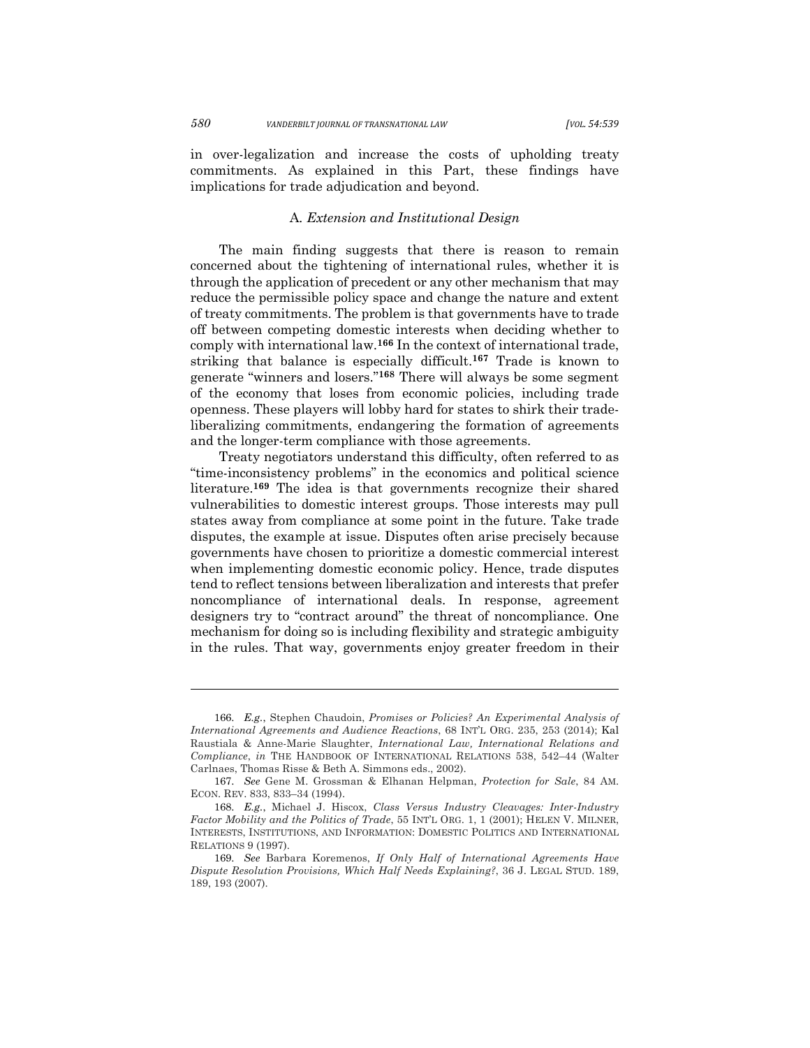in over-legalization and increase the costs of upholding treaty commitments. As explained in this Part, these findings have implications for trade adjudication and beyond.

### A. *Extension and Institutional Design*

The main finding suggests that there is reason to remain concerned about the tightening of international rules, whether it is through the application of precedent or any other mechanism that may reduce the permissible policy space and change the nature and extent of treaty commitments. The problem is that governments have to trade off between competing domestic interests when deciding whether to comply with international law.[166] In the context of international trade, striking that balance is especially difficult.[167] Trade is known to generate "winners and losers."[168] There will always be some segment of the economy that loses from economic policies, including trade openness. These players will lobby hard for states to shirk their trade-liberalizing commitments, endangering the formation of agreements and the longer-term compliance with those agreements.

Treaty negotiators understand this difficulty, often referred to as "time-inconsistency problems" in the economics and political science literature.[169] The idea is that governments recognize their shared vulnerabilities to domestic interest groups. Those interests may pull states away from compliance at some point in the future. Take trade disputes, the example at issue. Disputes often arise precisely because governments have chosen to prioritize a domestic commercial interest when implementing domestic economic policy. Hence, trade disputes tend to reflect tensions between liberalization and interests that prefer noncompliance of international deals. In response, agreement designers try to "contract around" the threat of noncompliance. One mechanism for doing so is including flexibility and strategic ambiguity in the rules. That way, governments enjoy greater freedom in their

---

166. *E.g.*, Stephen Chaudoin, *Promises or Policies? An Experimental Analysis of International Agreements and Audience Reactions*, 68 INT'L ORG. 235, 253 (2014); Kal Raustiala & Anne-Marie Slaughter, *International Law, International Relations and Compliance*, *in* THE HANDBOOK OF INTERNATIONAL RELATIONS 538, 542–44 (Walter Carlnaes, Thomas Risse & Beth A. Simmons eds., 2002).

167. *See* Gene M. Grossman & Elhanan Helpman, *Protection for Sale*, 84 AM. ECON. REV. 833, 833–34 (1994).

168. *E.g.*, Michael J. Hiscox, *Class Versus Industry Cleavages: Inter-Industry Factor Mobility and the Politics of Trade*, 55 INT'L ORG. 1, 1 (2001); HELEN V. MILNER, INTERESTS, INSTITUTIONS, AND INFORMATION: DOMESTIC POLITICS AND INTERNATIONAL RELATIONS 9 (1997).

169. *See* Barbara Koremenos, *If Only Half of International Agreements Have Dispute Resolution Provisions, Which Half Needs Explaining?*, 36 J. LEGAL STUD. 189, 189, 193 (2007).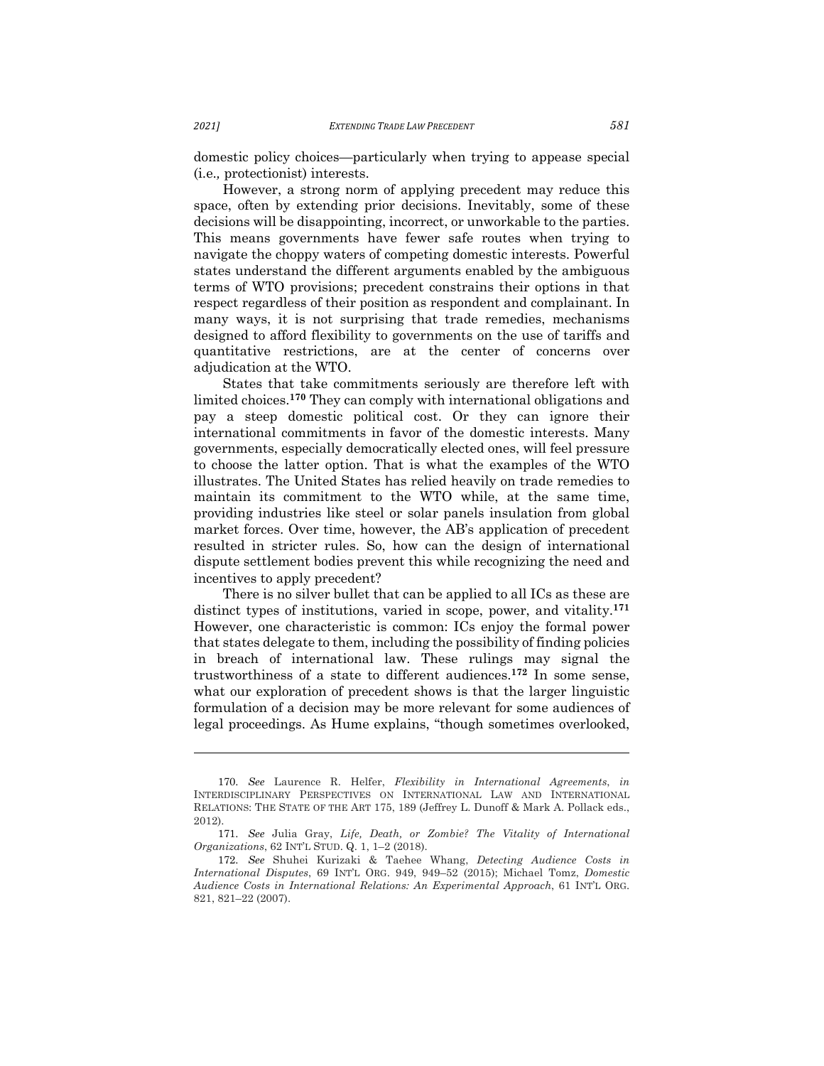domestic policy choices—particularly when trying to appease special (i.e., protectionist) interests.

However, a strong norm of applying precedent may reduce this space, often by extending prior decisions. Inevitably, some of these decisions will be disappointing, incorrect, or unworkable to the parties. This means governments have fewer safe routes when trying to navigate the choppy waters of competing domestic interests. Powerful states understand the different arguments enabled by the ambiguous terms of WTO provisions; precedent constrains their options in that respect regardless of their position as respondent and complainant. In many ways, it is not surprising that trade remedies, mechanisms designed to afford flexibility to governments on the use of tariffs and quantitative restrictions, are at the center of concerns over adjudication at the WTO.

States that take commitments seriously are therefore left with limited choices.[170] They can comply with international obligations and pay a steep domestic political cost. Or they can ignore their international commitments in favor of the domestic interests. Many governments, especially democratically elected ones, will feel pressure to choose the latter option. That is what the examples of the WTO illustrates. The United States has relied heavily on trade remedies to maintain its commitment to the WTO while, at the same time, providing industries like steel or solar panels insulation from global market forces. Over time, however, the AB's application of precedent resulted in stricter rules. So, how can the design of international dispute settlement bodies prevent this while recognizing the need and incentives to apply precedent?

There is no silver bullet that can be applied to all ICs as these are distinct types of institutions, varied in scope, power, and vitality.[171] However, one characteristic is common: ICs enjoy the formal power that states delegate to them, including the possibility of finding policies in breach of international law. These rulings may signal the trustworthiness of a state to different audiences.[172] In some sense, what our exploration of precedent shows is that the larger linguistic formulation of a decision may be more relevant for some audiences of legal proceedings. As Hume explains, "though sometimes overlooked,

---

170. *See* Laurence R. Helfer, *Flexibility in International Agreements*, *in* INTERDISCIPLINARY PERSPECTIVES ON INTERNATIONAL LAW AND INTERNATIONAL RELATIONS: THE STATE OF THE ART 175, 189 (Jeffrey L. Dunoff & Mark A. Pollack eds., 2012).

171. *See* Julia Gray, *Life, Death, or Zombie? The Vitality of International Organizations*, 62 INT'L STUD. Q. 1, 1–2 (2018).

172. *See* Shuhei Kurizaki & Taehee Whang, *Detecting Audience Costs in International Disputes*, 69 INT'L ORG. 949, 949–52 (2015); Michael Tomz, *Domestic Audience Costs in International Relations: An Experimental Approach*, 61 INT'L ORG. 821, 821–22 (2007).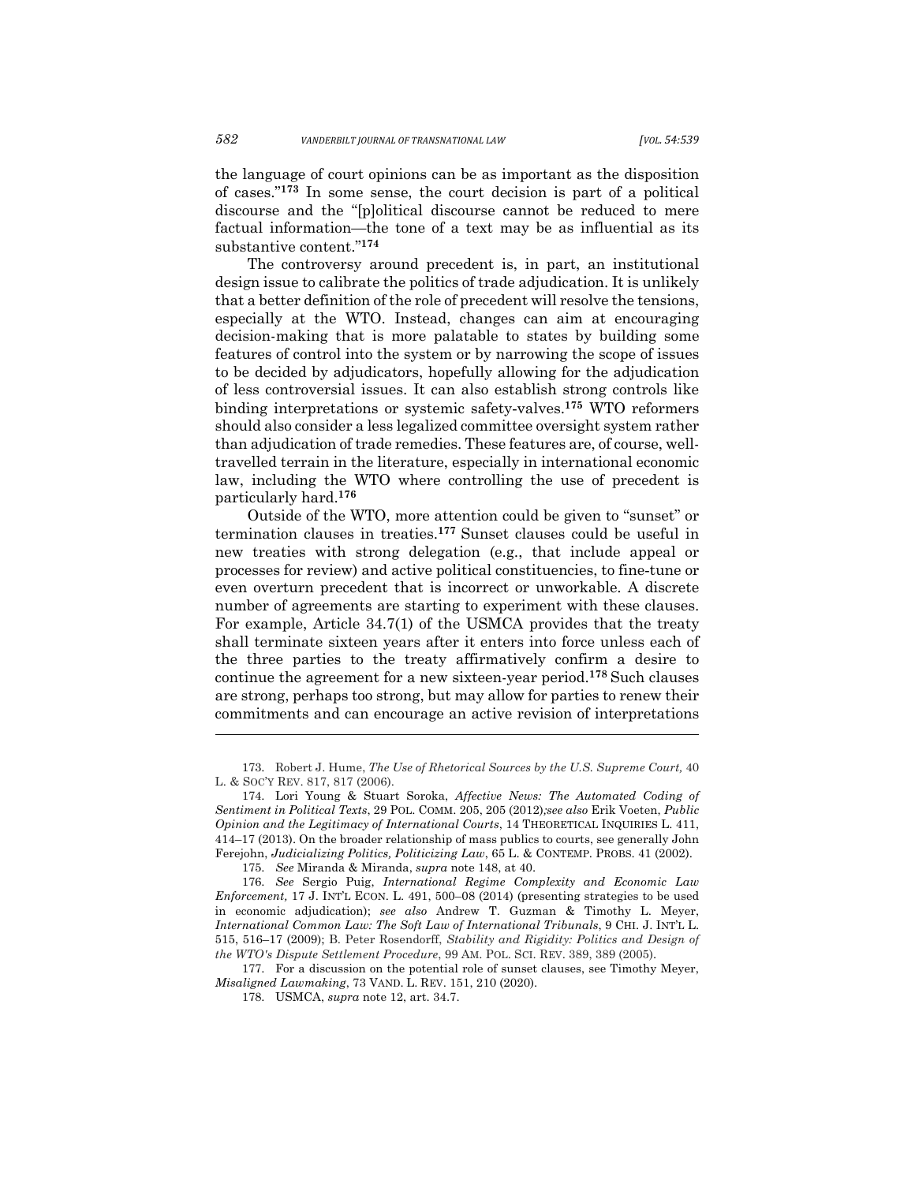the language of court opinions can be as important as the disposition of cases."[173] In some sense, the court decision is part of a political discourse and the "[p]olitical discourse cannot be reduced to mere factual information—the tone of a text may be as influential as its substantive content."[174]

The controversy around precedent is, in part, an institutional design issue to calibrate the politics of trade adjudication. It is unlikely that a better definition of the role of precedent will resolve the tensions, especially at the WTO. Instead, changes can aim at encouraging decision-making that is more palatable to states by building some features of control into the system or by narrowing the scope of issues to be decided by adjudicators, hopefully allowing for the adjudication of less controversial issues. It can also establish strong controls like binding interpretations or systemic safety-valves.[175] WTO reformers should also consider a less legalized committee oversight system rather than adjudication of trade remedies. These features are, of course, well-travelled terrain in the literature, especially in international economic law, including the WTO where controlling the use of precedent is particularly hard.[176]

Outside of the WTO, more attention could be given to "sunset" or termination clauses in treaties.[177] Sunset clauses could be useful in new treaties with strong delegation (e.g., that include appeal or processes for review) and active political constituencies, to fine-tune or even overturn precedent that is incorrect or unworkable. A discrete number of agreements are starting to experiment with these clauses. For example, Article 34.7(1) of the USMCA provides that the treaty shall terminate sixteen years after it enters into force unless each of the three parties to the treaty affirmatively confirm a desire to continue the agreement for a new sixteen-year period.[178] Such clauses are strong, perhaps too strong, but may allow for parties to renew their commitments and can encourage an active revision of interpretations

---

173. Robert J. Hume, *The Use of Rhetorical Sources by the U.S. Supreme Court,* 40 L. & SOC'Y REV. 817, 817 (2006).

174. Lori Young & Stuart Soroka, *Affective News: The Automated Coding of Sentiment in Political Texts*, 29 POL. COMM. 205, 205 (2012)*;see also* Erik Voeten, *Public Opinion and the Legitimacy of International Courts*, 14 THEORETICAL INQUIRIES L. 411, 414–17 (2013). On the broader relationship of mass publics to courts, see generally John Ferejohn, *Judicializing Politics, Politicizing Law*, 65 L. & CONTEMP. PROBS. 41 (2002).

175. *See* Miranda & Miranda, *supra* note 148, at 40.

176. *See* Sergio Puig, *International Regime Complexity and Economic Law Enforcement,* 17 J. INT'L ECON. L. 491, 500–08 (2014) (presenting strategies to be used in economic adjudication); *see also* Andrew T. Guzman & Timothy L. Meyer, *International Common Law: The Soft Law of International Tribunals*, 9 CHI. J. INT'L L. 515, 516–17 (2009); B. Peter Rosendorff, *Stability and Rigidity: Politics and Design of the WTO's Dispute Settlement Procedure*, 99 AM. POL. SCI. REV. 389, 389 (2005).

177. For a discussion on the potential role of sunset clauses, see Timothy Meyer, *Misaligned Lawmaking*, 73 VAND. L. REV. 151, 210 (2020).

178. USMCA, *supra* note 12, art. 34.7.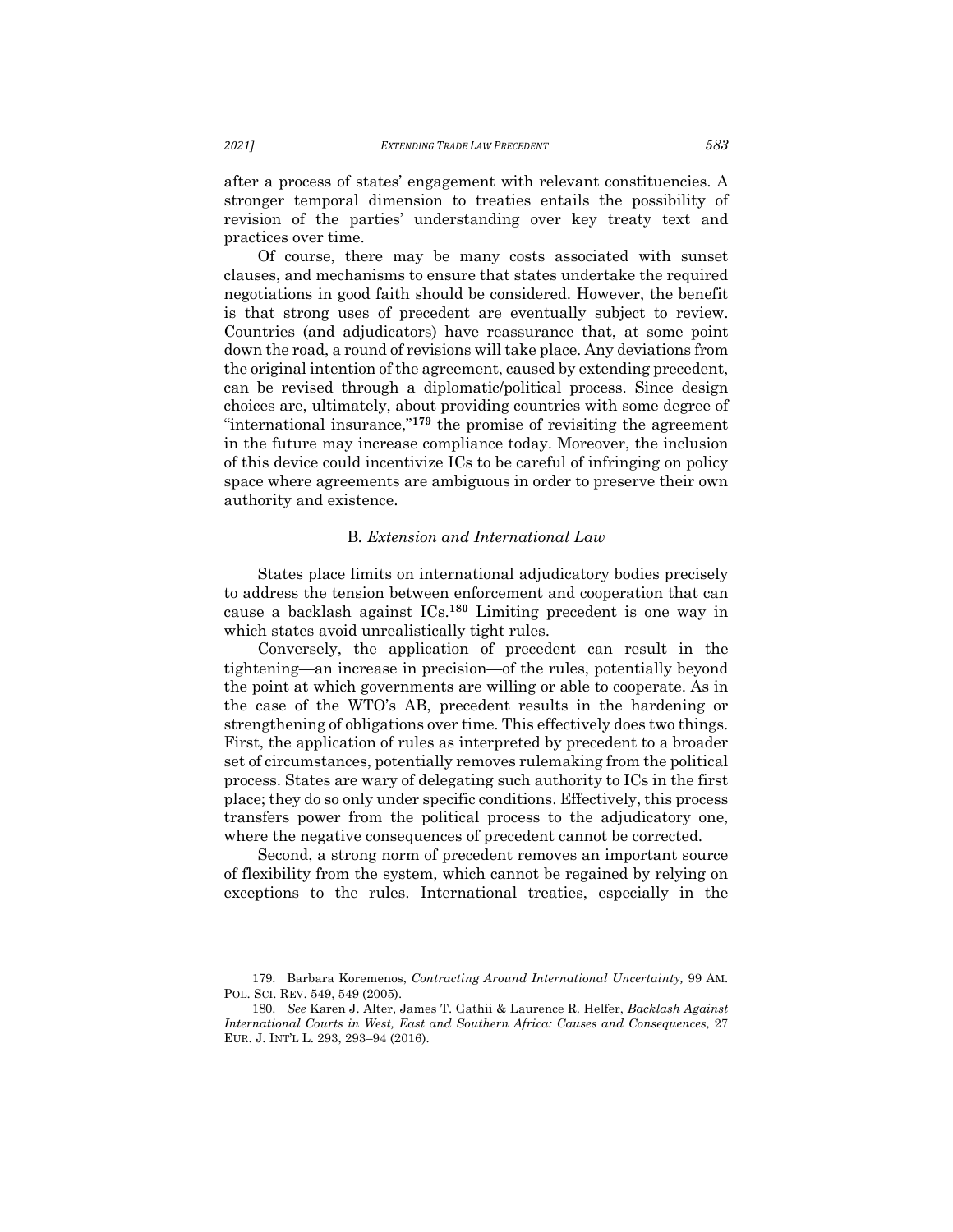after a process of states' engagement with relevant constituencies. A stronger temporal dimension to treaties entails the possibility of revision of the parties' understanding over key treaty text and practices over time.

Of course, there may be many costs associated with sunset clauses, and mechanisms to ensure that states undertake the required negotiations in good faith should be considered. However, the benefit is that strong uses of precedent are eventually subject to review. Countries (and adjudicators) have reassurance that, at some point down the road, a round of revisions will take place. Any deviations from the original intention of the agreement, caused by extending precedent, can be revised through a diplomatic/political process. Since design choices are, ultimately, about providing countries with some degree of "international insurance,"[179] the promise of revisiting the agreement in the future may increase compliance today. Moreover, the inclusion of this device could incentivize ICs to be careful of infringing on policy space where agreements are ambiguous in order to preserve their own authority and existence.

### B. *Extension and International Law*

States place limits on international adjudicatory bodies precisely to address the tension between enforcement and cooperation that can cause a backlash against ICs.[180] Limiting precedent is one way in which states avoid unrealistically tight rules.

Conversely, the application of precedent can result in the tightening—an increase in precision—of the rules, potentially beyond the point at which governments are willing or able to cooperate. As in the case of the WTO's AB, precedent results in the hardening or strengthening of obligations over time. This effectively does two things. First, the application of rules as interpreted by precedent to a broader set of circumstances, potentially removes rulemaking from the political process. States are wary of delegating such authority to ICs in the first place; they do so only under specific conditions. Effectively, this process transfers power from the political process to the adjudicatory one, where the negative consequences of precedent cannot be corrected.

Second, a strong norm of precedent removes an important source of flexibility from the system, which cannot be regained by relying on exceptions to the rules. International treaties, especially in the

---

179. Barbara Koremenos, *Contracting Around International Uncertainty,* 99 AM. POL. SCI. REV. 549, 549 (2005).

180. *See* Karen J. Alter, James T. Gathii & Laurence R. Helfer, *Backlash Against International Courts in West, East and Southern Africa: Causes and Consequences,* 27 EUR. J. INT'L L. 293, 293–94 (2016).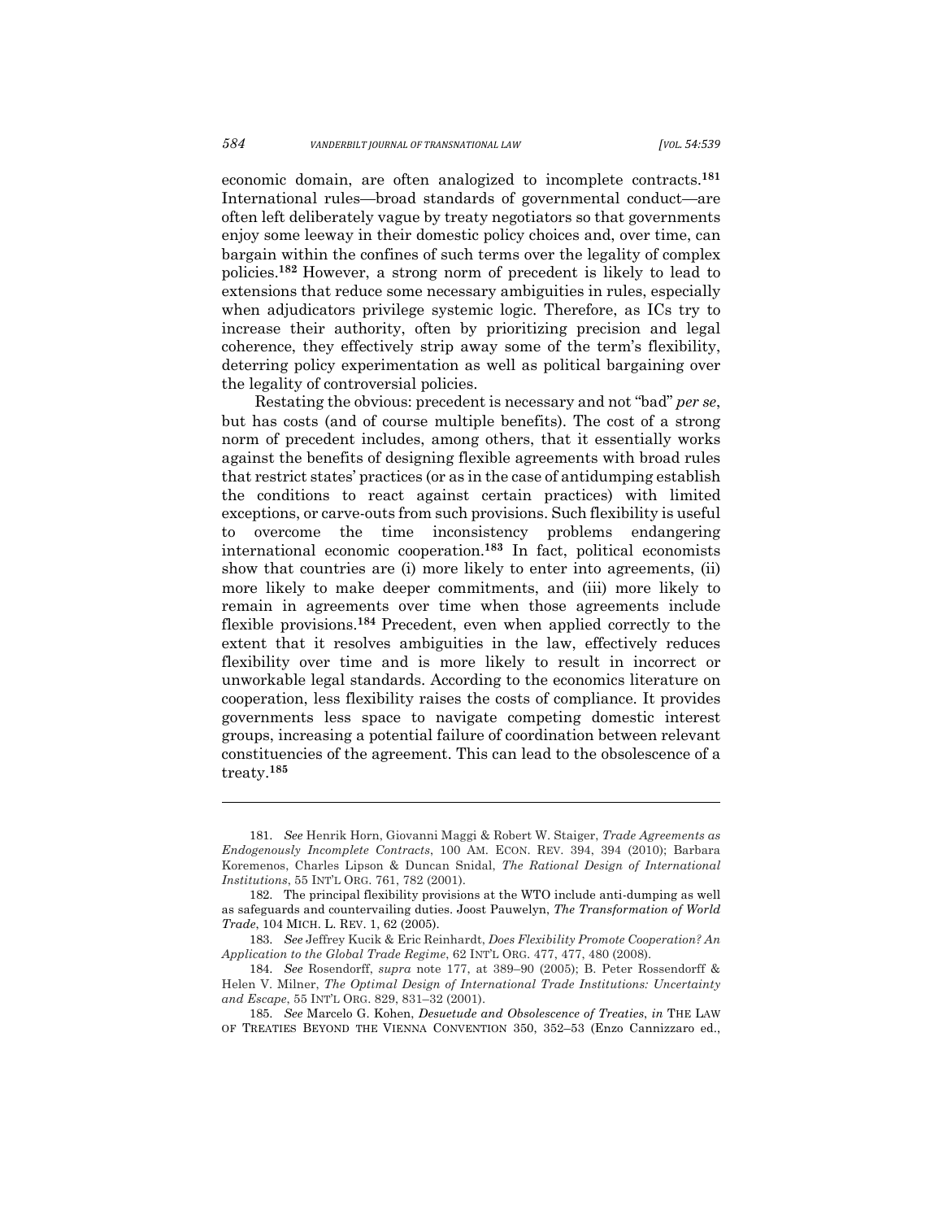economic domain, are often analogized to incomplete contracts.[181] International rules—broad standards of governmental conduct—are often left deliberately vague by treaty negotiators so that governments enjoy some leeway in their domestic policy choices and, over time, can bargain within the confines of such terms over the legality of complex policies.[182] However, a strong norm of precedent is likely to lead to extensions that reduce some necessary ambiguities in rules, especially when adjudicators privilege systemic logic. Therefore, as ICs try to increase their authority, often by prioritizing precision and legal coherence, they effectively strip away some of the term's flexibility, deterring policy experimentation as well as political bargaining over the legality of controversial policies.

Restating the obvious: precedent is necessary and not "bad" *per se*, but has costs (and of course multiple benefits). The cost of a strong norm of precedent includes, among others, that it essentially works against the benefits of designing flexible agreements with broad rules that restrict states' practices (or as in the case of antidumping establish the conditions to react against certain practices) with limited exceptions, or carve-outs from such provisions. Such flexibility is useful to overcome the time inconsistency problems endangering international economic cooperation.[183] In fact, political economists show that countries are (i) more likely to enter into agreements, (ii) more likely to make deeper commitments, and (iii) more likely to remain in agreements over time when those agreements include flexible provisions.[184] Precedent, even when applied correctly to the extent that it resolves ambiguities in the law, effectively reduces flexibility over time and is more likely to result in incorrect or unworkable legal standards. According to the economics literature on cooperation, less flexibility raises the costs of compliance. It provides governments less space to navigate competing domestic interest groups, increasing a potential failure of coordination between relevant constituencies of the agreement. This can lead to the obsolescence of a treaty.[185]

---

181. *See* Henrik Horn, Giovanni Maggi & Robert W. Staiger, *Trade Agreements as Endogenously Incomplete Contracts*, 100 AM. ECON. REV. 394, 394 (2010); Barbara Koremenos, Charles Lipson & Duncan Snidal, *The Rational Design of International Institutions*, 55 INT'L ORG. 761, 782 (2001).

182. The principal flexibility provisions at the WTO include anti-dumping as well as safeguards and countervailing duties. Joost Pauwelyn, *The Transformation of World Trade*, 104 MICH. L. REV. 1, 62 (2005).

183. *See* Jeffrey Kucik & Eric Reinhardt, *Does Flexibility Promote Cooperation? An Application to the Global Trade Regime*, 62 INT'L ORG. 477, 477, 480 (2008).

184. *See* Rosendorff, *supra* note 177, at 389–90 (2005); B. Peter Rossendorff & Helen V. Milner, *The Optimal Design of International Trade Institutions: Uncertainty and Escape*, 55 INT'L ORG. 829, 831–32 (2001).

185. *See* Marcelo G. Kohen, *Desuetude and Obsolescence of Treaties*, *in* THE LAW OF TREATIES BEYOND THE VIENNA CONVENTION 350, 352–53 (Enzo Cannizzaro ed.,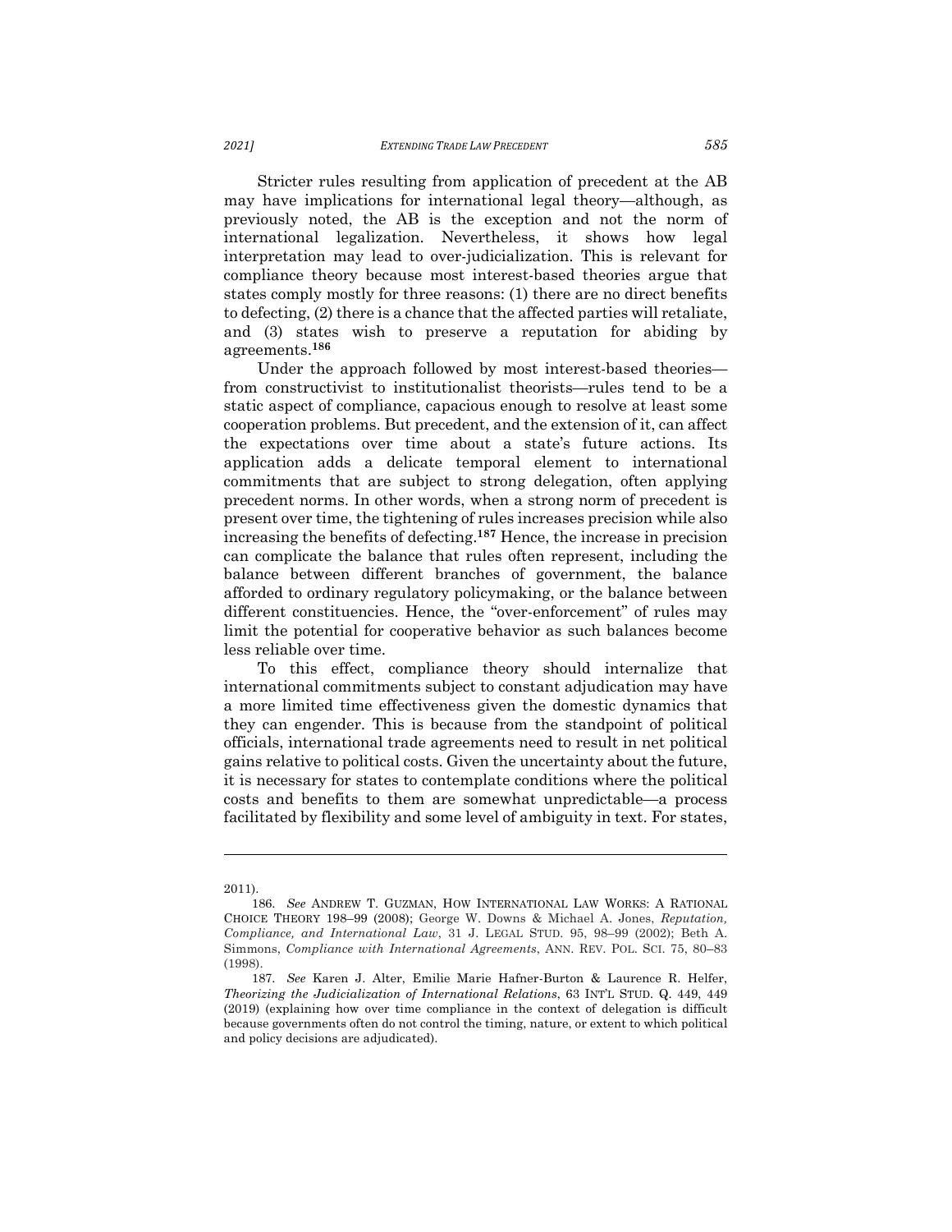Stricter rules resulting from application of precedent at the AB may have implications for international legal theory—although, as previously noted, the AB is the exception and not the norm of international legalization. Nevertheless, it shows how legal interpretation may lead to over-judicialization. This is relevant for compliance theory because most interest-based theories argue that states comply mostly for three reasons: (1) there are no direct benefits to defecting, (2) there is a chance that the affected parties will retaliate, and (3) states wish to preserve a reputation for abiding by agreements.[186]

Under the approach followed by most interest-based theories—from constructivist to institutionalist theorists—rules tend to be a static aspect of compliance, capacious enough to resolve at least some cooperation problems. But precedent, and the extension of it, can affect the expectations over time about a state's future actions. Its application adds a delicate temporal element to international commitments that are subject to strong delegation, often applying precedent norms. In other words, when a strong norm of precedent is present over time, the tightening of rules increases precision while also increasing the benefits of defecting.[187] Hence, the increase in precision can complicate the balance that rules often represent, including the balance between different branches of government, the balance afforded to ordinary regulatory policymaking, or the balance between different constituencies. Hence, the "over-enforcement" of rules may limit the potential for cooperative behavior as such balances become less reliable over time.

To this effect, compliance theory should internalize that international commitments subject to constant adjudication may have a more limited time effectiveness given the domestic dynamics that they can engender. This is because from the standpoint of political officials, international trade agreements need to result in net political gains relative to political costs. Given the uncertainty about the future, it is necessary for states to contemplate conditions where the political costs and benefits to them are somewhat unpredictable—a process facilitated by flexibility and some level of ambiguity in text. For states,

---

2011).

186. *See* ANDREW T. GUZMAN, HOW INTERNATIONAL LAW WORKS: A RATIONAL CHOICE THEORY 198–99 (2008); George W. Downs & Michael A. Jones, *Reputation, Compliance, and International Law*, 31 J. LEGAL STUD. 95, 98–99 (2002); Beth A. Simmons, *Compliance with International Agreements*, ANN. REV. POL. SCI. 75, 80–83 (1998).

187. *See* Karen J. Alter, Emilie Marie Hafner-Burton & Laurence R. Helfer, *Theorizing the Judicialization of International Relations*, 63 INT'L STUD. Q. 449, 449 (2019) (explaining how over time compliance in the context of delegation is difficult because governments often do not control the timing, nature, or extent to which political and policy decisions are adjudicated).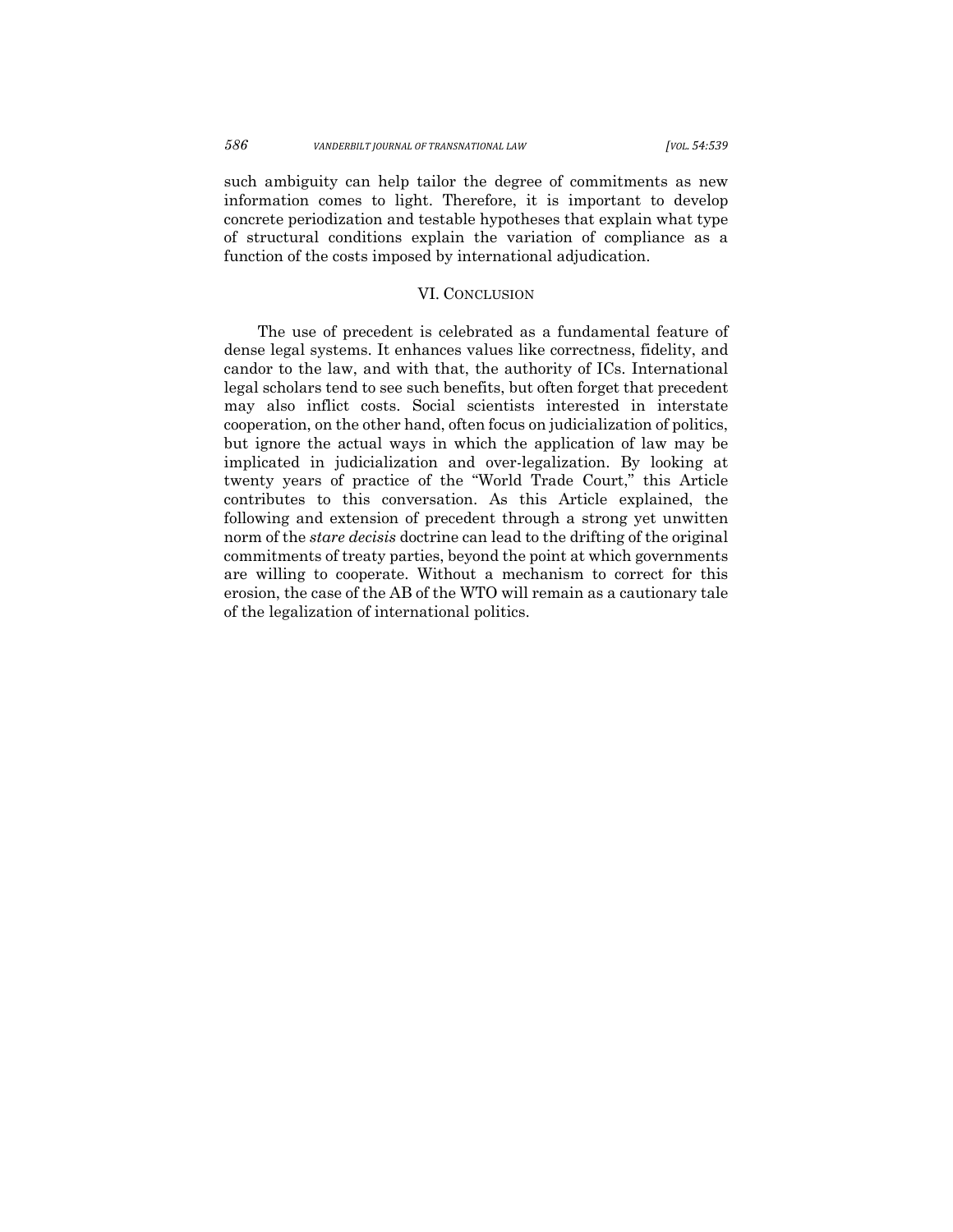such ambiguity can help tailor the degree of commitments as new information comes to light. Therefore, it is important to develop concrete periodization and testable hypotheses that explain what type of structural conditions explain the variation of compliance as a function of the costs imposed by international adjudication.

## VI. CONCLUSION

The use of precedent is celebrated as a fundamental feature of dense legal systems. It enhances values like correctness, fidelity, and candor to the law, and with that, the authority of ICs. International legal scholars tend to see such benefits, but often forget that precedent may also inflict costs. Social scientists interested in interstate cooperation, on the other hand, often focus on judicialization of politics, but ignore the actual ways in which the application of law may be implicated in judicialization and over-legalization. By looking at twenty years of practice of the "World Trade Court," this Article contributes to this conversation. As this Article explained, the following and extension of precedent through a strong yet unwitten norm of the *stare decisis* doctrine can lead to the drifting of the original commitments of treaty parties, beyond the point at which governments are willing to cooperate. Without a mechanism to correct for this erosion, the case of the AB of the WTO will remain as a cautionary tale of the legalization of international politics.